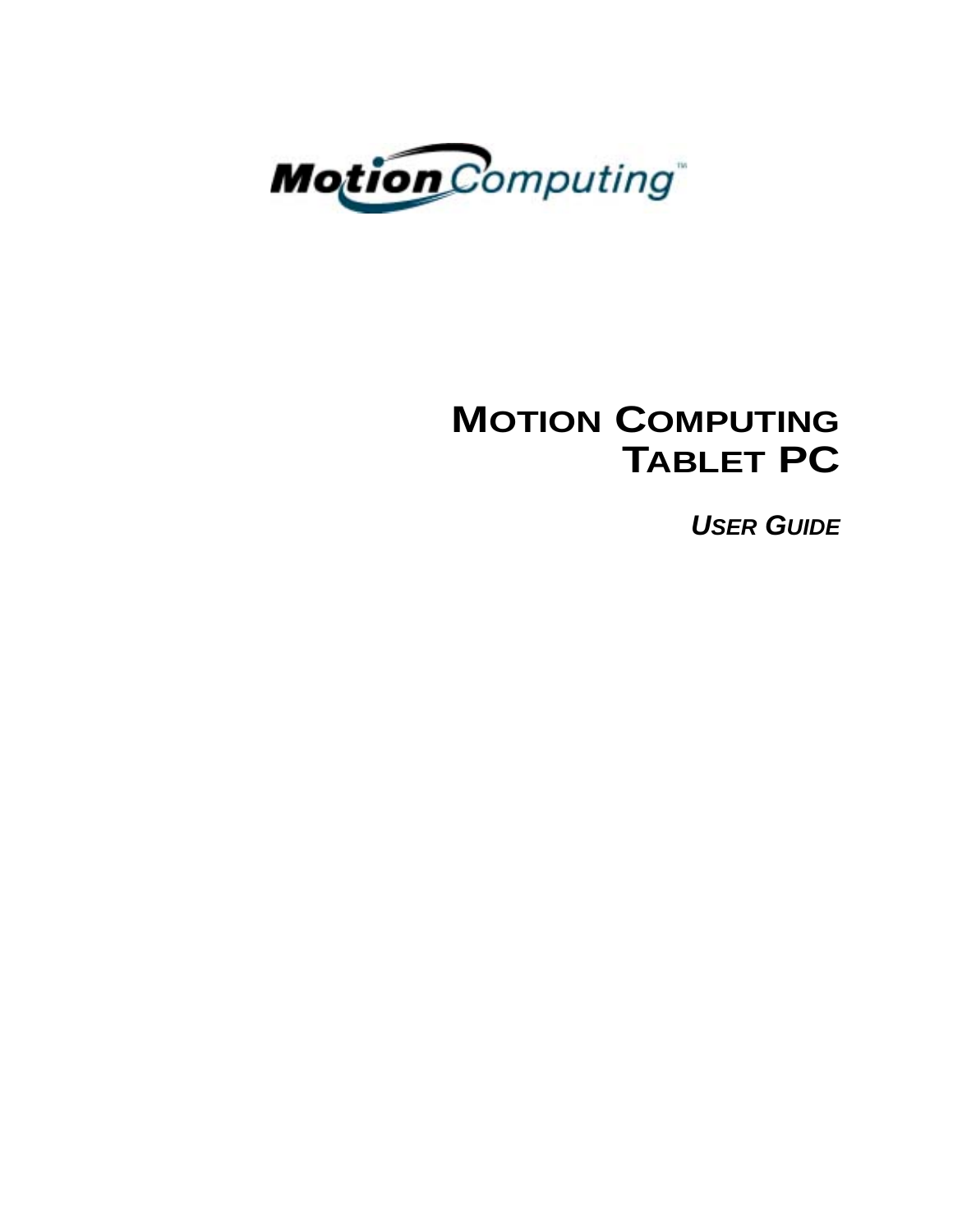Motion Computing™

# MOTION COMPUTING TABLET PC

*USER GUIDE*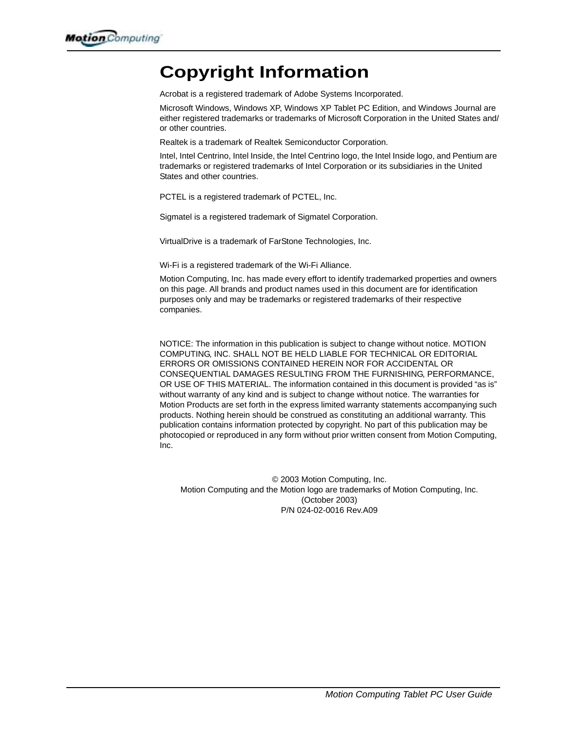# Copyright Information

Acrobat is a registered trademark of Adobe Systems Incorporated.

Microsoft Windows, Windows XP, Windows XP Tablet PC Edition, and Windows Journal are either registered trademarks or trademarks of Microsoft Corporation in the United States and/or other countries.

Realtek is a trademark of Realtek Semiconductor Corporation.

Intel, Intel Centrino, Intel Inside, the Intel Centrino logo, the Intel Inside logo, and Pentium are trademarks or registered trademarks of Intel Corporation or its subsidiaries in the United States and other countries.

PCTEL is a registered trademark of PCTEL, Inc.

Sigmatel is a registered trademark of Sigmatel Corporation.

VirtualDrive is a trademark of FarStone Technologies, Inc.

Wi-Fi is a registered trademark of the Wi-Fi Alliance.

Motion Computing, Inc. has made every effort to identify trademarked properties and owners on this page. All brands and product names used in this document are for identification purposes only and may be trademarks or registered trademarks of their respective companies.

NOTICE: The information in this publication is subject to change without notice. MOTION COMPUTING, INC. SHALL NOT BE HELD LIABLE FOR TECHNICAL OR EDITORIAL ERRORS OR OMISSIONS CONTAINED HEREIN NOR FOR ACCIDENTAL OR CONSEQUENTIAL DAMAGES RESULTING FROM THE FURNISHING, PERFORMANCE, OR USE OF THIS MATERIAL. The information contained in this document is provided "as is" without warranty of any kind and is subject to change without notice. The warranties for Motion Products are set forth in the express limited warranty statements accompanying such products. Nothing herein should be construed as constituting an additional warranty. This publication contains information protected by copyright. No part of this publication may be photocopied or reproduced in any form without prior written consent from Motion Computing, Inc.

© 2003 Motion Computing, Inc.
Motion Computing and the Motion logo are trademarks of Motion Computing, Inc.
(October 2003)
P/N 024-02-0016 Rev.A09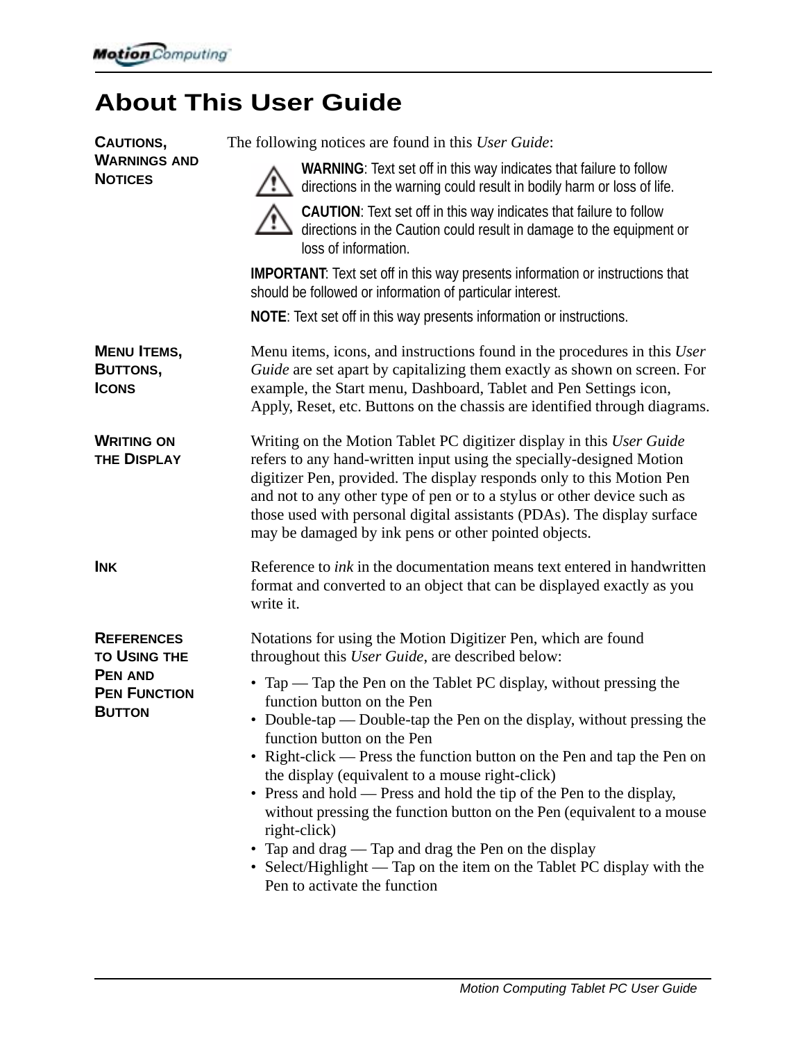# About This User Guide

**CAUTIONS, WARNINGS AND NOTICES**

The following notices are found in this *User Guide*:

**WARNING**: Text set off in this way indicates that failure to follow directions in the warning could result in bodily harm or loss of life.

**CAUTION**: Text set off in this way indicates that failure to follow directions in the Caution could result in damage to the equipment or loss of information.

**IMPORTANT**: Text set off in this way presents information or instructions that should be followed or information of particular interest.

**NOTE**: Text set off in this way presents information or instructions.

**MENU ITEMS, BUTTONS, ICONS**

Menu items, icons, and instructions found in the procedures in this *User Guide* are set apart by capitalizing them exactly as shown on screen. For example, the Start menu, Dashboard, Tablet and Pen Settings icon, Apply, Reset, etc. Buttons on the chassis are identified through diagrams.

**WRITING ON THE DISPLAY**

Writing on the Motion Tablet PC digitizer display in this *User Guide* refers to any hand-written input using the specially-designed Motion digitizer Pen, provided. The display responds only to this Motion Pen and not to any other type of pen or to a stylus or other device such as those used with personal digital assistants (PDAs). The display surface may be damaged by ink pens or other pointed objects.

**INK**

Reference to *ink* in the documentation means text entered in handwritten format and converted to an object that can be displayed exactly as you write it.

**REFERENCES TO USING THE PEN AND PEN FUNCTION BUTTON**

Notations for using the Motion Digitizer Pen, which are found throughout this *User Guide*, are described below:

- Tap — Tap the Pen on the Tablet PC display, without pressing the function button on the Pen
- Double-tap — Double-tap the Pen on the display, without pressing the function button on the Pen
- Right-click — Press the function button on the Pen and tap the Pen on the display (equivalent to a mouse right-click)
- Press and hold — Press and hold the tip of the Pen to the display, without pressing the function button on the Pen (equivalent to a mouse right-click)
- Tap and drag — Tap and drag the Pen on the display
- Select/Highlight — Tap on the item on the Tablet PC display with the Pen to activate the function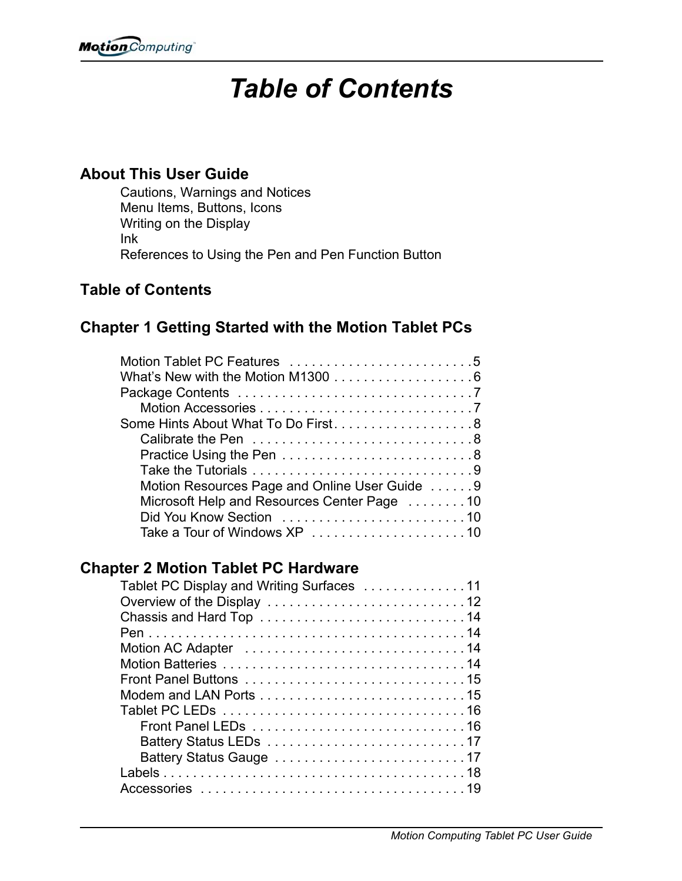# Table of Contents

## About This User Guide

- Cautions, Warnings and Notices
- Menu Items, Buttons, Icons
- Writing on the Display
- Ink
- References to Using the Pen and Pen Function Button

## Table of Contents

## Chapter 1 Getting Started with the Motion Tablet PCs

- Motion Tablet PC Features . . . . . . . . . . . . . . . . . . . . . . . . . 5
- What's New with the Motion M1300 . . . . . . . . . . . . . . . . . . . 6
- Package Contents . . . . . . . . . . . . . . . . . . . . . . . . . . . . . . . . 7
  - Motion Accessories . . . . . . . . . . . . . . . . . . . . . . . . . . . . . 7
- Some Hints About What To Do First . . . . . . . . . . . . . . . . . . . 8
  - Calibrate the Pen . . . . . . . . . . . . . . . . . . . . . . . . . . . . . . 8
  - Practice Using the Pen . . . . . . . . . . . . . . . . . . . . . . . . . . 8
  - Take the Tutorials . . . . . . . . . . . . . . . . . . . . . . . . . . . . . 9
  - Motion Resources Page and Online User Guide . . . . . . 9
  - Microsoft Help and Resources Center Page . . . . . . . . 10
  - Did You Know Section . . . . . . . . . . . . . . . . . . . . . . . . . 10
  - Take a Tour of Windows XP . . . . . . . . . . . . . . . . . . . . . 10

## Chapter 2 Motion Tablet PC Hardware

- Tablet PC Display and Writing Surfaces . . . . . . . . . . . . . . 11
- Overview of the Display . . . . . . . . . . . . . . . . . . . . . . . . . . 12
- Chassis and Hard Top . . . . . . . . . . . . . . . . . . . . . . . . . . . 14
- Pen . . . . . . . . . . . . . . . . . . . . . . . . . . . . . . . . . . . . . . . . . . 14
- Motion AC Adapter . . . . . . . . . . . . . . . . . . . . . . . . . . . . . 14
- Motion Batteries . . . . . . . . . . . . . . . . . . . . . . . . . . . . . . . . 14
- Front Panel Buttons . . . . . . . . . . . . . . . . . . . . . . . . . . . . . 15
- Modem and LAN Ports . . . . . . . . . . . . . . . . . . . . . . . . . . . 15
- Tablet PC LEDs . . . . . . . . . . . . . . . . . . . . . . . . . . . . . . . . 16
  - Front Panel LEDs . . . . . . . . . . . . . . . . . . . . . . . . . . . . 16
  - Battery Status LEDs . . . . . . . . . . . . . . . . . . . . . . . . . . 17
  - Battery Status Gauge . . . . . . . . . . . . . . . . . . . . . . . . . 17
- Labels . . . . . . . . . . . . . . . . . . . . . . . . . . . . . . . . . . . . . . . . 18
- Accessories . . . . . . . . . . . . . . . . . . . . . . . . . . . . . . . . . . . 19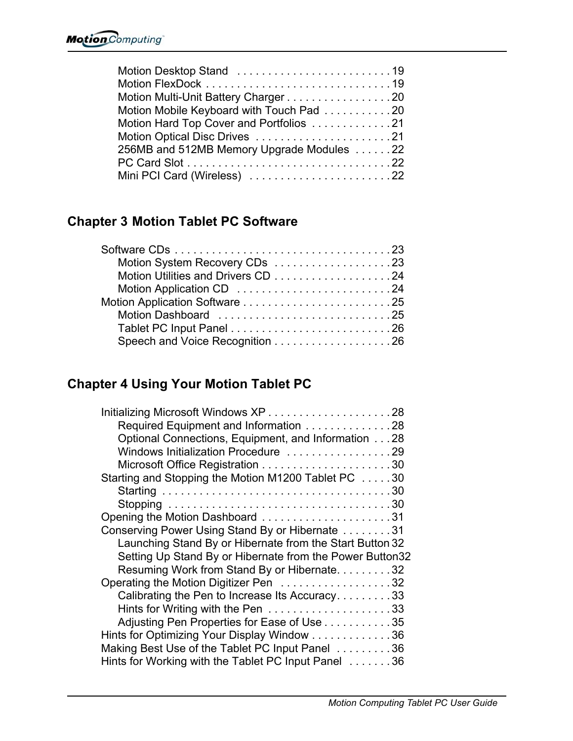Motion Desktop Stand . . . . . . . . . . . . . . . . . . . . . . . . . 19
Motion FlexDock . . . . . . . . . . . . . . . . . . . . . . . . . . . . . 19
Motion Multi-Unit Battery Charger . . . . . . . . . . . . . . . . . 20
Motion Mobile Keyboard with Touch Pad . . . . . . . . . . . 20
Motion Hard Top Cover and Portfolios . . . . . . . . . . . . . 21
Motion Optical Disc Drives . . . . . . . . . . . . . . . . . . . . . . 21
256MB and 512MB Memory Upgrade Modules . . . . . . 22
PC Card Slot . . . . . . . . . . . . . . . . . . . . . . . . . . . . . . . . 22
Mini PCI Card (Wireless) . . . . . . . . . . . . . . . . . . . . . . . 22

## Chapter 3 Motion Tablet PC Software

Software CDs . . . . . . . . . . . . . . . . . . . . . . . . . . . . . . . . . . 23
- Motion System Recovery CDs . . . . . . . . . . . . . . . . . . . 23
- Motion Utilities and Drivers CD . . . . . . . . . . . . . . . . . . . 24
- Motion Application CD . . . . . . . . . . . . . . . . . . . . . . . . . 24

Motion Application Software . . . . . . . . . . . . . . . . . . . . . . . . 25
- Motion Dashboard . . . . . . . . . . . . . . . . . . . . . . . . . . . . 25
- Tablet PC Input Panel . . . . . . . . . . . . . . . . . . . . . . . . . . 26
- Speech and Voice Recognition . . . . . . . . . . . . . . . . . . . 26

## Chapter 4 Using Your Motion Tablet PC

Initializing Microsoft Windows XP . . . . . . . . . . . . . . . . . . . . 28
- Required Equipment and Information . . . . . . . . . . . . . . 28
- Optional Connections, Equipment, and Information . . . 28
- Windows Initialization Procedure . . . . . . . . . . . . . . . . . 29
- Microsoft Office Registration . . . . . . . . . . . . . . . . . . . . . 30

Starting and Stopping the Motion M1200 Tablet PC . . . . . 30
- Starting . . . . . . . . . . . . . . . . . . . . . . . . . . . . . . . . . . . . . 30
- Stopping . . . . . . . . . . . . . . . . . . . . . . . . . . . . . . . . . . . . 30

Opening the Motion Dashboard . . . . . . . . . . . . . . . . . . . . . 31

Conserving Power Using Stand By or Hibernate . . . . . . . . 31
- Launching Stand By or Hibernate from the Start Button 32
- Setting Up Stand By or Hibernate from the Power Button32
- Resuming Work from Stand By or Hibernate. . . . . . . . . 32

Operating the Motion Digitizer Pen . . . . . . . . . . . . . . . . . . 32
- Calibrating the Pen to Increase Its Accuracy. . . . . . . . . 33
- Hints for Writing with the Pen . . . . . . . . . . . . . . . . . . . . 33
- Adjusting Pen Properties for Ease of Use . . . . . . . . . . . 35

Hints for Optimizing Your Display Window . . . . . . . . . . . . . 36

Making Best Use of the Tablet PC Input Panel . . . . . . . . . 36

Hints for Working with the Tablet PC Input Panel . . . . . . . 36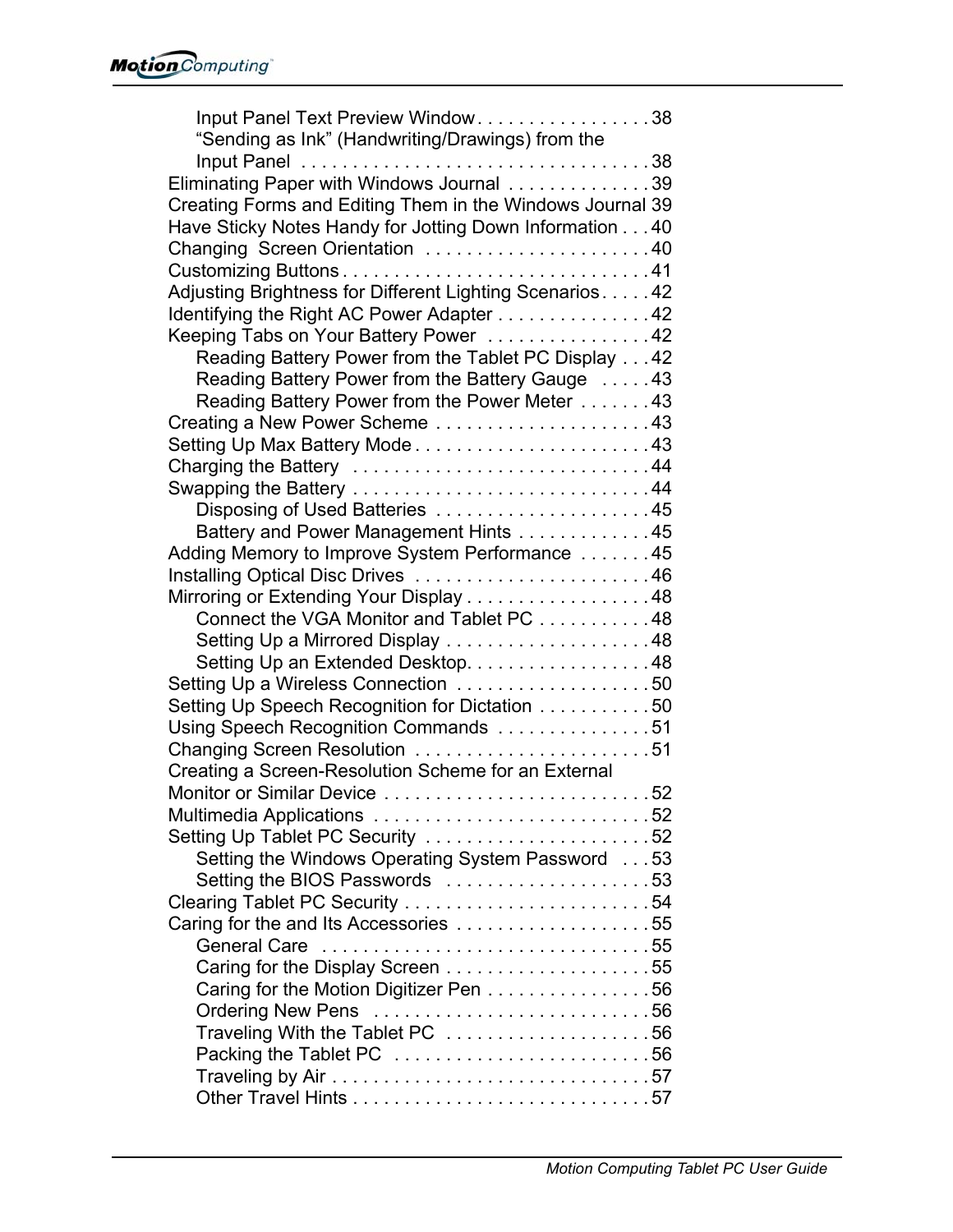Input Panel Text Preview Window. . . . . . . . . . . . . . . . . 38
“Sending as Ink” (Handwriting/Drawings) from the
Input Panel . . . . . . . . . . . . . . . . . . . . . . . . . . . . . . . . . . 38
Eliminating Paper with Windows Journal . . . . . . . . . . . . . . 39
Creating Forms and Editing Them in the Windows Journal 39
Have Sticky Notes Handy for Jotting Down Information . . . 40
Changing Screen Orientation . . . . . . . . . . . . . . . . . . . . . . 40
Customizing Buttons . . . . . . . . . . . . . . . . . . . . . . . . . . . . . . 41
Adjusting Brightness for Different Lighting Scenarios . . . . . 42
Identifying the Right AC Power Adapter . . . . . . . . . . . . . . . 42
Keeping Tabs on Your Battery Power . . . . . . . . . . . . . . . . 42
Reading Battery Power from the Tablet PC Display . . . 42
Reading Battery Power from the Battery Gauge . . . . . 43
Reading Battery Power from the Power Meter . . . . . . . 43
Creating a New Power Scheme . . . . . . . . . . . . . . . . . . . . . 43
Setting Up Max Battery Mode . . . . . . . . . . . . . . . . . . . . . . . 43
Charging the Battery . . . . . . . . . . . . . . . . . . . . . . . . . . . . . 44
Swapping the Battery . . . . . . . . . . . . . . . . . . . . . . . . . . . . . 44
Disposing of Used Batteries . . . . . . . . . . . . . . . . . . . . . 45
Battery and Power Management Hints . . . . . . . . . . . . . 45
Adding Memory to Improve System Performance . . . . . . . 45
Installing Optical Disc Drives . . . . . . . . . . . . . . . . . . . . . . . 46
Mirroring or Extending Your Display . . . . . . . . . . . . . . . . . . 48
Connect the VGA Monitor and Tablet PC . . . . . . . . . . . 48
Setting Up a Mirrored Display . . . . . . . . . . . . . . . . . . . . 48
Setting Up an Extended Desktop. . . . . . . . . . . . . . . . . . 48
Setting Up a Wireless Connection . . . . . . . . . . . . . . . . . . . 50
Setting Up Speech Recognition for Dictation . . . . . . . . . . . 50
Using Speech Recognition Commands . . . . . . . . . . . . . . . 51
Changing Screen Resolution . . . . . . . . . . . . . . . . . . . . . . . 51
Creating a Screen-Resolution Scheme for an External
Monitor or Similar Device . . . . . . . . . . . . . . . . . . . . . . . . . . 52
Multimedia Applications . . . . . . . . . . . . . . . . . . . . . . . . . . . 52
Setting Up Tablet PC Security . . . . . . . . . . . . . . . . . . . . . . 52
Setting the Windows Operating System Password . . . 53
Setting the BIOS Passwords . . . . . . . . . . . . . . . . . . . . 53
Clearing Tablet PC Security . . . . . . . . . . . . . . . . . . . . . . . . 54
Caring for the and Its Accessories . . . . . . . . . . . . . . . . . . . 55
General Care . . . . . . . . . . . . . . . . . . . . . . . . . . . . . . . . 55
Caring for the Display Screen . . . . . . . . . . . . . . . . . . . . 55
Caring for the Motion Digitizer Pen . . . . . . . . . . . . . . . . 56
Ordering New Pens . . . . . . . . . . . . . . . . . . . . . . . . . . . 56
Traveling With the Tablet PC . . . . . . . . . . . . . . . . . . . . 56
Packing the Tablet PC . . . . . . . . . . . . . . . . . . . . . . . . . 56
Traveling by Air . . . . . . . . . . . . . . . . . . . . . . . . . . . . . . . 57
Other Travel Hints . . . . . . . . . . . . . . . . . . . . . . . . . . . . . 57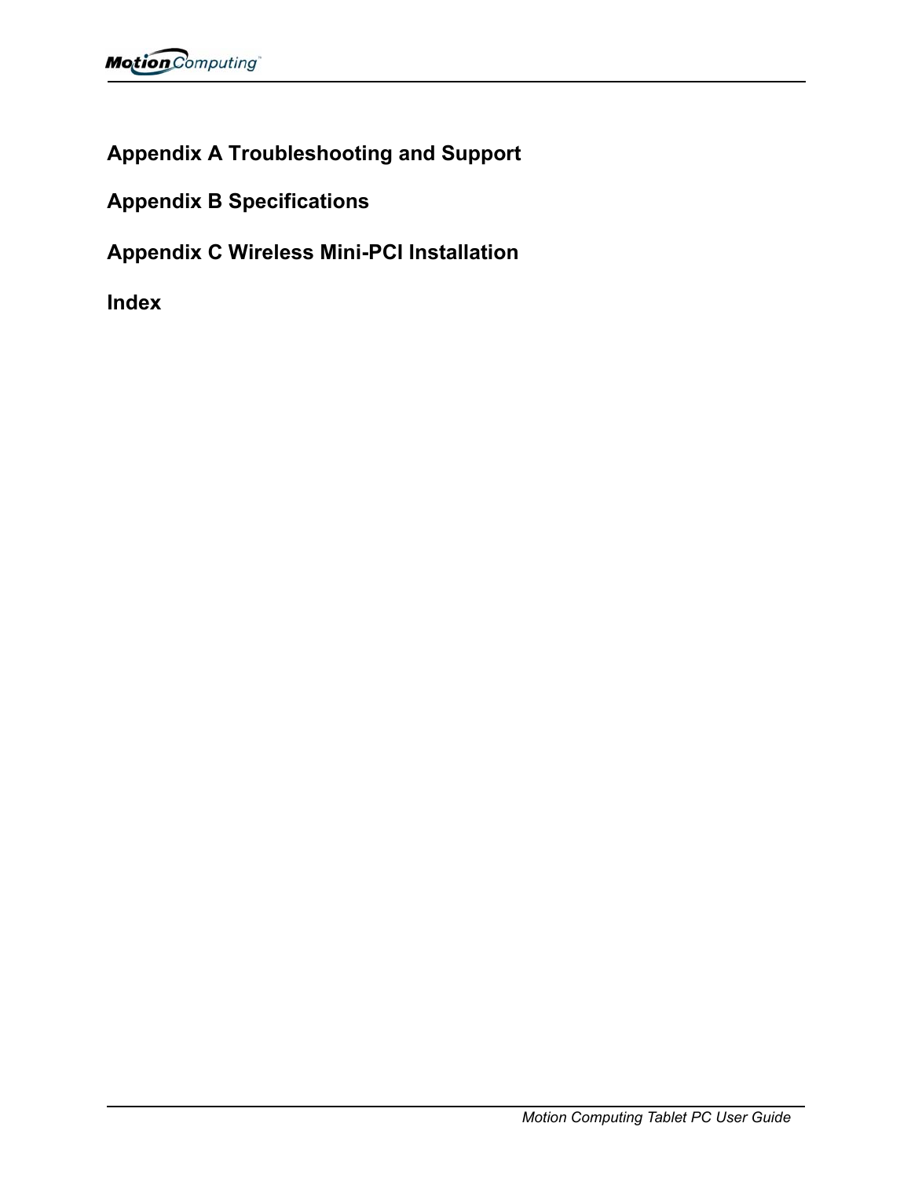## Appendix A Troubleshooting and Support

## Appendix B Specifications

## Appendix C Wireless Mini-PCI Installation

## Index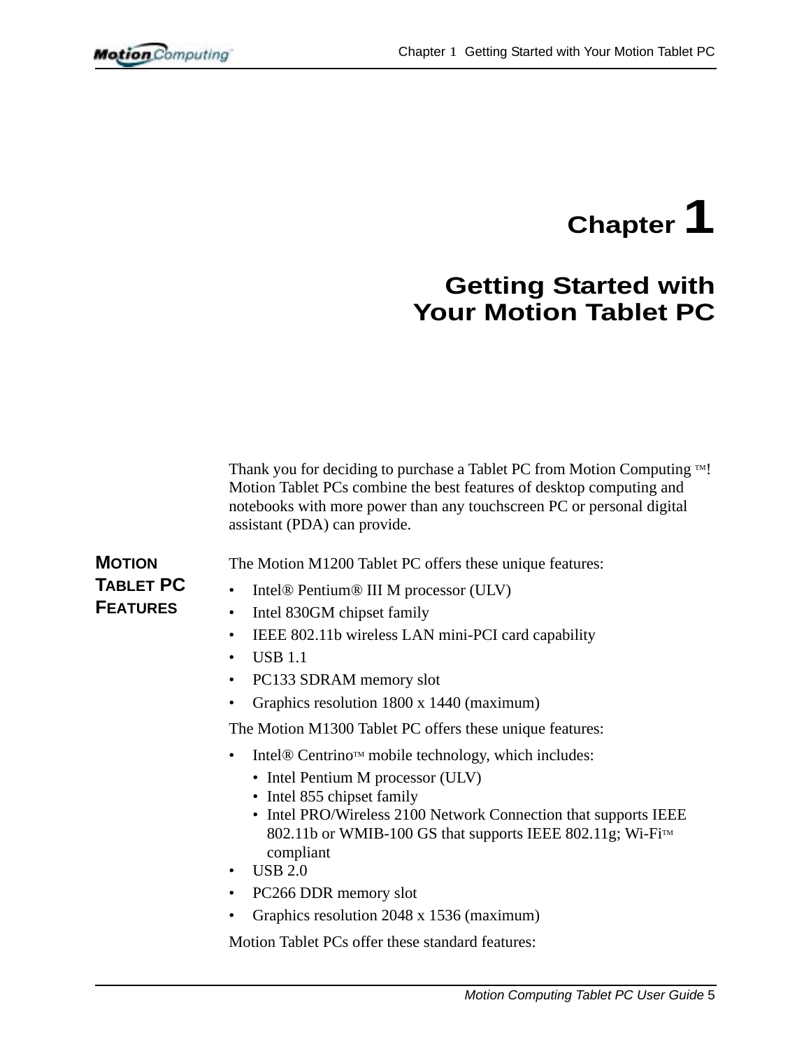# Chapter 1

# Getting Started with Your Motion Tablet PC

Thank you for deciding to purchase a Tablet PC from Motion Computing ™! Motion Tablet PCs combine the best features of desktop computing and notebooks with more power than any touchscreen PC or personal digital assistant (PDA) can provide.

## Motion Tablet PC Features

The Motion M1200 Tablet PC offers these unique features:

- Intel® Pentium® III M processor (ULV)
- Intel 830GM chipset family
- IEEE 802.11b wireless LAN mini-PCI card capability
- USB 1.1
- PC133 SDRAM memory slot
- Graphics resolution 1800 x 1440 (maximum)

The Motion M1300 Tablet PC offers these unique features:

- Intel® Centrino™ mobile technology, which includes:
  - Intel Pentium M processor (ULV)
  - Intel 855 chipset family
  - Intel PRO/Wireless 2100 Network Connection that supports IEEE 802.11b or WMIB-100 GS that supports IEEE 802.11g; Wi-Fi™ compliant
- USB 2.0
- PC266 DDR memory slot
- Graphics resolution 2048 x 1536 (maximum)

Motion Tablet PCs offer these standard features: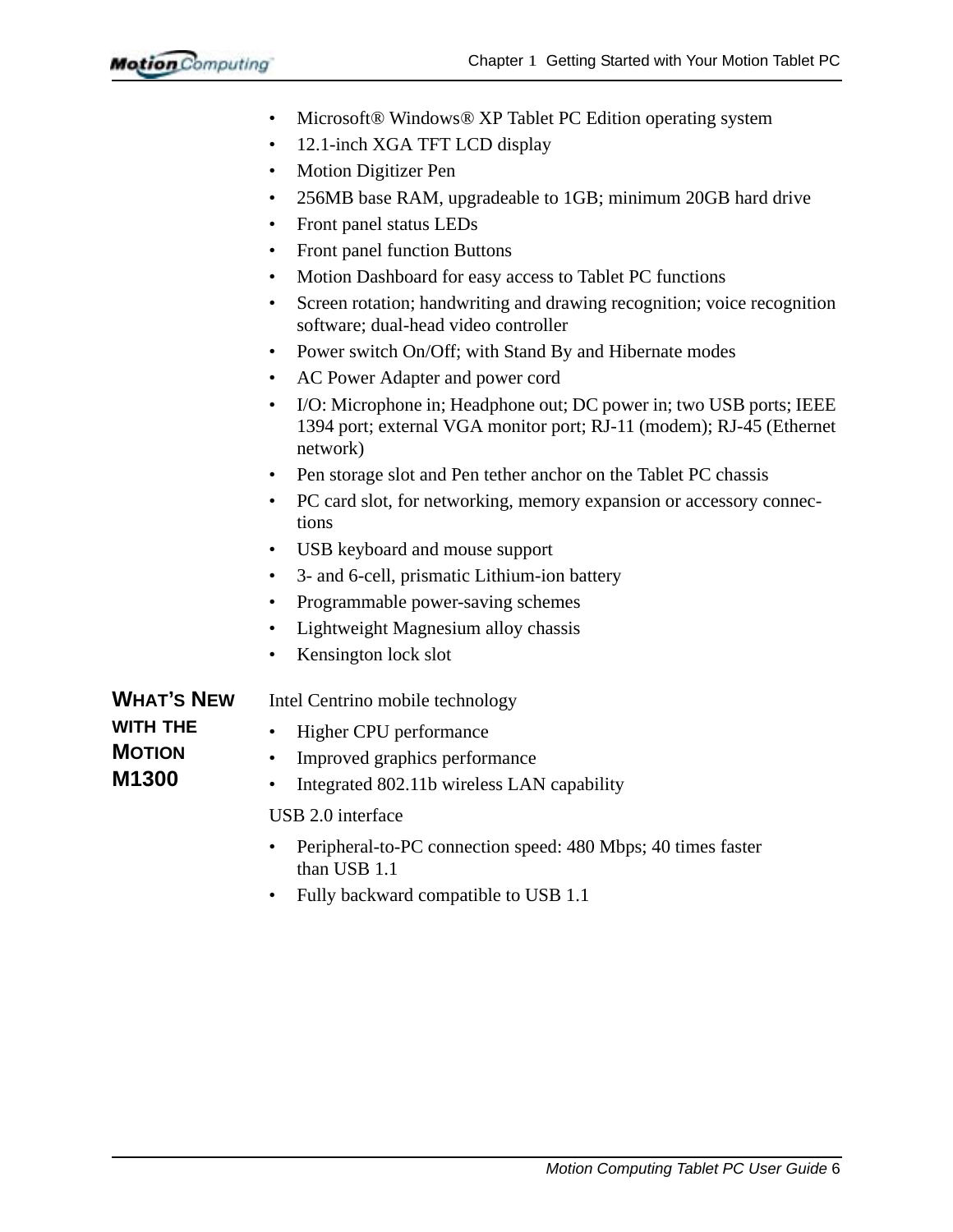- Microsoft® Windows® XP Tablet PC Edition operating system
- 12.1-inch XGA TFT LCD display
- Motion Digitizer Pen
- 256MB base RAM, upgradeable to 1GB; minimum 20GB hard drive
- Front panel status LEDs
- Front panel function Buttons
- Motion Dashboard for easy access to Tablet PC functions
- Screen rotation; handwriting and drawing recognition; voice recognition software; dual-head video controller
- Power switch On/Off; with Stand By and Hibernate modes
- AC Power Adapter and power cord
- I/O: Microphone in; Headphone out; DC power in; two USB ports; IEEE 1394 port; external VGA monitor port; RJ-11 (modem); RJ-45 (Ethernet network)
- Pen storage slot and Pen tether anchor on the Tablet PC chassis
- PC card slot, for networking, memory expansion or accessory connections
- USB keyboard and mouse support
- 3- and 6-cell, prismatic Lithium-ion battery
- Programmable power-saving schemes
- Lightweight Magnesium alloy chassis
- Kensington lock slot

## What's New with the Motion M1300

Intel Centrino mobile technology

- Higher CPU performance
- Improved graphics performance
- Integrated 802.11b wireless LAN capability

USB 2.0 interface

- Peripheral-to-PC connection speed: 480 Mbps; 40 times faster than USB 1.1
- Fully backward compatible to USB 1.1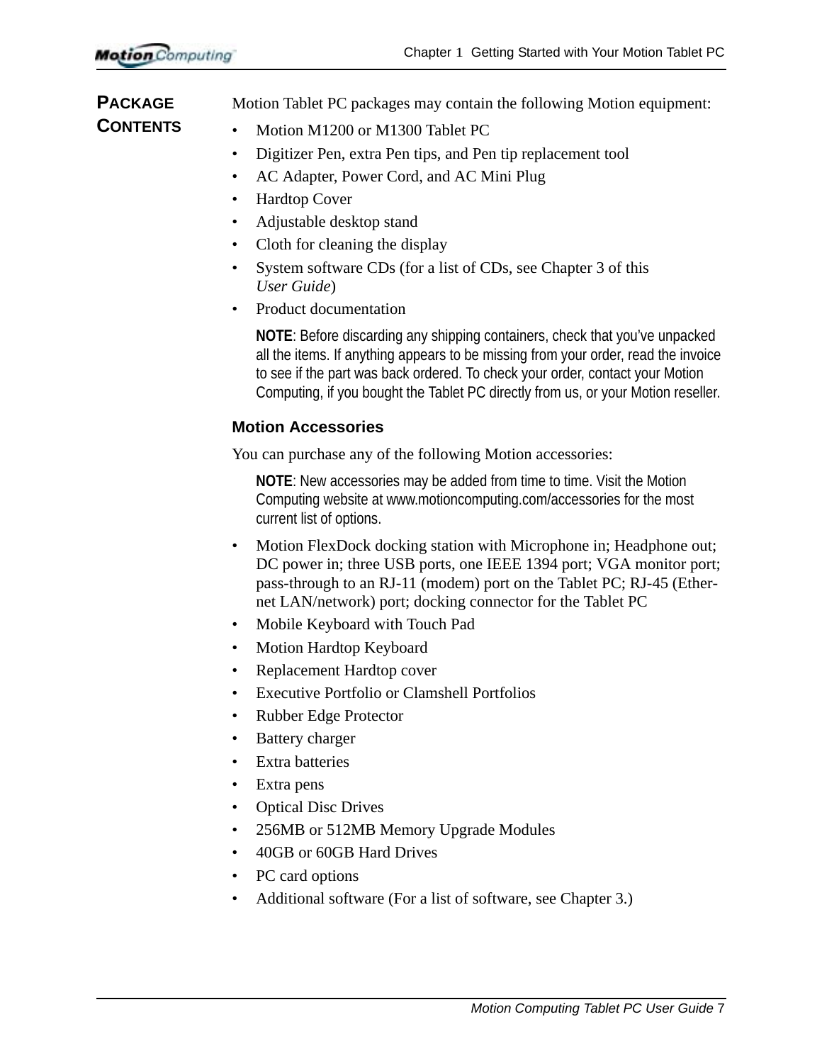## Package Contents

Motion Tablet PC packages may contain the following Motion equipment:

- Motion M1200 or M1300 Tablet PC
- Digitizer Pen, extra Pen tips, and Pen tip replacement tool
- AC Adapter, Power Cord, and AC Mini Plug
- Hardtop Cover
- Adjustable desktop stand
- Cloth for cleaning the display
- System software CDs (for a list of CDs, see Chapter 3 of this *User Guide*)
- Product documentation

**NOTE**: Before discarding any shipping containers, check that you've unpacked all the items. If anything appears to be missing from your order, read the invoice to see if the part was back ordered. To check your order, contact your Motion Computing, if you bought the Tablet PC directly from us, or your Motion reseller.

### Motion Accessories

You can purchase any of the following Motion accessories:

**NOTE**: New accessories may be added from time to time. Visit the Motion Computing website at www.motioncomputing.com/accessories for the most current list of options.

- Motion FlexDock docking station with Microphone in; Headphone out; DC power in; three USB ports, one IEEE 1394 port; VGA monitor port; pass-through to an RJ-11 (modem) port on the Tablet PC; RJ-45 (Ethernet LAN/network) port; docking connector for the Tablet PC
- Mobile Keyboard with Touch Pad
- Motion Hardtop Keyboard
- Replacement Hardtop cover
- Executive Portfolio or Clamshell Portfolios
- Rubber Edge Protector
- Battery charger
- Extra batteries
- Extra pens
- Optical Disc Drives
- 256MB or 512MB Memory Upgrade Modules
- 40GB or 60GB Hard Drives
- PC card options
- Additional software (For a list of software, see Chapter 3.)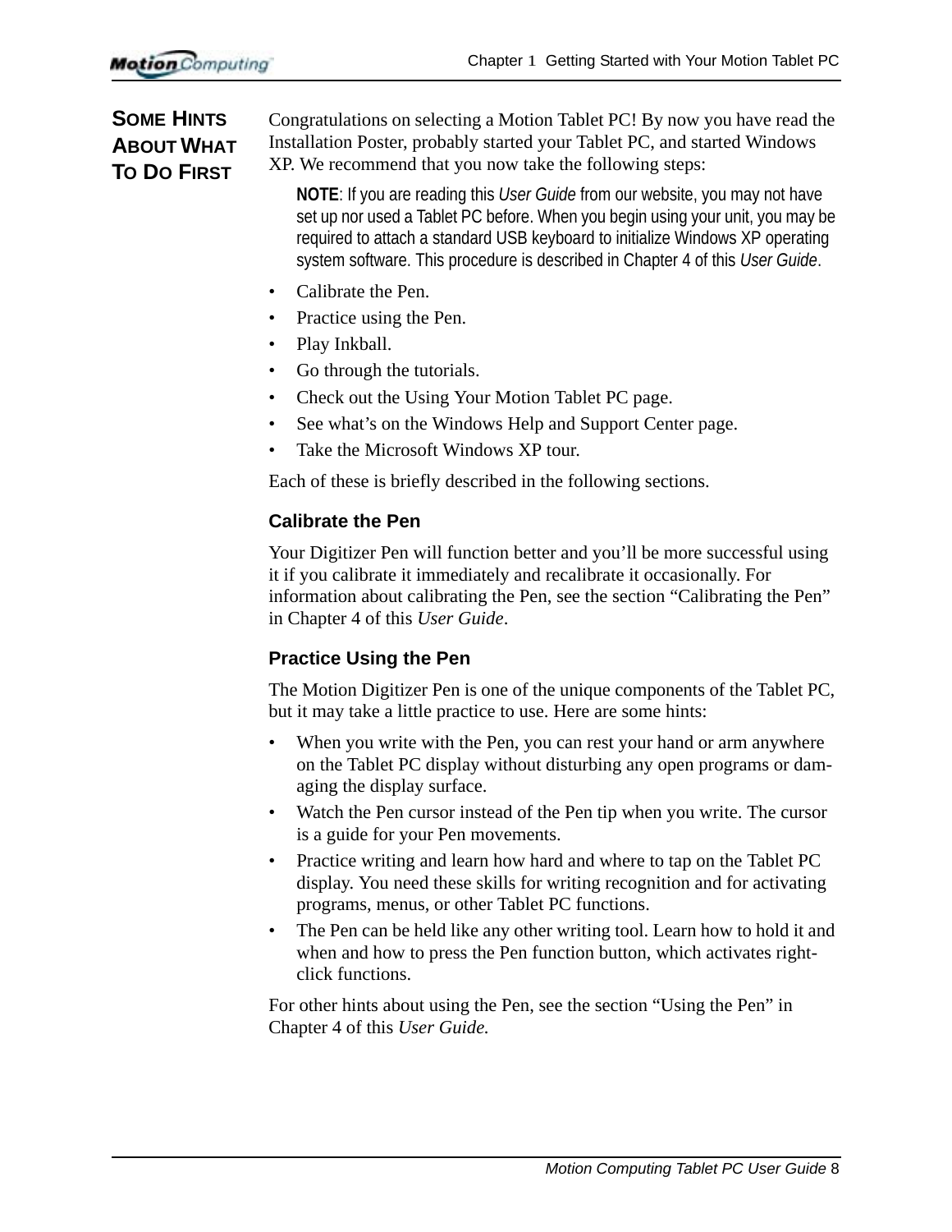## Some Hints About What To Do First

Congratulations on selecting a Motion Tablet PC! By now you have read the Installation Poster, probably started your Tablet PC, and started Windows XP. We recommend that you now take the following steps:

**NOTE**: If you are reading this *User Guide* from our website, you may not have set up nor used a Tablet PC before. When you begin using your unit, you may be required to attach a standard USB keyboard to initialize Windows XP operating system software. This procedure is described in Chapter 4 of this *User Guide*.

- Calibrate the Pen.
- Practice using the Pen.
- Play Inkball.
- Go through the tutorials.
- Check out the Using Your Motion Tablet PC page.
- See what's on the Windows Help and Support Center page.
- Take the Microsoft Windows XP tour.

Each of these is briefly described in the following sections.

### Calibrate the Pen

Your Digitizer Pen will function better and you'll be more successful using it if you calibrate it immediately and recalibrate it occasionally. For information about calibrating the Pen, see the section "Calibrating the Pen" in Chapter 4 of this *User Guide*.

### Practice Using the Pen

The Motion Digitizer Pen is one of the unique components of the Tablet PC, but it may take a little practice to use. Here are some hints:

- When you write with the Pen, you can rest your hand or arm anywhere on the Tablet PC display without disturbing any open programs or damaging the display surface.
- Watch the Pen cursor instead of the Pen tip when you write. The cursor is a guide for your Pen movements.
- Practice writing and learn how hard and where to tap on the Tablet PC display. You need these skills for writing recognition and for activating programs, menus, or other Tablet PC functions.
- The Pen can be held like any other writing tool. Learn how to hold it and when and how to press the Pen function button, which activates right-click functions.

For other hints about using the Pen, see the section "Using the Pen" in Chapter 4 of this *User Guide.*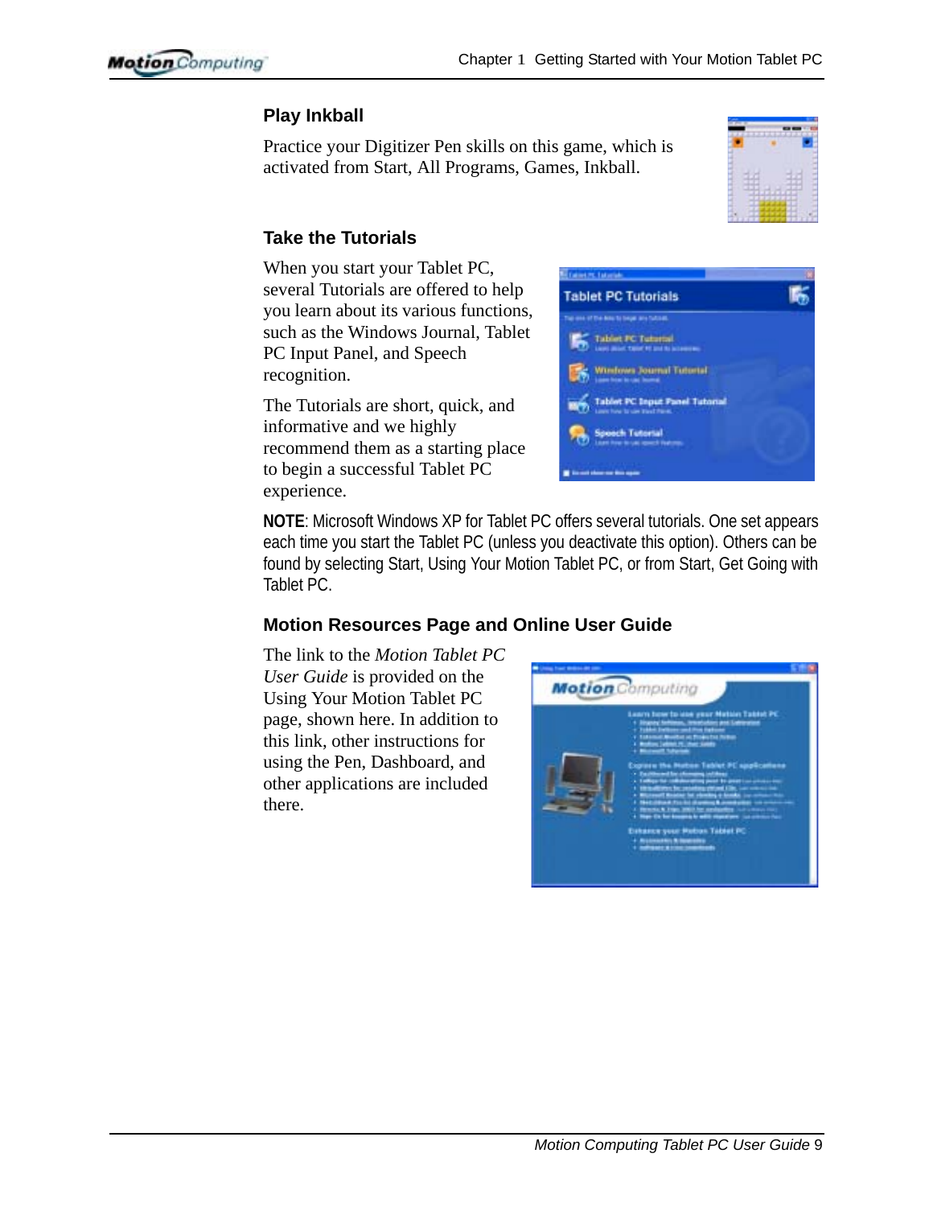### Play Inkball

Practice your Digitizer Pen skills on this game, which is activated from Start, All Programs, Games, Inkball.

### Take the Tutorials

When you start your Tablet PC, several Tutorials are offered to help you learn about its various functions, such as the Windows Journal, Tablet PC Input Panel, and Speech recognition.

The Tutorials are short, quick, and informative and we highly recommend them as a starting place to begin a successful Tablet PC experience.

**NOTE**: Microsoft Windows XP for Tablet PC offers several tutorials. One set appears each time you start the Tablet PC (unless you deactivate this option). Others can be found by selecting Start, Using Your Motion Tablet PC, or from Start, Get Going with Tablet PC.

### Motion Resources Page and Online User Guide

The link to the *Motion Tablet PC User Guide* is provided on the Using Your Motion Tablet PC page, shown here. In addition to this link, other instructions for using the Pen, Dashboard, and other applications are included there.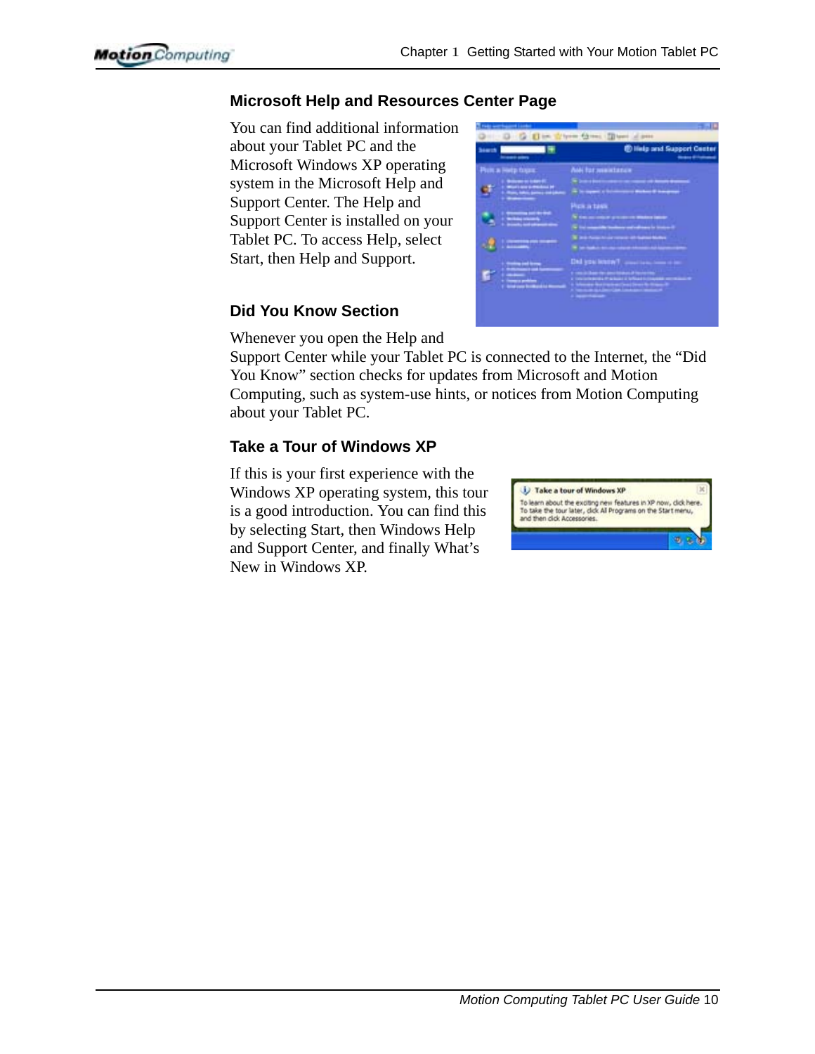### Microsoft Help and Resources Center Page

You can find additional information about your Tablet PC and the Microsoft Windows XP operating system in the Microsoft Help and Support Center. The Help and Support Center is installed on your Tablet PC. To access Help, select Start, then Help and Support.

### Did You Know Section

Whenever you open the Help and Support Center while your Tablet PC is connected to the Internet, the “Did You Know” section checks for updates from Microsoft and Motion Computing, such as system-use hints, or notices from Motion Computing about your Tablet PC.

### Take a Tour of Windows XP

If this is your first experience with the Windows XP operating system, this tour is a good introduction. You can find this by selecting Start, then Windows Help and Support Center, and finally What’s New in Windows XP.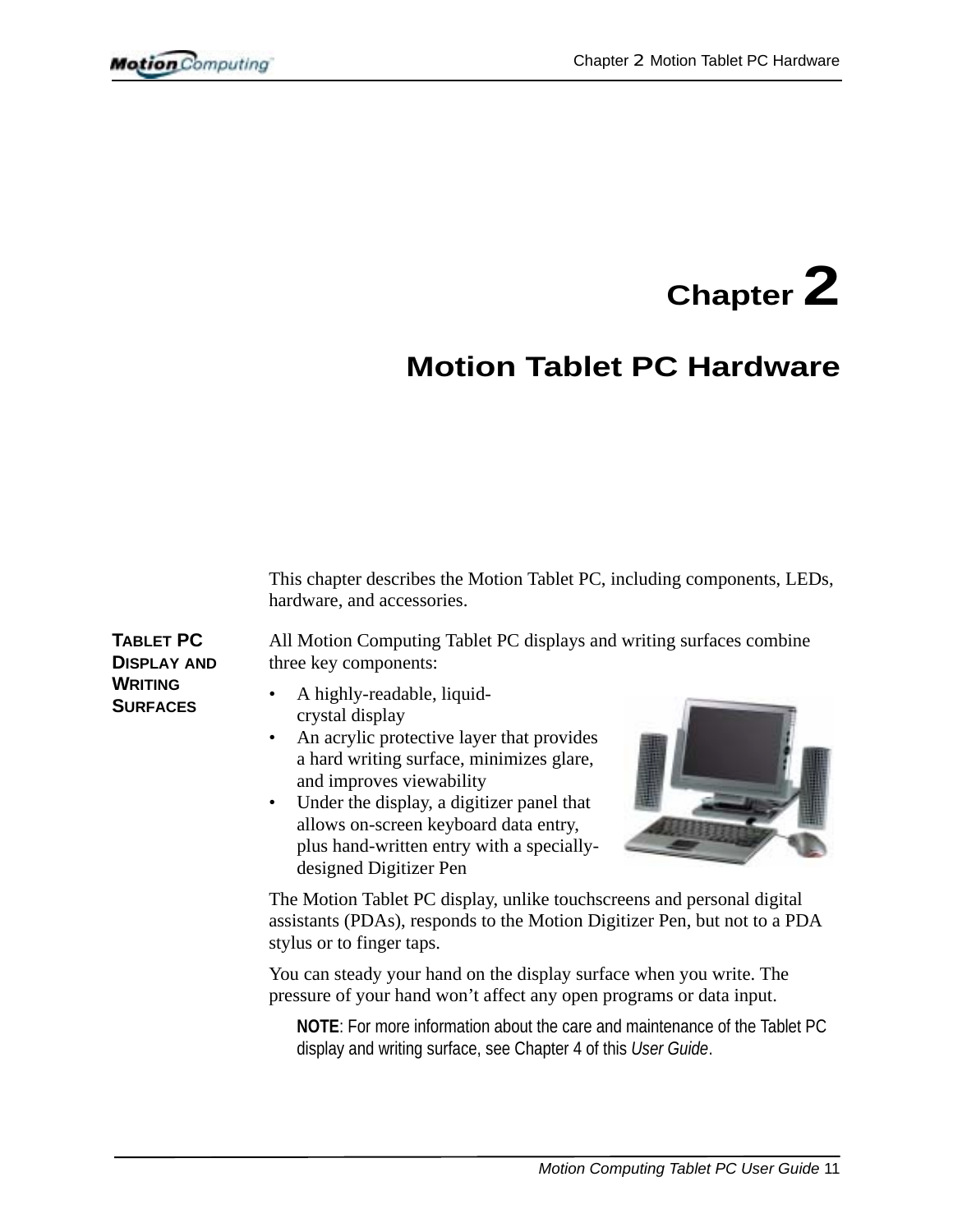# Chapter 2

## Motion Tablet PC Hardware

This chapter describes the Motion Tablet PC, including components, LEDs, hardware, and accessories.

### TABLET PC DISPLAY AND WRITING SURFACES

All Motion Computing Tablet PC displays and writing surfaces combine three key components:

- A highly-readable, liquid-crystal display
- An acrylic protective layer that provides a hard writing surface, minimizes glare, and improves viewability
- Under the display, a digitizer panel that allows on-screen keyboard data entry, plus hand-written entry with a specially-designed Digitizer Pen

The Motion Tablet PC display, unlike touchscreens and personal digital assistants (PDAs), responds to the Motion Digitizer Pen, but not to a PDA stylus or to finger taps.

You can steady your hand on the display surface when you write. The pressure of your hand won't affect any open programs or data input.

> **NOTE**: For more information about the care and maintenance of the Tablet PC display and writing surface, see Chapter 4 of this *User Guide*.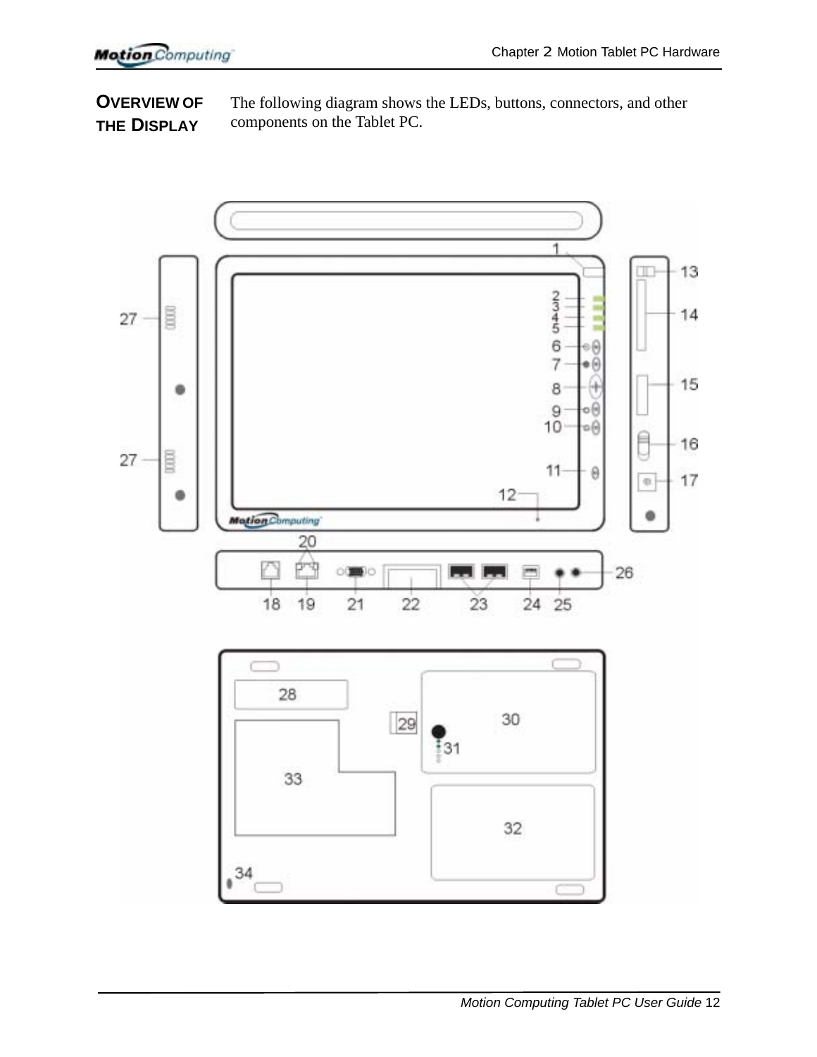## OVERVIEW OF THE DISPLAY

The following diagram shows the LEDs, buttons, connectors, and other components on the Tablet PC.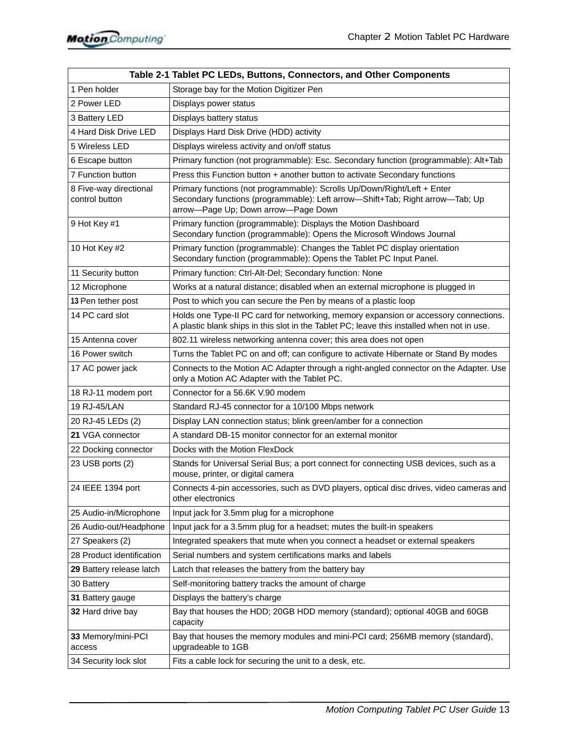| Table 2-1 Tablet PC LEDs, Buttons, Connectors, and Other Components | |
|---|---|
| 1 Pen holder | Storage bay for the Motion Digitizer Pen |
| 2 Power LED | Displays power status |
| 3 Battery LED | Displays battery status |
| 4 Hard Disk Drive LED | Displays Hard Disk Drive (HDD) activity |
| 5 Wireless LED | Displays wireless activity and on/off status |
| 6 Escape button | Primary function (not programmable): Esc. Secondary function (programmable): Alt+Tab |
| 7 Function button | Press this Function button + another button to activate Secondary functions |
| 8 Five-way directional control button | Primary functions (not programmable): Scrolls Up/Down/Right/Left + Enter<br>Secondary functions (programmable): Left arrow—Shift+Tab; Right arrow—Tab; Up arrow—Page Up; Down arrow—Page Down |
| 9 Hot Key #1 | Primary function (programmable): Displays the Motion Dashboard<br>Secondary function (programmable): Opens the Microsoft Windows Journal |
| 10 Hot Key #2 | Primary function (programmable): Changes the Tablet PC display orientation<br>Secondary function (programmable): Opens the Tablet PC Input Panel. |
| 11 Security button | Primary function: Ctrl-Alt-Del; Secondary function: None |
| 12 Microphone | Works at a natural distance; disabled when an external microphone is plugged in |
| 13 Pen tether post | Post to which you can secure the Pen by means of a plastic loop |
| 14 PC card slot | Holds one Type-II PC card for networking, memory expansion or accessory connections. A plastic blank ships in this slot in the Tablet PC; leave this installed when not in use. |
| 15 Antenna cover | 802.11 wireless networking antenna cover; this area does not open |
| 16 Power switch | Turns the Tablet PC on and off; can configure to activate Hibernate or Stand By modes |
| 17 AC power jack | Connects to the Motion AC Adapter through a right-angled connector on the Adapter. Use only a Motion AC Adapter with the Tablet PC. |
| 18 RJ-11 modem port | Connector for a 56.6K V.90 modem |
| 19 RJ-45/LAN | Standard RJ-45 connector for a 10/100 Mbps network |
| 20 RJ-45 LEDs (2) | Display LAN connection status; blink green/amber for a connection |
| **21** VGA connector | A standard DB-15 monitor connector for an external monitor |
| 22 Docking connector | Docks with the Motion FlexDock |
| 23 USB ports (2) | Stands for Universal Serial Bus; a port connect for connecting USB devices, such as a mouse, printer, or digital camera |
| 24 IEEE 1394 port | Connects 4-pin accessories, such as DVD players, optical disc drives, video cameras and other electronics |
| 25 Audio-in/Microphone | Input jack for 3.5mm plug for a microphone |
| 26 Audio-out/Headphone | Input jack for a 3.5mm plug for a headset; mutes the built-in speakers |
| 27 Speakers (2) | Integrated speakers that mute when you connect a headset or external speakers |
| 28 Product identification | Serial numbers and system certifications marks and labels |
| **29** Battery release latch | Latch that releases the battery from the battery bay |
| 30 Battery | Self-monitoring battery tracks the amount of charge |
| **31** Battery gauge | Displays the battery's charge |
| **32** Hard drive bay | Bay that houses the HDD; 20GB HDD memory (standard); optional 40GB and 60GB capacity |
| **33** Memory/mini-PCI access | Bay that houses the memory modules and mini-PCI card; 256MB memory (standard), upgradeable to 1GB |
| 34 Security lock slot | Fits a cable lock for securing the unit to a desk, etc. |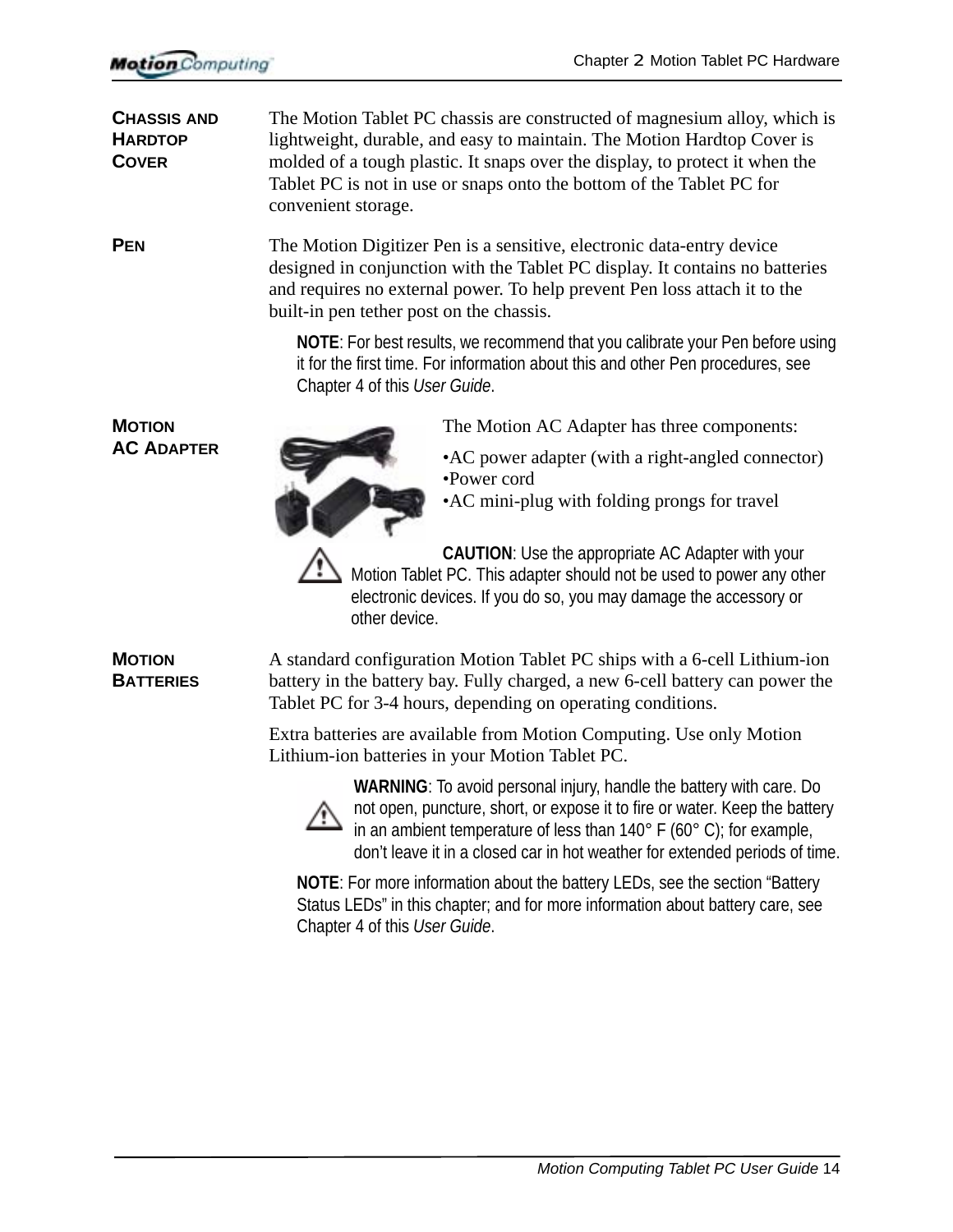### Chassis and Hardtop Cover

The Motion Tablet PC chassis are constructed of magnesium alloy, which is lightweight, durable, and easy to maintain. The Motion Hardtop Cover is molded of a tough plastic. It snaps over the display, to protect it when the Tablet PC is not in use or snaps onto the bottom of the Tablet PC for convenient storage.

### Pen

The Motion Digitizer Pen is a sensitive, electronic data-entry device designed in conjunction with the Tablet PC display. It contains no batteries and requires no external power. To help prevent Pen loss attach it to the built-in pen tether post on the chassis.

**NOTE**: For best results, we recommend that you calibrate your Pen before using it for the first time. For information about this and other Pen procedures, see Chapter 4 of this *User Guide*.

### Motion AC Adapter

The Motion AC Adapter has three components:

- AC power adapter (with a right-angled connector)
- Power cord
- AC mini-plug with folding prongs for travel

**CAUTION**: Use the appropriate AC Adapter with your Motion Tablet PC. This adapter should not be used to power any other electronic devices. If you do so, you may damage the accessory or other device.

### Motion Batteries

A standard configuration Motion Tablet PC ships with a 6-cell Lithium-ion battery in the battery bay. Fully charged, a new 6-cell battery can power the Tablet PC for 3-4 hours, depending on operating conditions.

Extra batteries are available from Motion Computing. Use only Motion Lithium-ion batteries in your Motion Tablet PC.

**WARNING**: To avoid personal injury, handle the battery with care. Do not open, puncture, short, or expose it to fire or water. Keep the battery in an ambient temperature of less than 140° F (60° C); for example, don't leave it in a closed car in hot weather for extended periods of time.

**NOTE**: For more information about the battery LEDs, see the section "Battery Status LEDs" in this chapter; and for more information about battery care, see Chapter 4 of this *User Guide*.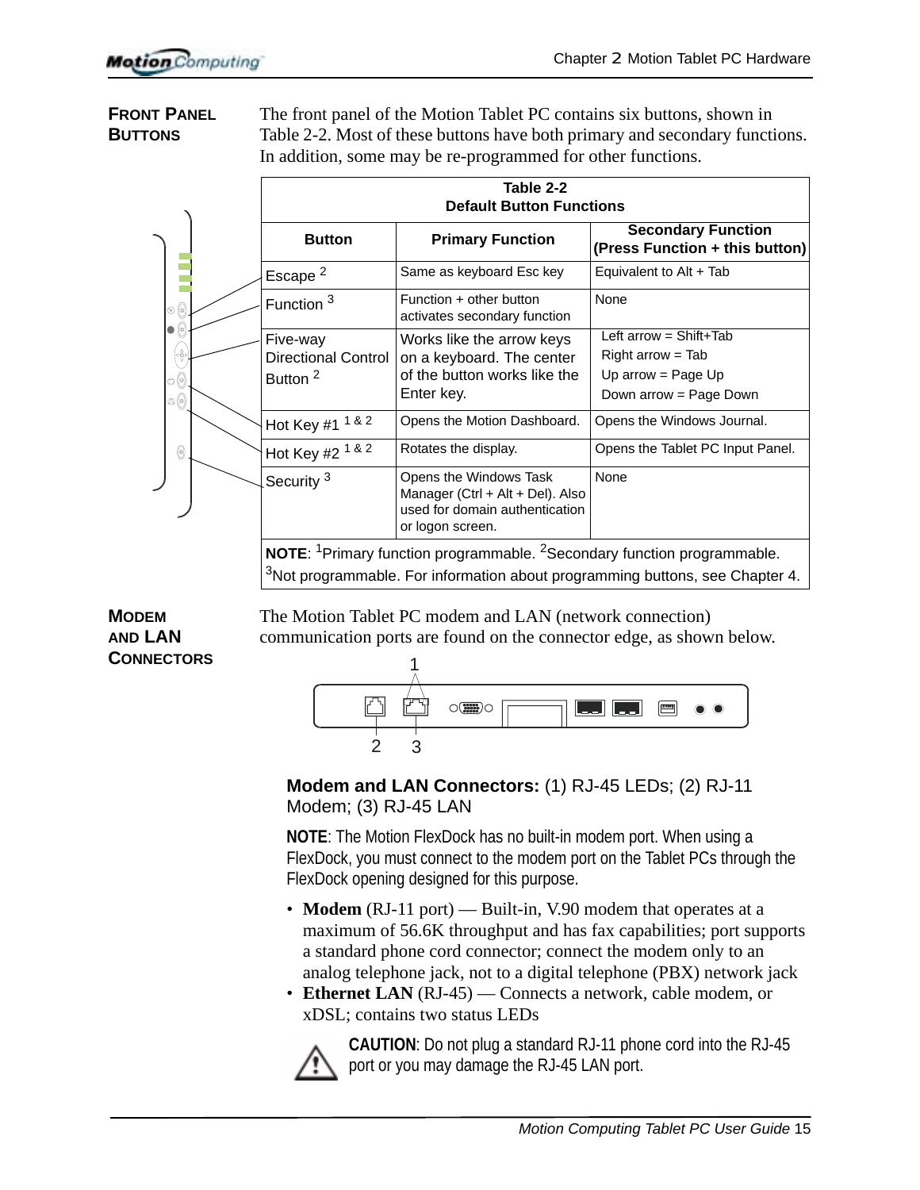## Front Panel Buttons

The front panel of the Motion Tablet PC contains six buttons, shown in Table 2-2. Most of these buttons have both primary and secondary functions. In addition, some may be re-programmed for other functions.

**Table 2-2**
**Default Button Functions**

| Button | Primary Function | Secondary Function (Press Function + this button) |
|---|---|---|
| Escape [2] | Same as keyboard Esc key | Equivalent to Alt + Tab |
| Function [3] | Function + other button activates secondary function | None |
| Five-way Directional Control Button [2] | Works like the arrow keys on a keyboard. The center of the button works like the Enter key. | Left arrow = Shift+Tab<br>Right arrow = Tab<br>Up arrow = Page Up<br>Down arrow = Page Down |
| Hot Key #1 [1 & 2] | Opens the Motion Dashboard. | Opens the Windows Journal. |
| Hot Key #2 [1 & 2] | Rotates the display. | Opens the Tablet PC Input Panel. |
| Security [3] | Opens the Windows Task Manager (Ctrl + Alt + Del). Also used for domain authentication or logon screen. | None |

**NOTE**: [1]Primary function programmable. [2]Secondary function programmable. [3]Not programmable. For information about programming buttons, see Chapter 4.

## Modem and LAN Connectors

The Motion Tablet PC modem and LAN (network connection) communication ports are found on the connector edge, as shown below.

**Modem and LAN Connectors:** (1) RJ-45 LEDs; (2) RJ-11 Modem; (3) RJ-45 LAN

**NOTE**: The Motion FlexDock has no built-in modem port. When using a FlexDock, you must connect to the modem port on the Tablet PCs through the FlexDock opening designed for this purpose.

- **Modem** (RJ-11 port) — Built-in, V.90 modem that operates at a maximum of 56.6K throughput and has fax capabilities; port supports a standard phone cord connector; connect the modem only to an analog telephone jack, not to a digital telephone (PBX) network jack
- **Ethernet LAN** (RJ-45) — Connects a network, cable modem, or xDSL; contains two status LEDs

**CAUTION**: Do not plug a standard RJ-11 phone cord into the RJ-45 port or you may damage the RJ-45 LAN port.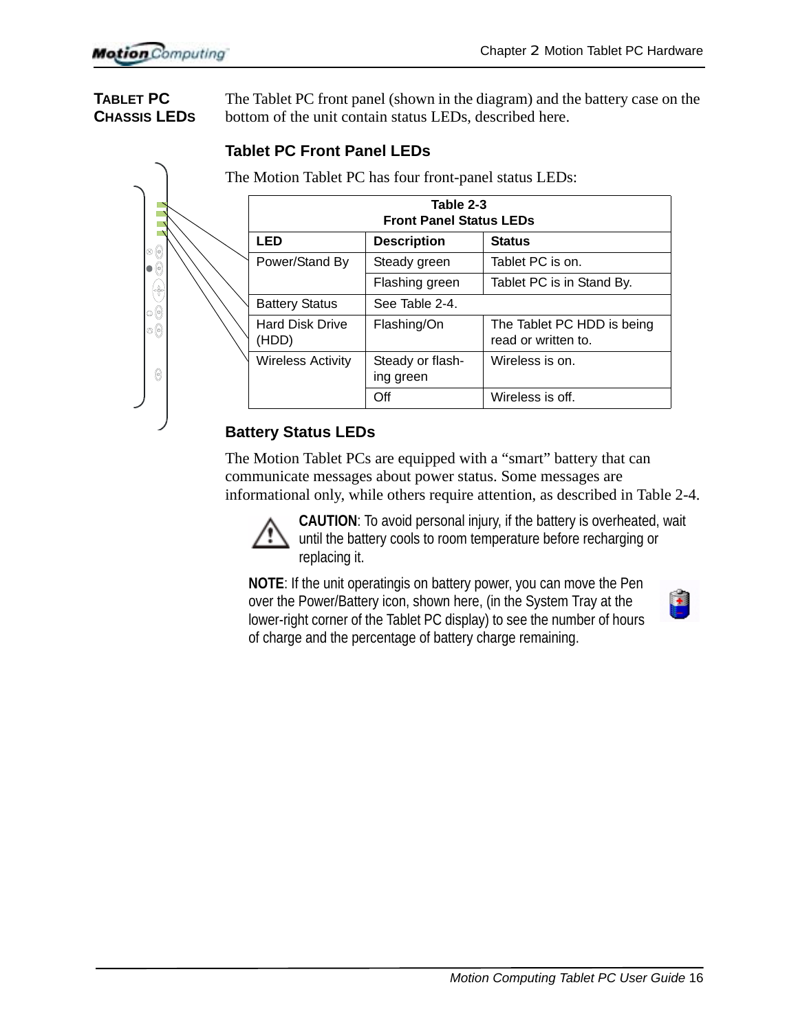## TABLET PC CHASSIS LEDS

The Tablet PC front panel (shown in the diagram) and the battery case on the bottom of the unit contain status LEDs, described here.

### Tablet PC Front Panel LEDs

The Motion Tablet PC has four front-panel status LEDs:

**Table 2-3**
**Front Panel Status LEDs**

| LED | Description | Status |
|---|---|---|
| Power/Stand By | Steady green | Tablet PC is on. |
| | Flashing green | Tablet PC is in Stand By. |
| Battery Status | See Table 2-4. | |
| Hard Disk Drive (HDD) | Flashing/On | The Tablet PC HDD is being read or written to. |
| Wireless Activity | Steady or flashing green | Wireless is on. |
| | Off | Wireless is off. |

### Battery Status LEDs

The Motion Tablet PCs are equipped with a “smart” battery that can communicate messages about power status. Some messages are informational only, while others require attention, as described in Table 2-4.

**CAUTION**: To avoid personal injury, if the battery is overheated, wait until the battery cools to room temperature before recharging or replacing it.

**NOTE**: If the unit operatingis on battery power, you can move the Pen over the Power/Battery icon, shown here, (in the System Tray at the lower-right corner of the Tablet PC display) to see the number of hours of charge and the percentage of battery charge remaining.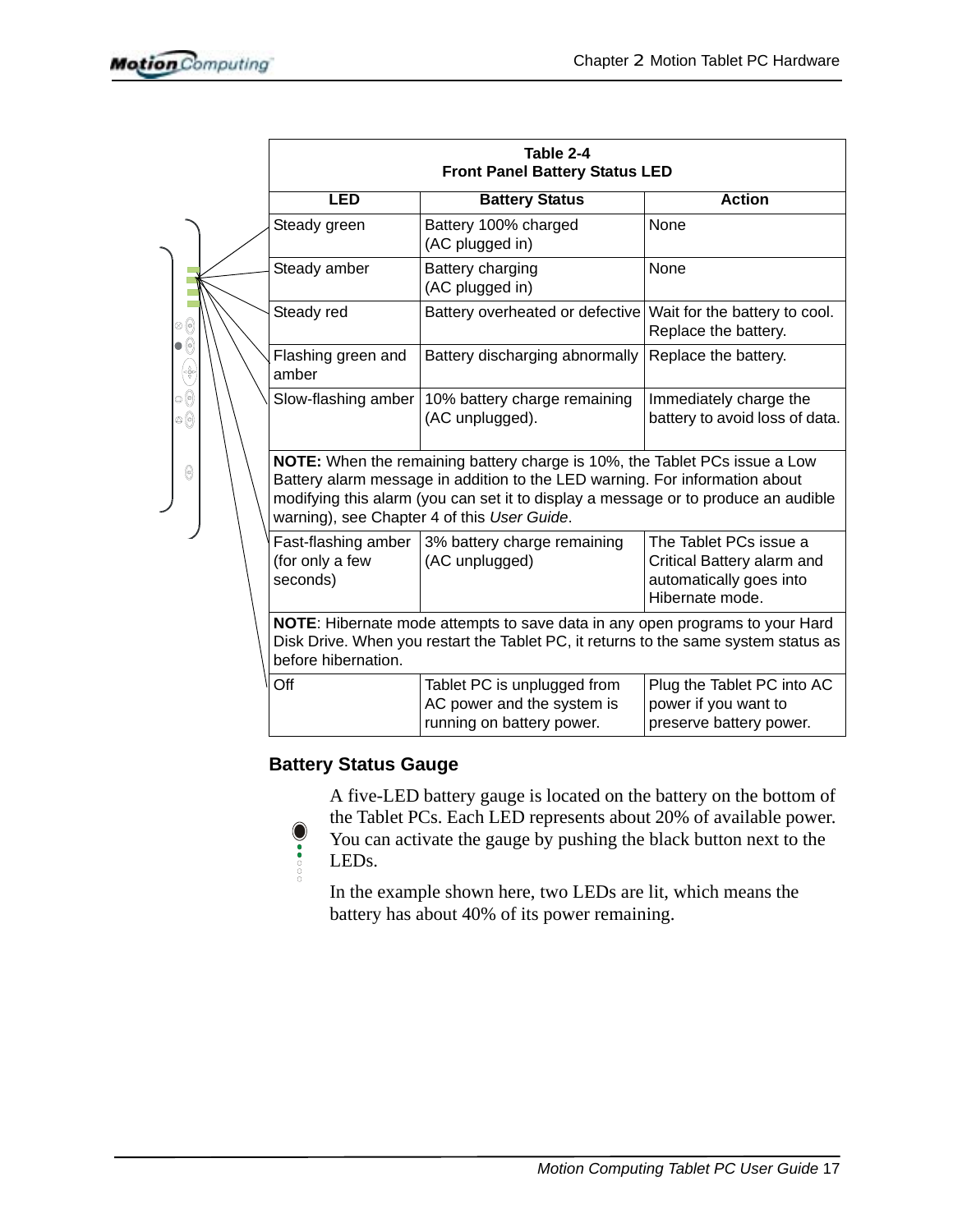**Table 2-4**
**Front Panel Battery Status LED**

| LED | Battery Status | Action |
|---|---|---|
| Steady green | Battery 100% charged (AC plugged in) | None |
| Steady amber | Battery charging (AC plugged in) | None |
| Steady red | Battery overheated or defective | Wait for the battery to cool. Replace the battery. |
| Flashing green and amber | Battery discharging abnormally | Replace the battery. |
| Slow-flashing amber | 10% battery charge remaining (AC unplugged). | Immediately charge the battery to avoid loss of data. |
| **NOTE:** When the remaining battery charge is 10%, the Tablet PCs issue a Low Battery alarm message in addition to the LED warning. For information about modifying this alarm (you can set it to display a message or to produce an audible warning), see Chapter 4 of this *User Guide*. | | |
| Fast-flashing amber (for only a few seconds) | 3% battery charge remaining (AC unplugged) | The Tablet PCs issue a Critical Battery alarm and automatically goes into Hibernate mode. |
| **NOTE**: Hibernate mode attempts to save data in any open programs to your Hard Disk Drive. When you restart the Tablet PC, it returns to the same system status as before hibernation. | | |
| Off | Tablet PC is unplugged from AC power and the system is running on battery power. | Plug the Tablet PC into AC power if you want to preserve battery power. |

### Battery Status Gauge

A five-LED battery gauge is located on the battery on the bottom of the Tablet PCs. Each LED represents about 20% of available power. You can activate the gauge by pushing the black button next to the LEDs.

In the example shown here, two LEDs are lit, which means the battery has about 40% of its power remaining.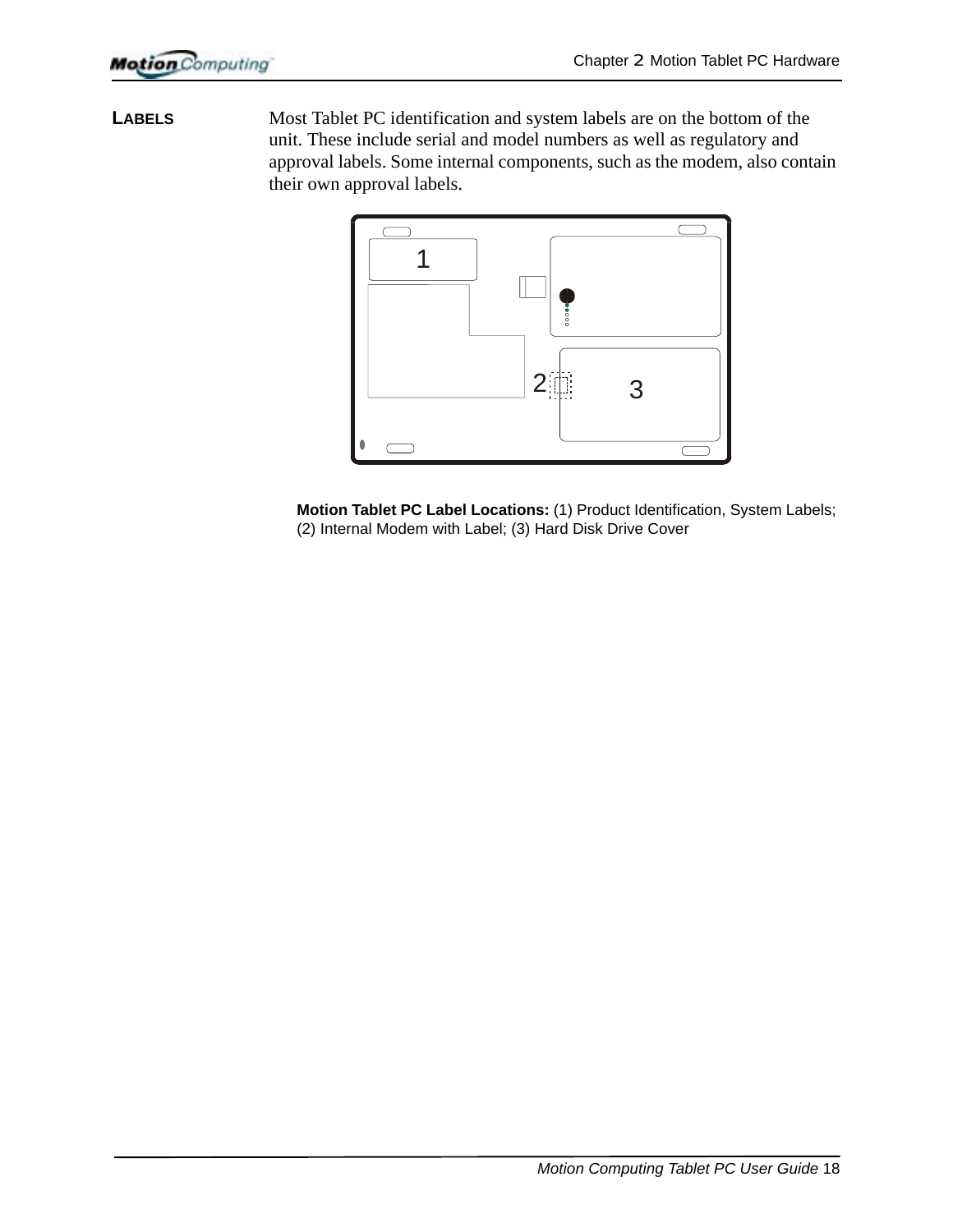## LABELS

Most Tablet PC identification and system labels are on the bottom of the unit. These include serial and model numbers as well as regulatory and approval labels. Some internal components, such as the modem, also contain their own approval labels.

**Motion Tablet PC Label Locations:** (1) Product Identification, System Labels; (2) Internal Modem with Label; (3) Hard Disk Drive Cover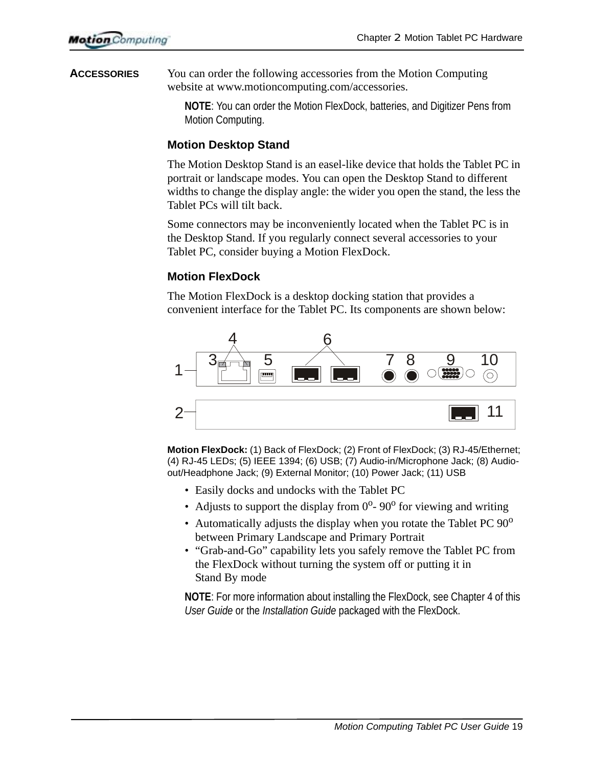## ACCESSORIES

You can order the following accessories from the Motion Computing website at www.motioncomputing.com/accessories.

**NOTE**: You can order the Motion FlexDock, batteries, and Digitizer Pens from Motion Computing.

### Motion Desktop Stand

The Motion Desktop Stand is an easel-like device that holds the Tablet PC in portrait or landscape modes. You can open the Desktop Stand to different widths to change the display angle: the wider you open the stand, the less the Tablet PCs will tilt back.

Some connectors may be inconveniently located when the Tablet PC is in the Desktop Stand. If you regularly connect several accessories to your Tablet PC, consider buying a Motion FlexDock.

### Motion FlexDock

The Motion FlexDock is a desktop docking station that provides a convenient interface for the Tablet PC. Its components are shown below:

**Motion FlexDock:** (1) Back of FlexDock; (2) Front of FlexDock; (3) RJ-45/Ethernet; (4) RJ-45 LEDs; (5) IEEE 1394; (6) USB; (7) Audio-in/Microphone Jack; (8) Audio-out/Headphone Jack; (9) External Monitor; (10) Power Jack; (11) USB

- Easily docks and undocks with the Tablet PC
- Adjusts to support the display from $0^o$- $90^o$ for viewing and writing
- Automatically adjusts the display when you rotate the Tablet PC $90^o$ between Primary Landscape and Primary Portrait
- “Grab-and-Go” capability lets you safely remove the Tablet PC from the FlexDock without turning the system off or putting it in Stand By mode

**NOTE**: For more information about installing the FlexDock, see Chapter 4 of this *User Guide* or the *Installation Guide* packaged with the FlexDock.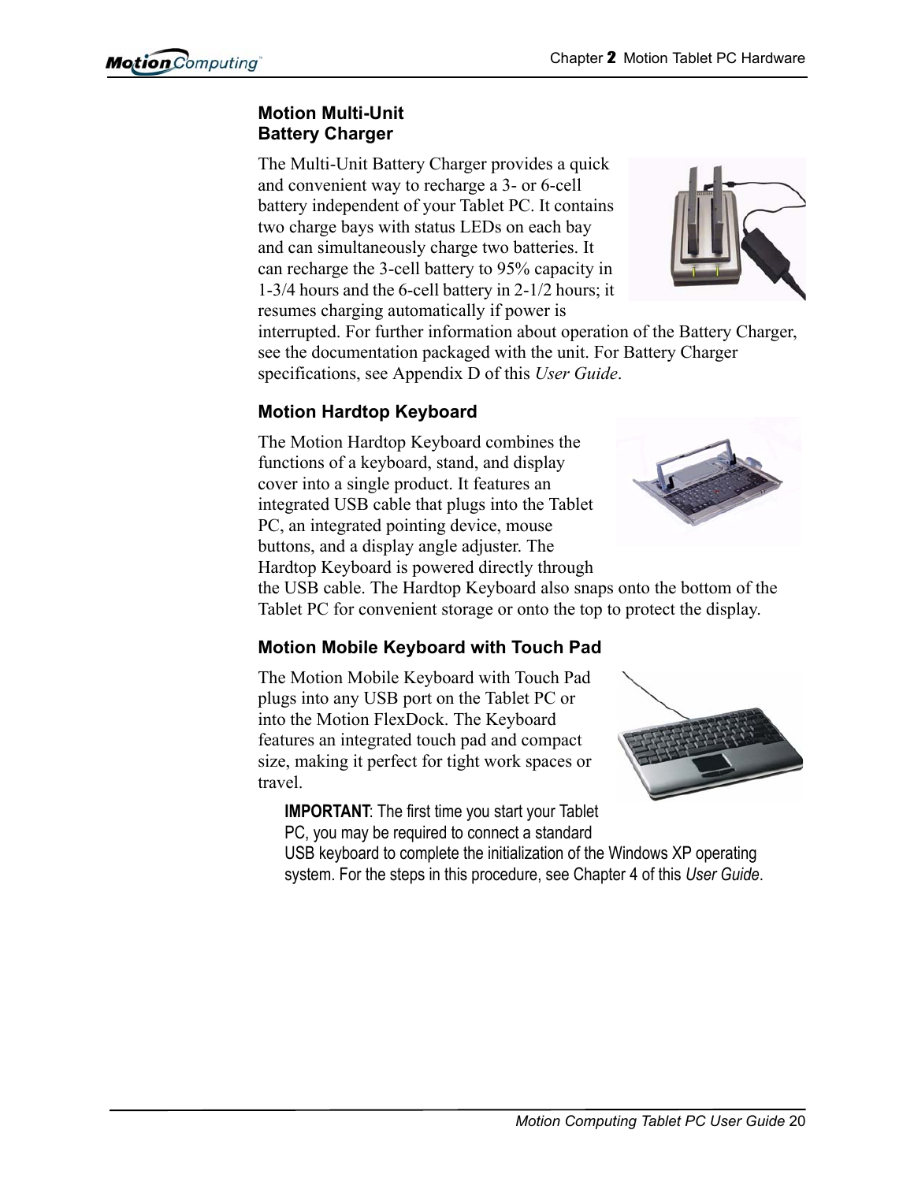### Motion Multi-Unit Battery Charger

The Multi-Unit Battery Charger provides a quick and convenient way to recharge a 3- or 6-cell battery independent of your Tablet PC. It contains two charge bays with status LEDs on each bay and can simultaneously charge two batteries. It can recharge the 3-cell battery to 95% capacity in 1-3/4 hours and the 6-cell battery in 2-1/2 hours; it resumes charging automatically if power is interrupted. For further information about operation of the Battery Charger, see the documentation packaged with the unit. For Battery Charger specifications, see Appendix D of this *User Guide*.

### Motion Hardtop Keyboard

The Motion Hardtop Keyboard combines the functions of a keyboard, stand, and display cover into a single product. It features an integrated USB cable that plugs into the Tablet PC, an integrated pointing device, mouse buttons, and a display angle adjuster. The Hardtop Keyboard is powered directly through the USB cable. The Hardtop Keyboard also snaps onto the bottom of the Tablet PC for convenient storage or onto the top to protect the display.

### Motion Mobile Keyboard with Touch Pad

The Motion Mobile Keyboard with Touch Pad plugs into any USB port on the Tablet PC or into the Motion FlexDock. The Keyboard features an integrated touch pad and compact size, making it perfect for tight work spaces or travel.

**IMPORTANT**: The first time you start your Tablet PC, you may be required to connect a standard USB keyboard to complete the initialization of the Windows XP operating system. For the steps in this procedure, see Chapter 4 of this *User Guide*.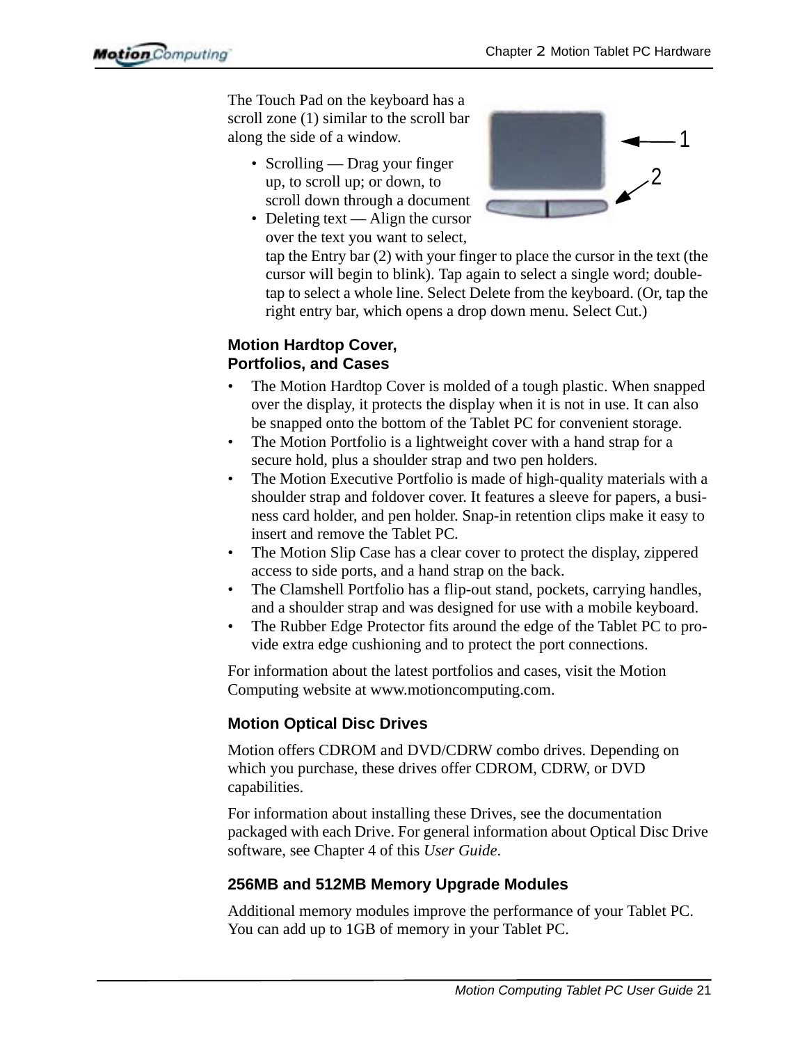The Touch Pad on the keyboard has a scroll zone (1) similar to the scroll bar along the side of a window.

- Scrolling — Drag your finger up, to scroll up; or down, to scroll down through a document
- Deleting text — Align the cursor over the text you want to select, tap the Entry bar (2) with your finger to place the cursor in the text (the cursor will begin to blink). Tap again to select a single word; double-tap to select a whole line. Select Delete from the keyboard. (Or, tap the right entry bar, which opens a drop down menu. Select Cut.)

### Motion Hardtop Cover, Portfolios, and Cases

- The Motion Hardtop Cover is molded of a tough plastic. When snapped over the display, it protects the display when it is not in use. It can also be snapped onto the bottom of the Tablet PC for convenient storage.
- The Motion Portfolio is a lightweight cover with a hand strap for a secure hold, plus a shoulder strap and two pen holders.
- The Motion Executive Portfolio is made of high-quality materials with a shoulder strap and foldover cover. It features a sleeve for papers, a business card holder, and pen holder. Snap-in retention clips make it easy to insert and remove the Tablet PC.
- The Motion Slip Case has a clear cover to protect the display, zippered access to side ports, and a hand strap on the back.
- The Clamshell Portfolio has a flip-out stand, pockets, carrying handles, and a shoulder strap and was designed for use with a mobile keyboard.
- The Rubber Edge Protector fits around the edge of the Tablet PC to provide extra edge cushioning and to protect the port connections.

For information about the latest portfolios and cases, visit the Motion Computing website at www.motioncomputing.com.

### Motion Optical Disc Drives

Motion offers CDROM and DVD/CDRW combo drives. Depending on which you purchase, these drives offer CDROM, CDRW, or DVD capabilities.

For information about installing these Drives, see the documentation packaged with each Drive. For general information about Optical Disc Drive software, see Chapter 4 of this *User Guide*.

### 256MB and 512MB Memory Upgrade Modules

Additional memory modules improve the performance of your Tablet PC. You can add up to 1GB of memory in your Tablet PC.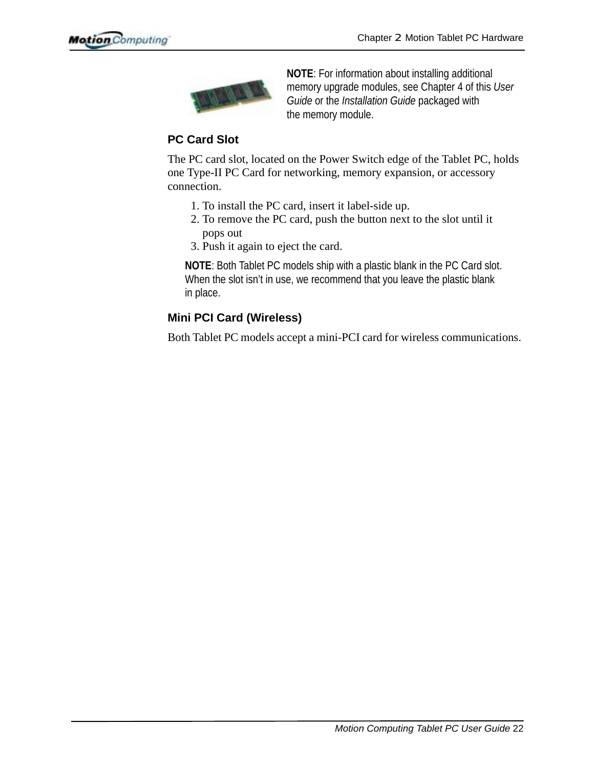**NOTE**: For information about installing additional memory upgrade modules, see Chapter 4 of this *User Guide* or the *Installation Guide* packaged with the memory module.

### PC Card Slot

The PC card slot, located on the Power Switch edge of the Tablet PC, holds one Type-II PC Card for networking, memory expansion, or accessory connection.

1. To install the PC card, insert it label-side up.
2. To remove the PC card, push the button next to the slot until it pops out
3. Push it again to eject the card.

**NOTE**: Both Tablet PC models ship with a plastic blank in the PC Card slot. When the slot isn't in use, we recommend that you leave the plastic blank in place.

### Mini PCI Card (Wireless)

Both Tablet PC models accept a mini-PCI card for wireless communications.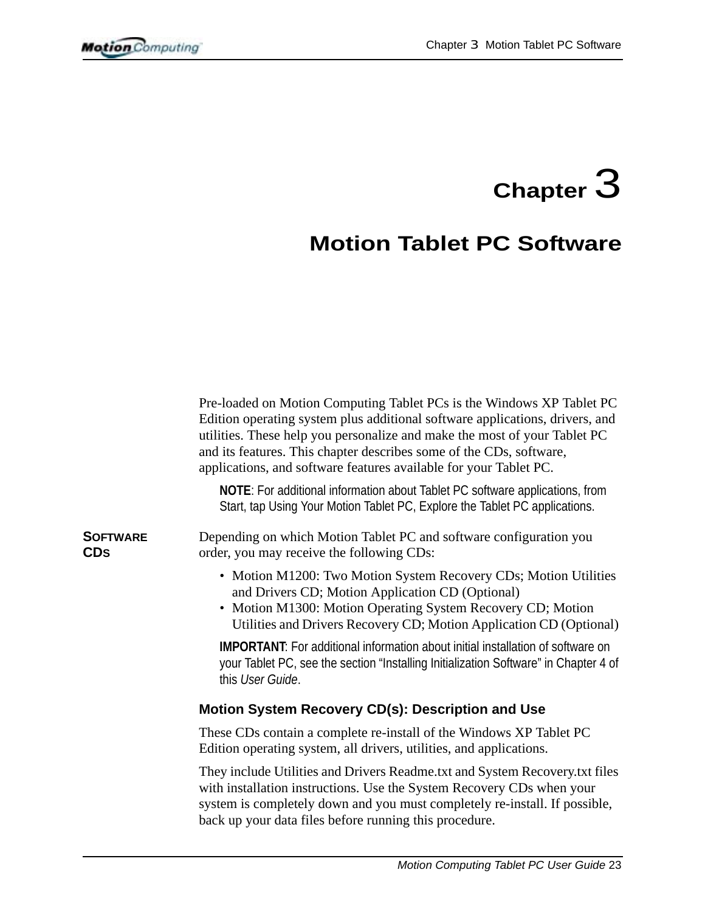# Chapter 3

# Motion Tablet PC Software

Pre-loaded on Motion Computing Tablet PCs is the Windows XP Tablet PC Edition operating system plus additional software applications, drivers, and utilities. These help you personalize and make the most of your Tablet PC and its features. This chapter describes some of the CDs, software, applications, and software features available for your Tablet PC.

**NOTE**: For additional information about Tablet PC software applications, from Start, tap Using Your Motion Tablet PC, Explore the Tablet PC applications.

## SOFTWARE CDS

Depending on which Motion Tablet PC and software configuration you order, you may receive the following CDs:

- Motion M1200: Two Motion System Recovery CDs; Motion Utilities and Drivers CD; Motion Application CD (Optional)
- Motion M1300: Motion Operating System Recovery CD; Motion Utilities and Drivers Recovery CD; Motion Application CD (Optional)

**IMPORTANT**: For additional information about initial installation of software on your Tablet PC, see the section “Installing Initialization Software” in Chapter 4 of this *User Guide*.

### Motion System Recovery CD(s): Description and Use

These CDs contain a complete re-install of the Windows XP Tablet PC Edition operating system, all drivers, utilities, and applications.

They include Utilities and Drivers Readme.txt and System Recovery.txt files with installation instructions. Use the System Recovery CDs when your system is completely down and you must completely re-install. If possible, back up your data files before running this procedure.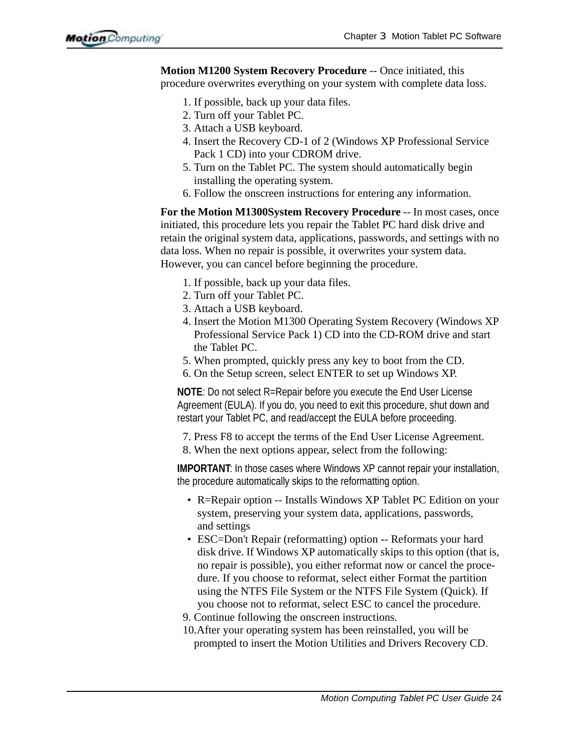**Motion M1200 System Recovery Procedure** -- Once initiated, this procedure overwrites everything on your system with complete data loss.

1. If possible, back up your data files.
2. Turn off your Tablet PC.
3. Attach a USB keyboard.
4. Insert the Recovery CD-1 of 2 (Windows XP Professional Service Pack 1 CD) into your CDROM drive.
5. Turn on the Tablet PC. The system should automatically begin installing the operating system.
6. Follow the onscreen instructions for entering any information.

**For the Motion M1300System Recovery Procedure** -- In most cases, once initiated, this procedure lets you repair the Tablet PC hard disk drive and retain the original system data, applications, passwords, and settings with no data loss. When no repair is possible, it overwrites your system data. However, you can cancel before beginning the procedure.

1. If possible, back up your data files.
2. Turn off your Tablet PC.
3. Attach a USB keyboard.
4. Insert the Motion M1300 Operating System Recovery (Windows XP Professional Service Pack 1) CD into the CD-ROM drive and start the Tablet PC.
5. When prompted, quickly press any key to boot from the CD.
6. On the Setup screen, select ENTER to set up Windows XP.

**NOTE**: Do not select R=Repair before you execute the End User License Agreement (EULA). If you do, you need to exit this procedure, shut down and restart your Tablet PC, and read/accept the EULA before proceeding.

7. Press F8 to accept the terms of the End User License Agreement.
8. When the next options appear, select from the following:

**IMPORTANT**: In those cases where Windows XP cannot repair your installation, the procedure automatically skips to the reformatting option.

- R=Repair option -- Installs Windows XP Tablet PC Edition on your system, preserving your system data, applications, passwords, and settings
- ESC=Don't Repair (reformatting) option -- Reformats your hard disk drive. If Windows XP automatically skips to this option (that is, no repair is possible), you either reformat now or cancel the procedure. If you choose to reformat, select either Format the partition using the NTFS File System or the NTFS File System (Quick). If you choose not to reformat, select ESC to cancel the procedure.

9. Continue following the onscreen instructions.
10. After your operating system has been reinstalled, you will be prompted to insert the Motion Utilities and Drivers Recovery CD.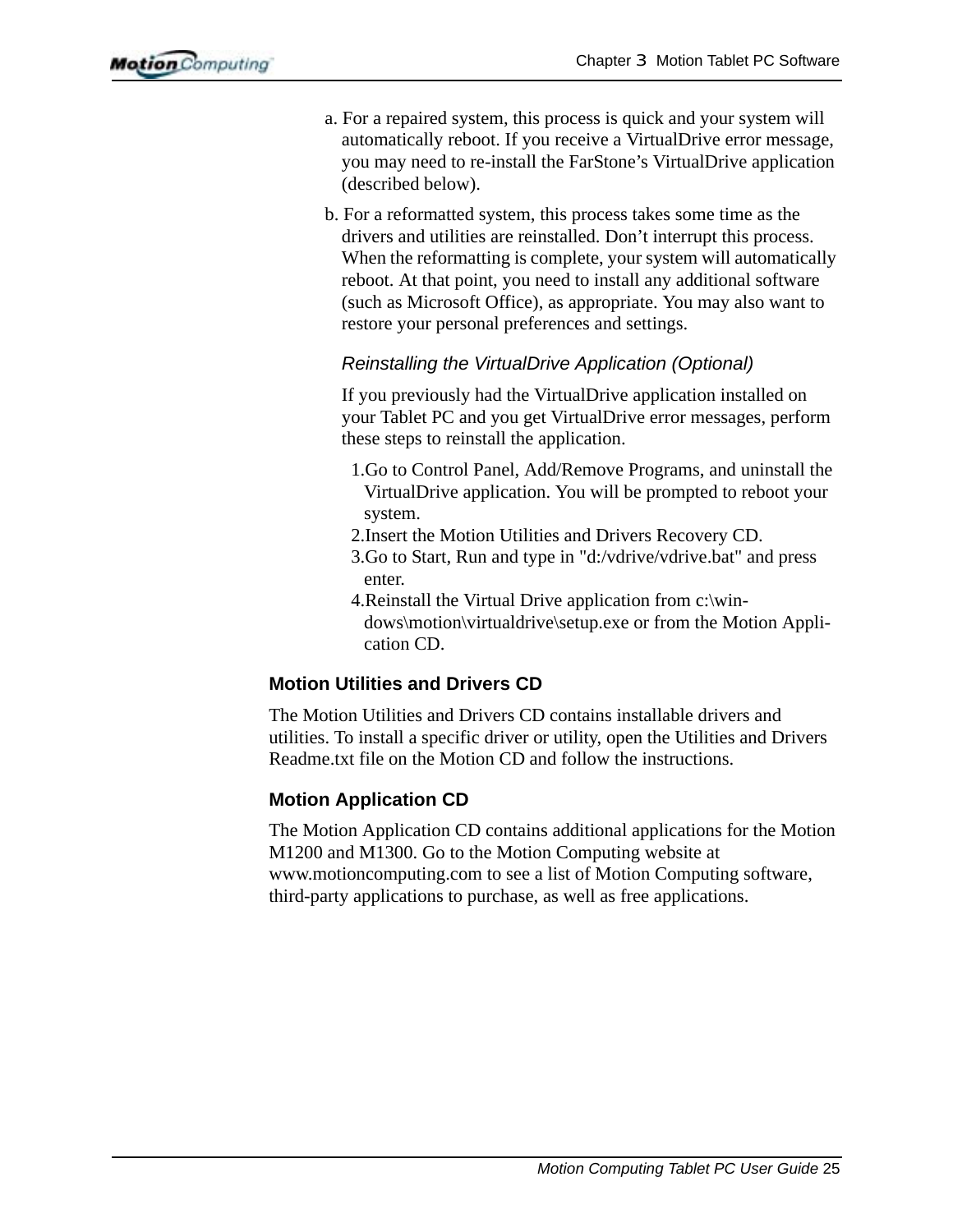a. For a repaired system, this process is quick and your system will automatically reboot. If you receive a VirtualDrive error message, you may need to re-install the FarStone's VirtualDrive application (described below).

b. For a reformatted system, this process takes some time as the drivers and utilities are reinstalled. Don't interrupt this process. When the reformatting is complete, your system will automatically reboot. At that point, you need to install any additional software (such as Microsoft Office), as appropriate. You may also want to restore your personal preferences and settings.

*Reinstalling the VirtualDrive Application (Optional)*

If you previously had the VirtualDrive application installed on your Tablet PC and you get VirtualDrive error messages, perform these steps to reinstall the application.

1. Go to Control Panel, Add/Remove Programs, and uninstall the VirtualDrive application. You will be prompted to reboot your system.
2. Insert the Motion Utilities and Drivers Recovery CD.
3. Go to Start, Run and type in "d:/vdrive/vdrive.bat" and press enter.
4. Reinstall the Virtual Drive application from c:\windows\motion\virtualdrive\setup.exe or from the Motion Application CD.

## Motion Utilities and Drivers CD

The Motion Utilities and Drivers CD contains installable drivers and utilities. To install a specific driver or utility, open the Utilities and Drivers Readme.txt file on the Motion CD and follow the instructions.

## Motion Application CD

The Motion Application CD contains additional applications for the Motion M1200 and M1300. Go to the Motion Computing website at www.motioncomputing.com to see a list of Motion Computing software, third-party applications to purchase, as well as free applications.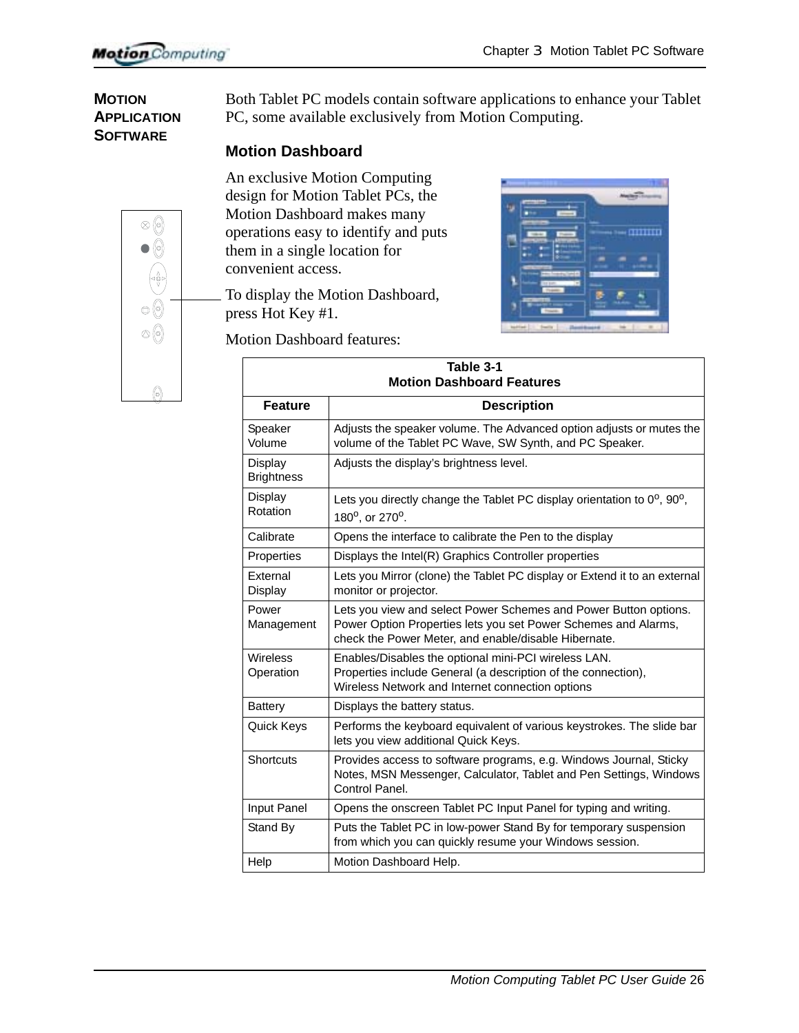## Motion Application Software

Both Tablet PC models contain software applications to enhance your Tablet PC, some available exclusively from Motion Computing.

### Motion Dashboard

An exclusive Motion Computing design for Motion Tablet PCs, the Motion Dashboard makes many operations easy to identify and puts them in a single location for convenient access.

To display the Motion Dashboard, press Hot Key #1.

Motion Dashboard features:

**Table 3-1**
**Motion Dashboard Features**

| Feature | Description |
|---|---|
| Speaker Volume | Adjusts the speaker volume. The Advanced option adjusts or mutes the volume of the Tablet PC Wave, SW Synth, and PC Speaker. |
| Display Brightness | Adjusts the display's brightness level. |
| Display Rotation | Lets you directly change the Tablet PC display orientation to 0°, 90°, 180°, or 270°. |
| Calibrate | Opens the interface to calibrate the Pen to the display |
| Properties | Displays the Intel(R) Graphics Controller properties |
| External Display | Lets you Mirror (clone) the Tablet PC display or Extend it to an external monitor or projector. |
| Power Management | Lets you view and select Power Schemes and Power Button options. Power Option Properties lets you set Power Schemes and Alarms, check the Power Meter, and enable/disable Hibernate. |
| Wireless Operation | Enables/Disables the optional mini-PCI wireless LAN. Properties include General (a description of the connection), Wireless Network and Internet connection options |
| Battery | Displays the battery status. |
| Quick Keys | Performs the keyboard equivalent of various keystrokes. The slide bar lets you view additional Quick Keys. |
| Shortcuts | Provides access to software programs, e.g. Windows Journal, Sticky Notes, MSN Messenger, Calculator, Tablet and Pen Settings, Windows Control Panel. |
| Input Panel | Opens the onscreen Tablet PC Input Panel for typing and writing. |
| Stand By | Puts the Tablet PC in low-power Stand By for temporary suspension from which you can quickly resume your Windows session. |
| Help | Motion Dashboard Help. |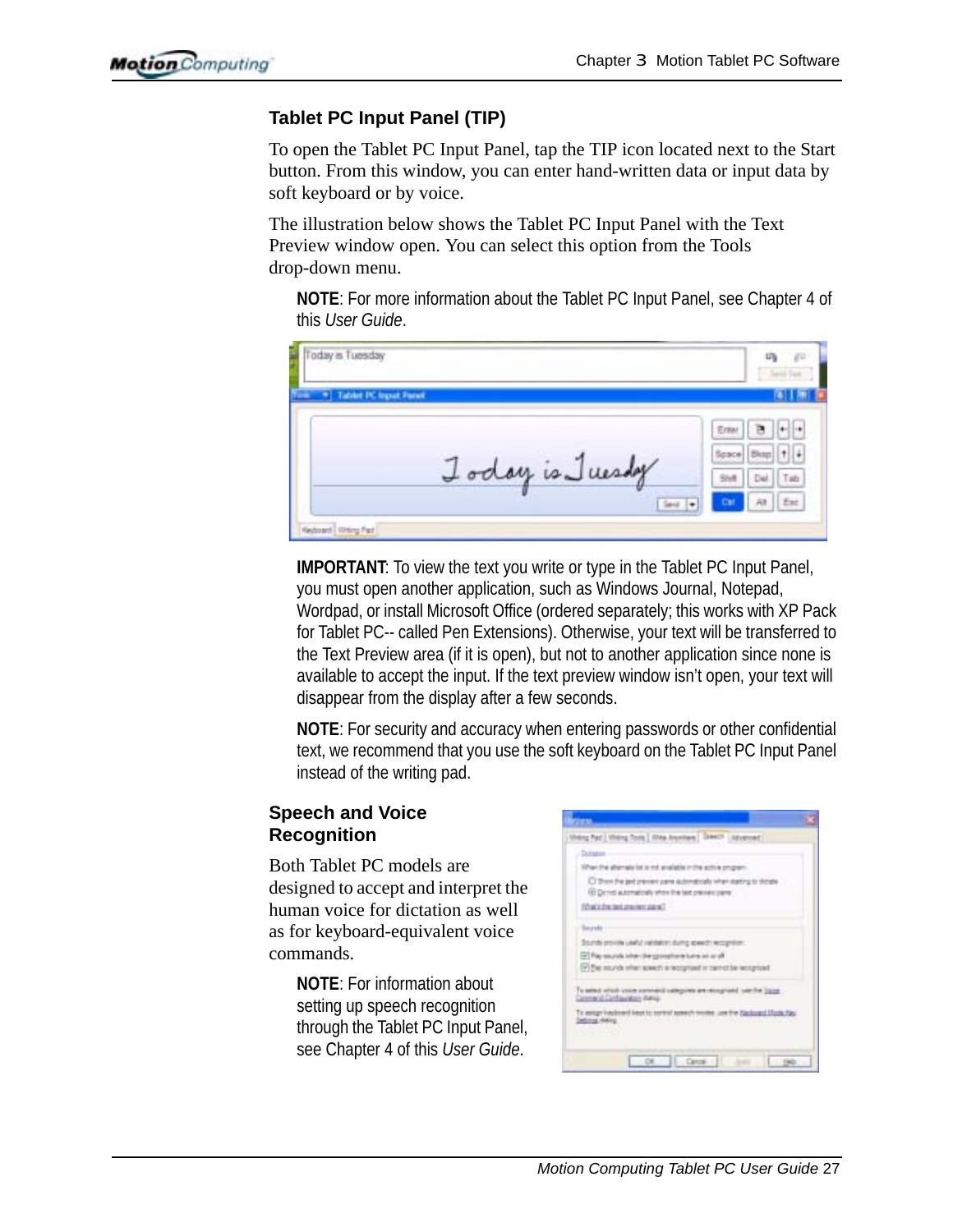## Tablet PC Input Panel (TIP)

To open the Tablet PC Input Panel, tap the TIP icon located next to the Start button. From this window, you can enter hand-written data or input data by soft keyboard or by voice.

The illustration below shows the Tablet PC Input Panel with the Text Preview window open. You can select this option from the Tools drop-down menu.

**NOTE**: For more information about the Tablet PC Input Panel, see Chapter 4 of this *User Guide*.

**IMPORTANT**: To view the text you write or type in the Tablet PC Input Panel, you must open another application, such as Windows Journal, Notepad, Wordpad, or install Microsoft Office (ordered separately; this works with XP Pack for Tablet PC-- called Pen Extensions). Otherwise, your text will be transferred to the Text Preview area (if it is open), but not to another application since none is available to accept the input. If the text preview window isn't open, your text will disappear from the display after a few seconds.

**NOTE**: For security and accuracy when entering passwords or other confidential text, we recommend that you use the soft keyboard on the Tablet PC Input Panel instead of the writing pad.

## Speech and Voice Recognition

Both Tablet PC models are designed to accept and interpret the human voice for dictation as well as for keyboard-equivalent voice commands.

**NOTE**: For information about setting up speech recognition through the Tablet PC Input Panel, see Chapter 4 of this *User Guide*.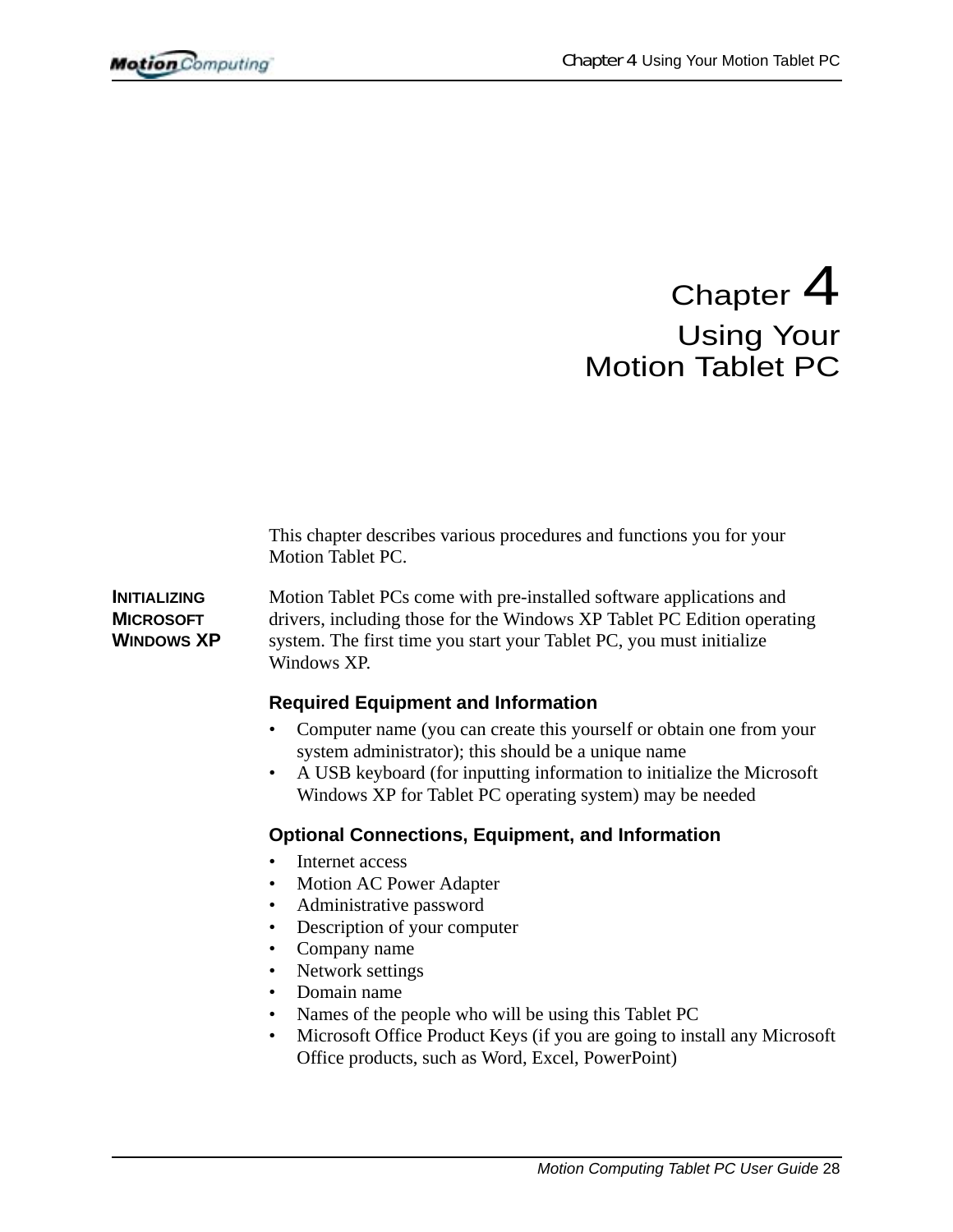# Chapter 4
# Using Your Motion Tablet PC

This chapter describes various procedures and functions you for your Motion Tablet PC.

## INITIALIZING MICROSOFT WINDOWS XP

Motion Tablet PCs come with pre-installed software applications and drivers, including those for the Windows XP Tablet PC Edition operating system. The first time you start your Tablet PC, you must initialize Windows XP.

### Required Equipment and Information

- Computer name (you can create this yourself or obtain one from your system administrator); this should be a unique name
- A USB keyboard (for inputting information to initialize the Microsoft Windows XP for Tablet PC operating system) may be needed

### Optional Connections, Equipment, and Information

- Internet access
- Motion AC Power Adapter
- Administrative password
- Description of your computer
- Company name
- Network settings
- Domain name
- Names of the people who will be using this Tablet PC
- Microsoft Office Product Keys (if you are going to install any Microsoft Office products, such as Word, Excel, PowerPoint)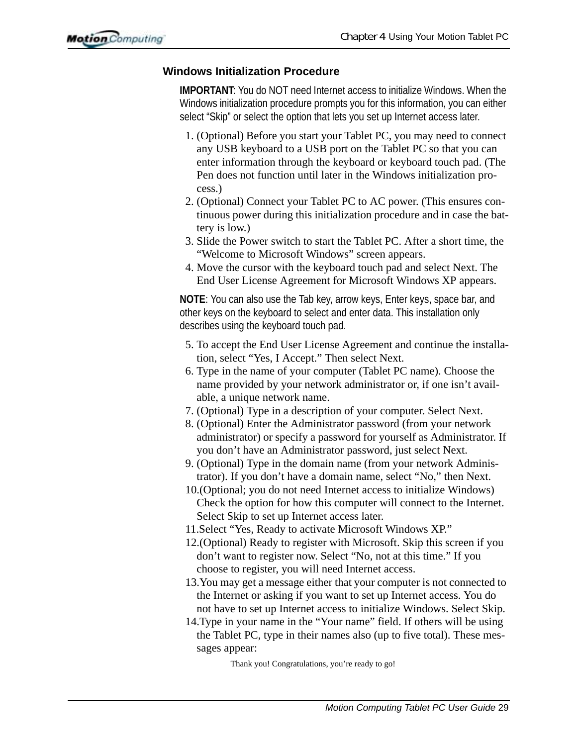### Windows Initialization Procedure

**IMPORTANT**: You do NOT need Internet access to initialize Windows. When the Windows initialization procedure prompts you for this information, you can either select “Skip” or select the option that lets you set up Internet access later.

1. (Optional) Before you start your Tablet PC, you may need to connect any USB keyboard to a USB port on the Tablet PC so that you can enter information through the keyboard or keyboard touch pad. (The Pen does not function until later in the Windows initialization process.)
2. (Optional) Connect your Tablet PC to AC power. (This ensures continuous power during this initialization procedure and in case the battery is low.)
3. Slide the Power switch to start the Tablet PC. After a short time, the “Welcome to Microsoft Windows” screen appears.
4. Move the cursor with the keyboard touch pad and select Next. The End User License Agreement for Microsoft Windows XP appears.

**NOTE**: You can also use the Tab key, arrow keys, Enter keys, space bar, and other keys on the keyboard to select and enter data. This installation only describes using the keyboard touch pad.

5. To accept the End User License Agreement and continue the installation, select “Yes, I Accept.” Then select Next.
6. Type in the name of your computer (Tablet PC name). Choose the name provided by your network administrator or, if one isn’t available, a unique network name.
7. (Optional) Type in a description of your computer. Select Next.
8. (Optional) Enter the Administrator password (from your network administrator) or specify a password for yourself as Administrator. If you don’t have an Administrator password, just select Next.
9. (Optional) Type in the domain name (from your network Administrator). If you don’t have a domain name, select “No,” then Next.
10. (Optional; you do not need Internet access to initialize Windows) Check the option for how this computer will connect to the Internet. Select Skip to set up Internet access later.
11. Select “Yes, Ready to activate Microsoft Windows XP.”
12. (Optional) Ready to register with Microsoft. Skip this screen if you don’t want to register now. Select “No, not at this time.” If you choose to register, you will need Internet access.
13. You may get a message either that your computer is not connected to the Internet or asking if you want to set up Internet access. You do not have to set up Internet access to initialize Windows. Select Skip.
14. Type in your name in the “Your name” field. If others will be using the Tablet PC, type in their names also (up to five total). These messages appear:

    Thank you! Congratulations, you’re ready to go!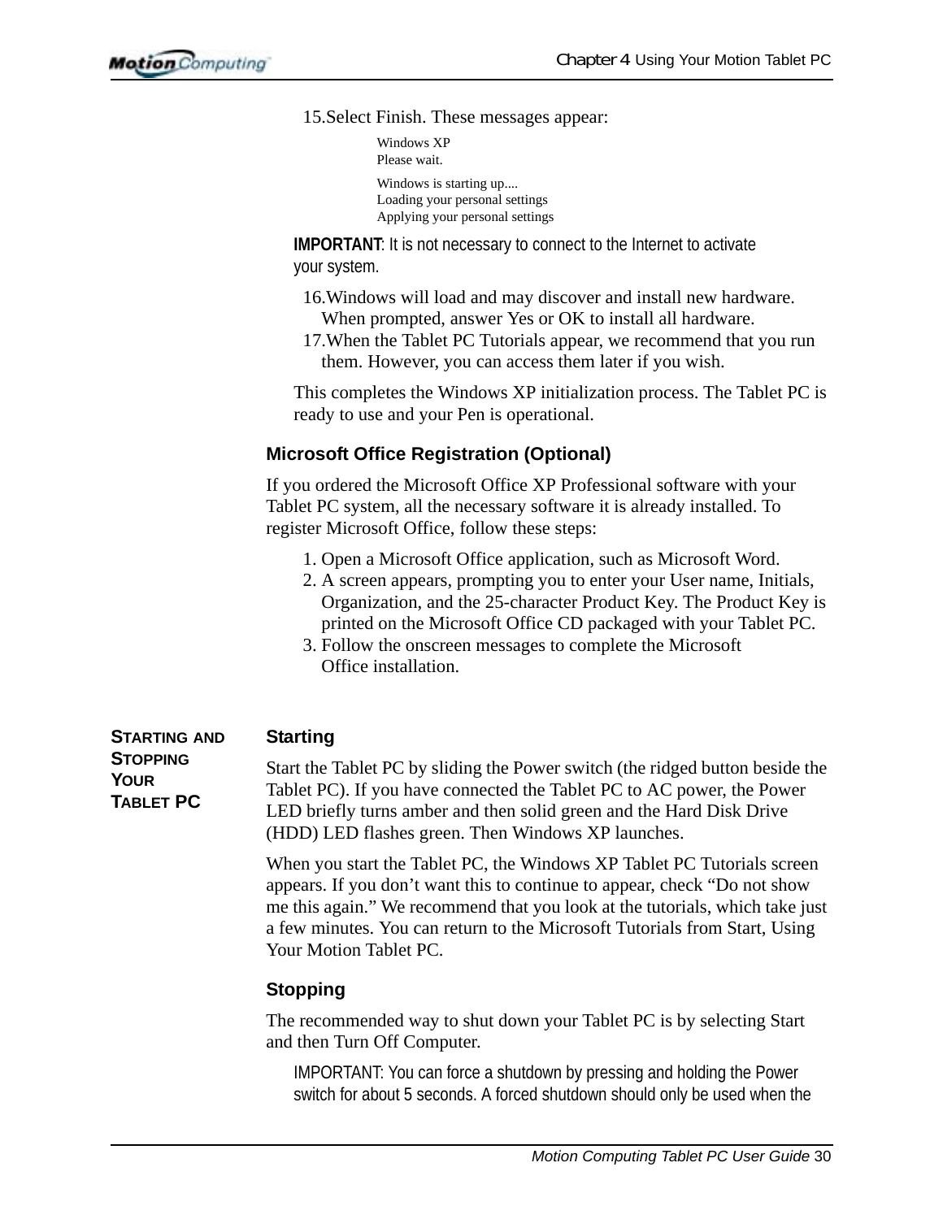15. Select Finish. These messages appear:

    Windows XP
    Please wait.

    Windows is starting up....
    Loading your personal settings
    Applying your personal settings

**IMPORTANT**: It is not necessary to connect to the Internet to activate your system.

16. Windows will load and may discover and install new hardware. When prompted, answer Yes or OK to install all hardware.
17. When the Tablet PC Tutorials appear, we recommend that you run them. However, you can access them later if you wish.

This completes the Windows XP initialization process. The Tablet PC is ready to use and your Pen is operational.

### Microsoft Office Registration (Optional)

If you ordered the Microsoft Office XP Professional software with your Tablet PC system, all the necessary software it is already installed. To register Microsoft Office, follow these steps:

1. Open a Microsoft Office application, such as Microsoft Word.
2. A screen appears, prompting you to enter your User name, Initials, Organization, and the 25-character Product Key. The Product Key is printed on the Microsoft Office CD packaged with your Tablet PC.
3. Follow the onscreen messages to complete the Microsoft Office installation.

## Starting and Stopping Your Tablet PC

### Starting

Start the Tablet PC by sliding the Power switch (the ridged button beside the Tablet PC). If you have connected the Tablet PC to AC power, the Power LED briefly turns amber and then solid green and the Hard Disk Drive (HDD) LED flashes green. Then Windows XP launches.

When you start the Tablet PC, the Windows XP Tablet PC Tutorials screen appears. If you don't want this to continue to appear, check "Do not show me this again." We recommend that you look at the tutorials, which take just a few minutes. You can return to the Microsoft Tutorials from Start, Using Your Motion Tablet PC.

### Stopping

The recommended way to shut down your Tablet PC is by selecting Start and then Turn Off Computer.

IMPORTANT: You can force a shutdown by pressing and holding the Power switch for about 5 seconds. A forced shutdown should only be used when the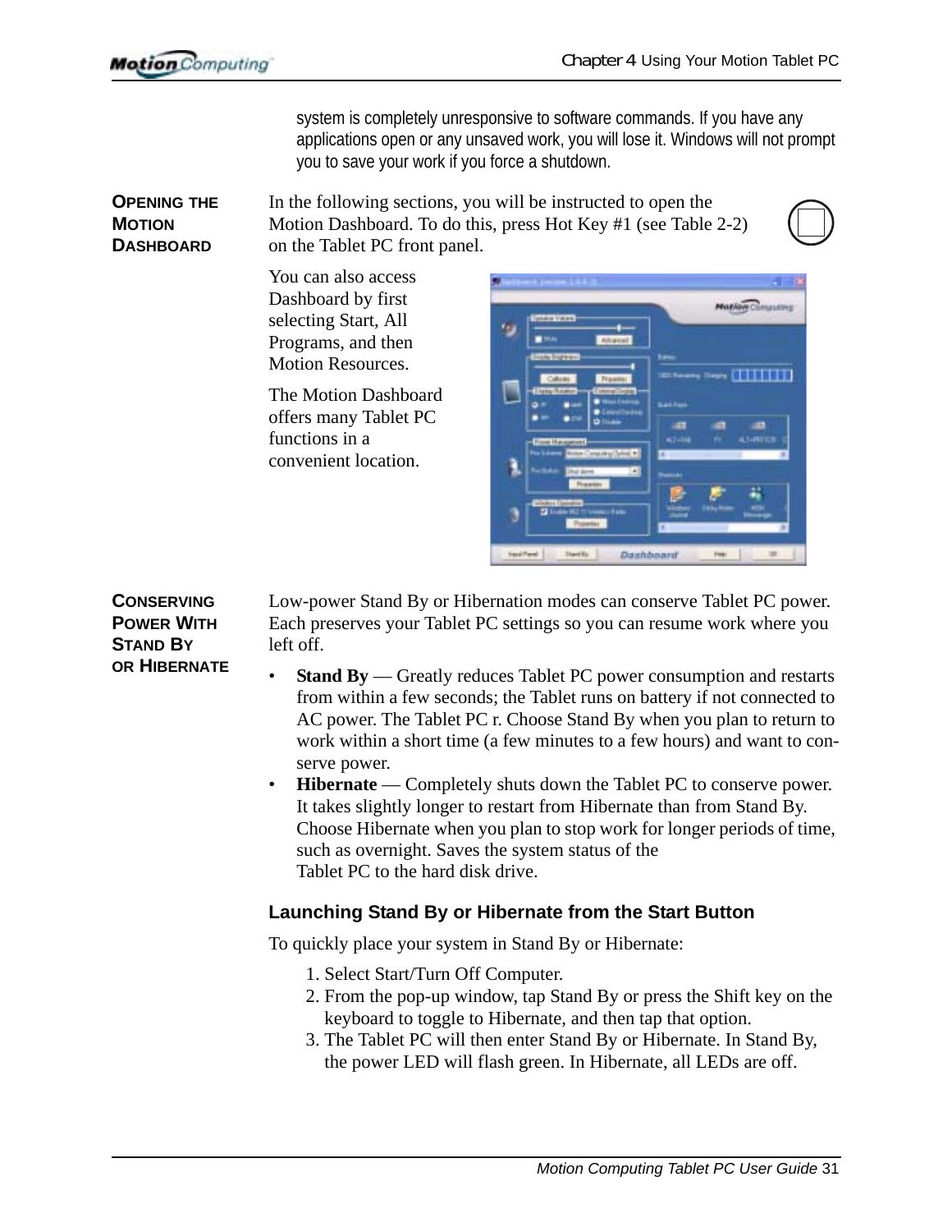system is completely unresponsive to software commands. If you have any applications open or any unsaved work, you will lose it. Windows will not prompt you to save your work if you force a shutdown.

## Opening the Motion Dashboard

In the following sections, you will be instructed to open the Motion Dashboard. To do this, press Hot Key #1 (see Table 2-2) on the Tablet PC front panel.

You can also access Dashboard by first selecting Start, All Programs, and then Motion Resources.

The Motion Dashboard offers many Tablet PC functions in a convenient location.

## Conserving Power With Stand By or Hibernate

Low-power Stand By or Hibernation modes can conserve Tablet PC power. Each preserves your Tablet PC settings so you can resume work where you left off.

- **Stand By** — Greatly reduces Tablet PC power consumption and restarts from within a few seconds; the Tablet runs on battery if not connected to AC power. The Tablet PC r. Choose Stand By when you plan to return to work within a short time (a few minutes to a few hours) and want to conserve power.
- **Hibernate** — Completely shuts down the Tablet PC to conserve power. It takes slightly longer to restart from Hibernate than from Stand By. Choose Hibernate when you plan to stop work for longer periods of time, such as overnight. Saves the system status of the Tablet PC to the hard disk drive.

### Launching Stand By or Hibernate from the Start Button

To quickly place your system in Stand By or Hibernate:

1. Select Start/Turn Off Computer.
2. From the pop-up window, tap Stand By or press the Shift key on the keyboard to toggle to Hibernate, and then tap that option.
3. The Tablet PC will then enter Stand By or Hibernate. In Stand By, the power LED will flash green. In Hibernate, all LEDs are off.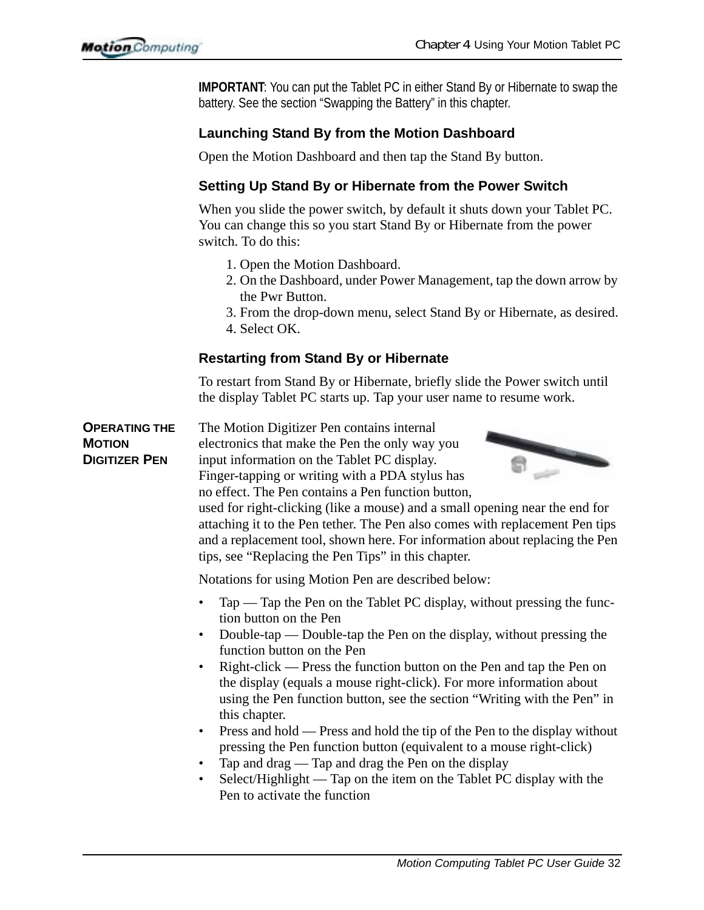**IMPORTANT**: You can put the Tablet PC in either Stand By or Hibernate to swap the battery. See the section “Swapping the Battery” in this chapter.

### Launching Stand By from the Motion Dashboard

Open the Motion Dashboard and then tap the Stand By button.

### Setting Up Stand By or Hibernate from the Power Switch

When you slide the power switch, by default it shuts down your Tablet PC. You can change this so you start Stand By or Hibernate from the power switch. To do this:

1. Open the Motion Dashboard.
2. On the Dashboard, under Power Management, tap the down arrow by the Pwr Button.
3. From the drop-down menu, select Stand By or Hibernate, as desired.
4. Select OK.

### Restarting from Stand By or Hibernate

To restart from Stand By or Hibernate, briefly slide the Power switch until the display Tablet PC starts up. Tap your user name to resume work.

## Operating the Motion Digitizer Pen

The Motion Digitizer Pen contains internal electronics that make the Pen the only way you input information on the Tablet PC display. Finger-tapping or writing with a PDA stylus has no effect. The Pen contains a Pen function button, used for right-clicking (like a mouse) and a small opening near the end for attaching it to the Pen tether. The Pen also comes with replacement Pen tips and a replacement tool, shown here. For information about replacing the Pen tips, see “Replacing the Pen Tips” in this chapter.

Notations for using Motion Pen are described below:

- Tap — Tap the Pen on the Tablet PC display, without pressing the function button on the Pen
- Double-tap — Double-tap the Pen on the display, without pressing the function button on the Pen
- Right-click — Press the function button on the Pen and tap the Pen on the display (equals a mouse right-click). For more information about using the Pen function button, see the section “Writing with the Pen” in this chapter.
- Press and hold — Press and hold the tip of the Pen to the display without pressing the Pen function button (equivalent to a mouse right-click)
- Tap and drag — Tap and drag the Pen on the display
- Select/Highlight — Tap on the item on the Tablet PC display with the Pen to activate the function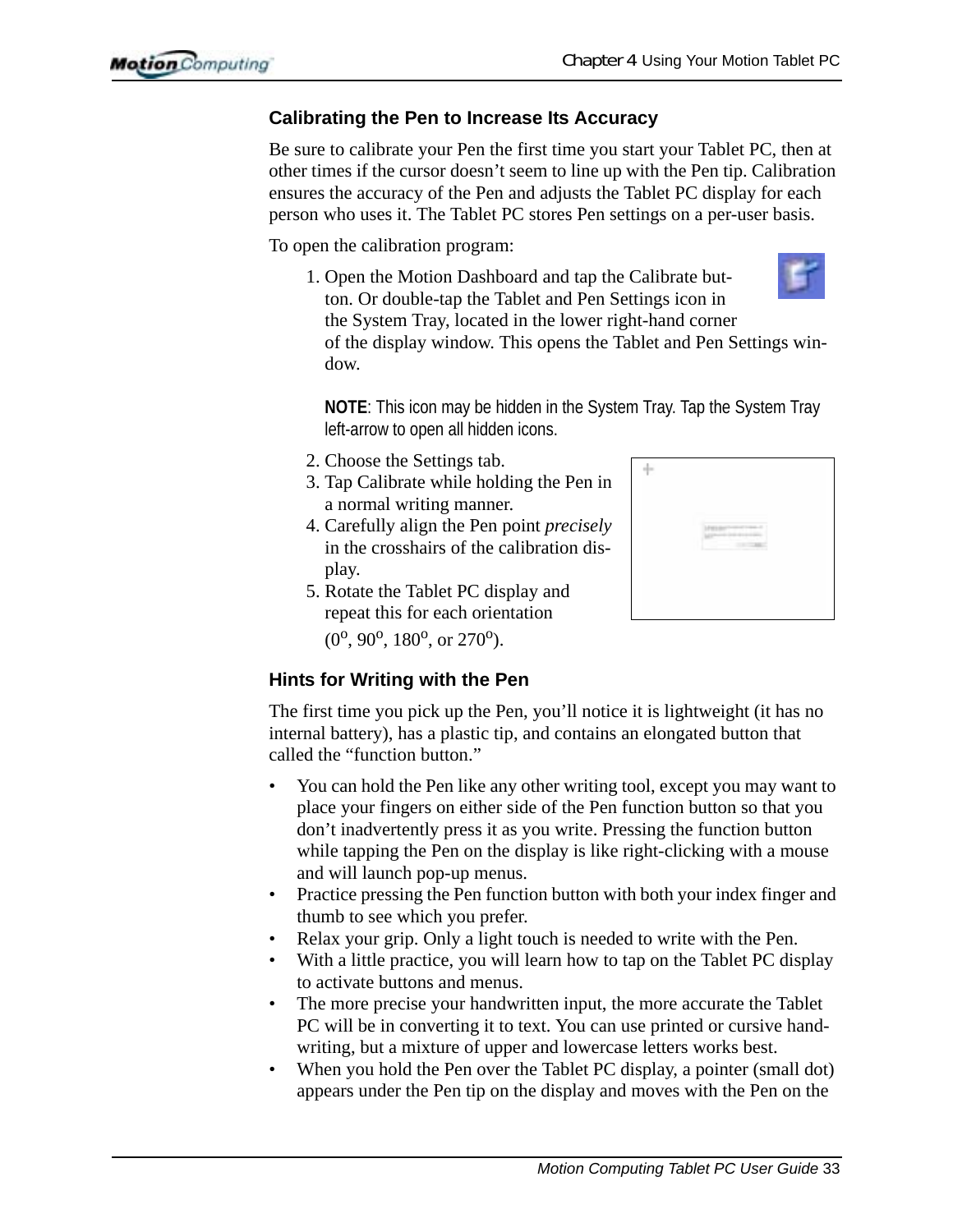### Calibrating the Pen to Increase Its Accuracy

Be sure to calibrate your Pen the first time you start your Tablet PC, then at other times if the cursor doesn't seem to line up with the Pen tip. Calibration ensures the accuracy of the Pen and adjusts the Tablet PC display for each person who uses it. The Tablet PC stores Pen settings on a per-user basis.

To open the calibration program:

1. Open the Motion Dashboard and tap the Calibrate button. Or double-tap the Tablet and Pen Settings icon in the System Tray, located in the lower right-hand corner of the display window. This opens the Tablet and Pen Settings window.

   **NOTE**: This icon may be hidden in the System Tray. Tap the System Tray left-arrow to open all hidden icons.

2. Choose the Settings tab.
3. Tap Calibrate while holding the Pen in a normal writing manner.
4. Carefully align the Pen point *precisely* in the crosshairs of the calibration display.
5. Rotate the Tablet PC display and repeat this for each orientation ($0^o$, $90^o$, $180^o$, or $270^o$).

### Hints for Writing with the Pen

The first time you pick up the Pen, you'll notice it is lightweight (it has no internal battery), has a plastic tip, and contains an elongated button that called the "function button."

- You can hold the Pen like any other writing tool, except you may want to place your fingers on either side of the Pen function button so that you don't inadvertently press it as you write. Pressing the function button while tapping the Pen on the display is like right-clicking with a mouse and will launch pop-up menus.
- Practice pressing the Pen function button with both your index finger and thumb to see which you prefer.
- Relax your grip. Only a light touch is needed to write with the Pen.
- With a little practice, you will learn how to tap on the Tablet PC display to activate buttons and menus.
- The more precise your handwritten input, the more accurate the Tablet PC will be in converting it to text. You can use printed or cursive handwriting, but a mixture of upper and lowercase letters works best.
- When you hold the Pen over the Tablet PC display, a pointer (small dot) appears under the Pen tip on the display and moves with the Pen on the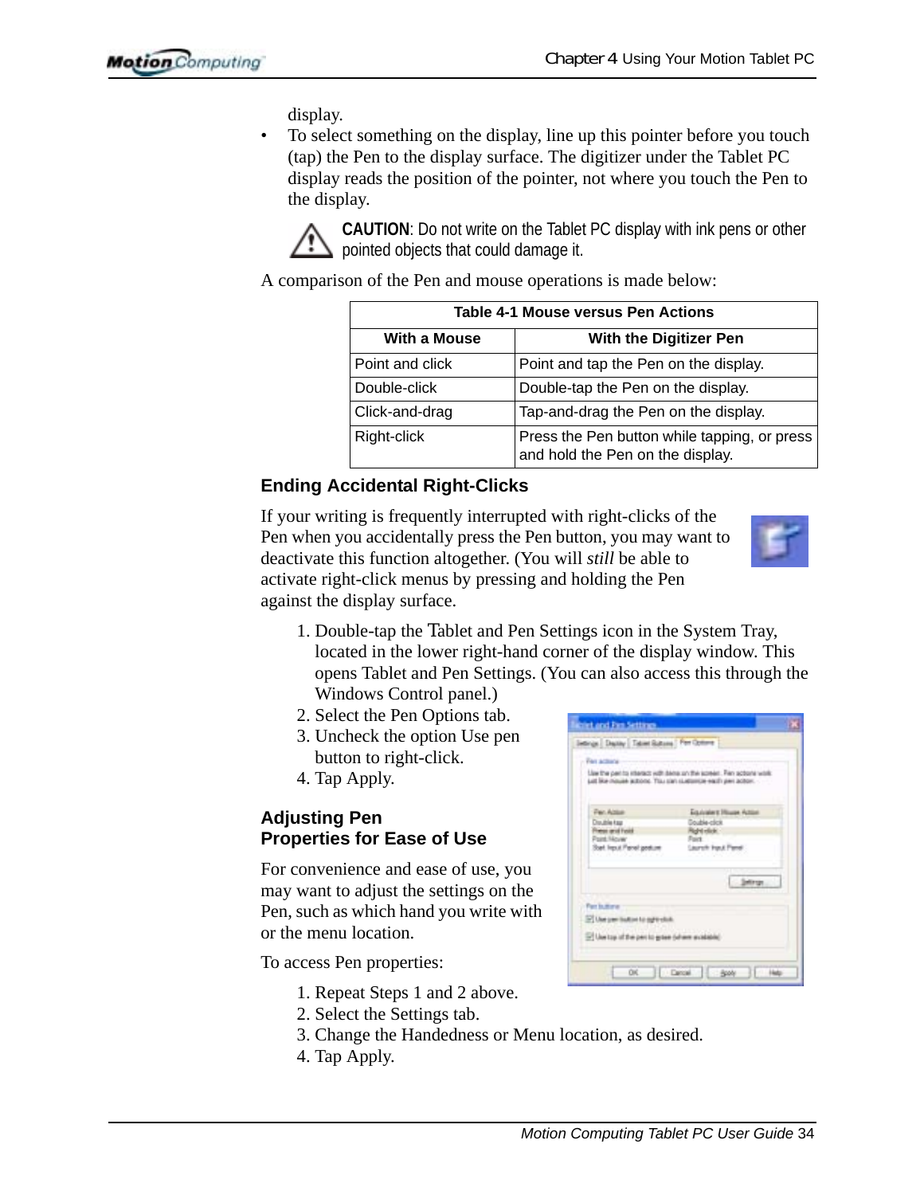display.

- To select something on the display, line up this pointer before you touch (tap) the Pen to the display surface. The digitizer under the Tablet PC display reads the position of the pointer, not where you touch the Pen to the display.

**CAUTION**: Do not write on the Tablet PC display with ink pens or other pointed objects that could damage it.

A comparison of the Pen and mouse operations is made below:

**Table 4-1 Mouse versus Pen Actions**

| With a Mouse | With the Digitizer Pen |
|---|---|
| Point and click | Point and tap the Pen on the display. |
| Double-click | Double-tap the Pen on the display. |
| Click-and-drag | Tap-and-drag the Pen on the display. |
| Right-click | Press the Pen button while tapping, or press and hold the Pen on the display. |

### Ending Accidental Right-Clicks

If your writing is frequently interrupted with right-clicks of the Pen when you accidentally press the Pen button, you may want to deactivate this function altogether. (You will *still* be able to activate right-click menus by pressing and holding the Pen against the display surface.

1. Double-tap the Tablet and Pen Settings icon in the System Tray, located in the lower right-hand corner of the display window. This opens Tablet and Pen Settings. (You can also access this through the Windows Control panel.)
2. Select the Pen Options tab.
3. Uncheck the option Use pen button to right-click.
4. Tap Apply.

### Adjusting Pen Properties for Ease of Use

For convenience and ease of use, you may want to adjust the settings on the Pen, such as which hand you write with or the menu location.

To access Pen properties:

1. Repeat Steps 1 and 2 above.
2. Select the Settings tab.
3. Change the Handedness or Menu location, as desired.
4. Tap Apply.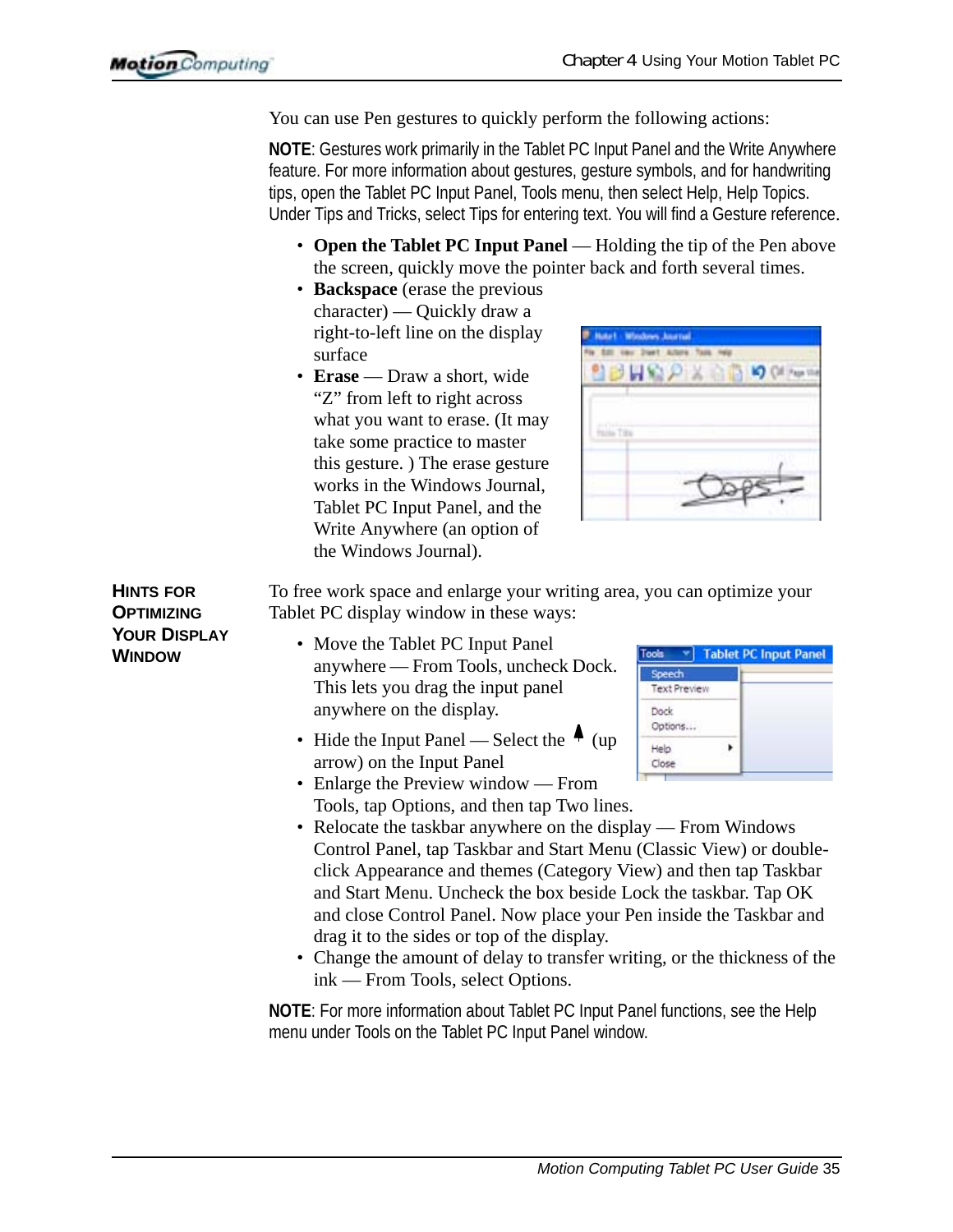You can use Pen gestures to quickly perform the following actions:

**NOTE**: Gestures work primarily in the Tablet PC Input Panel and the Write Anywhere feature. For more information about gestures, gesture symbols, and for handwriting tips, open the Tablet PC Input Panel, Tools menu, then select Help, Help Topics. Under Tips and Tricks, select Tips for entering text. You will find a Gesture reference.

- **Open the Tablet PC Input Panel** — Holding the tip of the Pen above the screen, quickly move the pointer back and forth several times.
- **Backspace** (erase the previous character) — Quickly draw a right-to-left line on the display surface
- **Erase** — Draw a short, wide “Z” from left to right across what you want to erase. (It may take some practice to master this gesture. ) The erase gesture works in the Windows Journal, Tablet PC Input Panel, and the Write Anywhere (an option of the Windows Journal).

## Hints for Optimizing Your Display Window

To free work space and enlarge your writing area, you can optimize your Tablet PC display window in these ways:

- Move the Tablet PC Input Panel anywhere — From Tools, uncheck Dock. This lets you drag the input panel anywhere on the display.
- Hide the Input Panel — Select the ↑ (up arrow) on the Input Panel
- Enlarge the Preview window — From Tools, tap Options, and then tap Two lines.
- Relocate the taskbar anywhere on the display — From Windows Control Panel, tap Taskbar and Start Menu (Classic View) or double-click Appearance and themes (Category View) and then tap Taskbar and Start Menu. Uncheck the box beside Lock the taskbar. Tap OK and close Control Panel. Now place your Pen inside the Taskbar and drag it to the sides or top of the display.
- Change the amount of delay to transfer writing, or the thickness of the ink — From Tools, select Options.

**NOTE**: For more information about Tablet PC Input Panel functions, see the Help menu under Tools on the Tablet PC Input Panel window.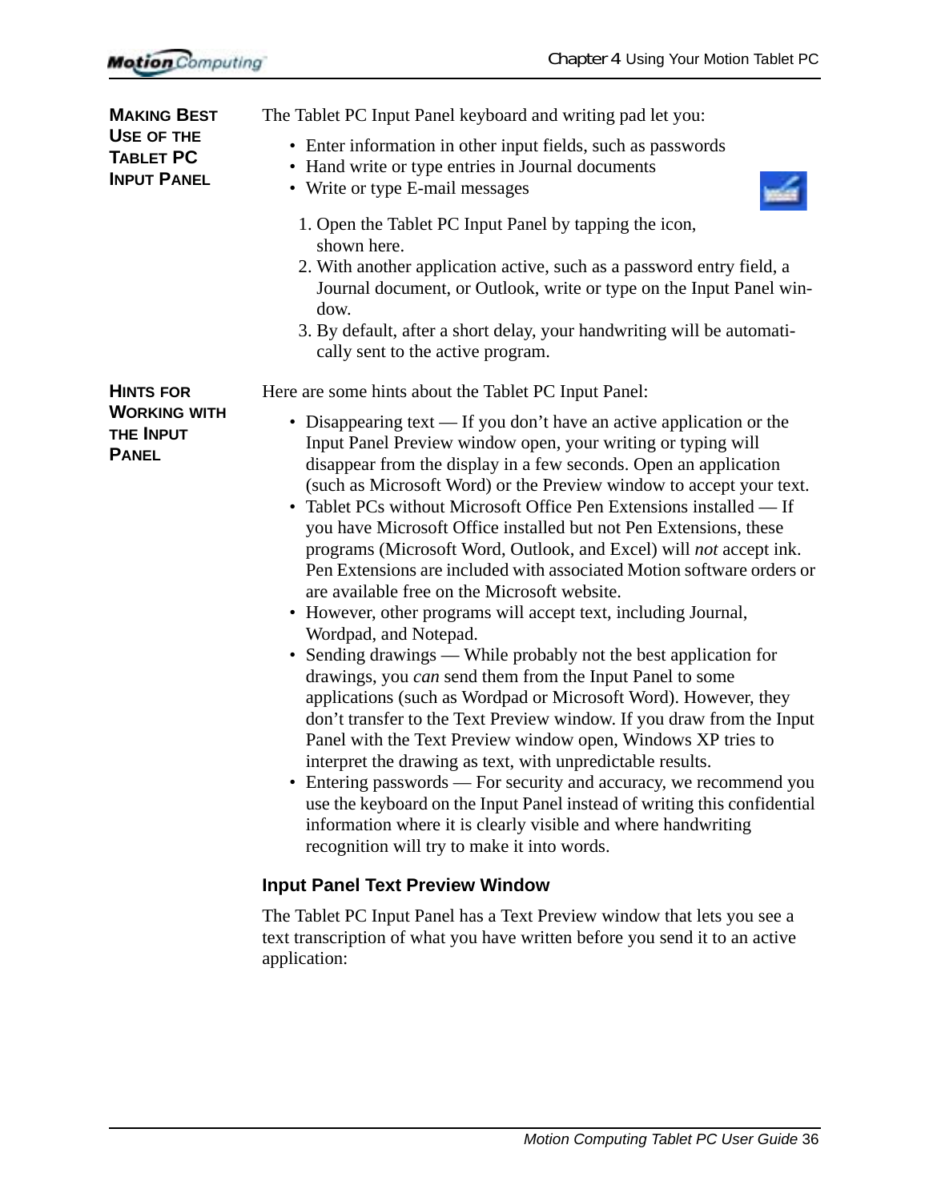## Making Best Use of the Tablet PC Input Panel

The Tablet PC Input Panel keyboard and writing pad let you:

- Enter information in other input fields, such as passwords
- Hand write or type entries in Journal documents
- Write or type E-mail messages

1. Open the Tablet PC Input Panel by tapping the icon, shown here.
2. With another application active, such as a password entry field, a Journal document, or Outlook, write or type on the Input Panel window.
3. By default, after a short delay, your handwriting will be automatically sent to the active program.

## Hints for Working with the Input Panel

Here are some hints about the Tablet PC Input Panel:

- Disappearing text — If you don't have an active application or the Input Panel Preview window open, your writing or typing will disappear from the display in a few seconds. Open an application (such as Microsoft Word) or the Preview window to accept your text.
- Tablet PCs without Microsoft Office Pen Extensions installed — If you have Microsoft Office installed but not Pen Extensions, these programs (Microsoft Word, Outlook, and Excel) will *not* accept ink. Pen Extensions are included with associated Motion software orders or are available free on the Microsoft website.
- However, other programs will accept text, including Journal, Wordpad, and Notepad.
- Sending drawings — While probably not the best application for drawings, you *can* send them from the Input Panel to some applications (such as Wordpad or Microsoft Word). However, they don't transfer to the Text Preview window. If you draw from the Input Panel with the Text Preview window open, Windows XP tries to interpret the drawing as text, with unpredictable results.
- Entering passwords — For security and accuracy, we recommend you use the keyboard on the Input Panel instead of writing this confidential information where it is clearly visible and where handwriting recognition will try to make it into words.

### Input Panel Text Preview Window

The Tablet PC Input Panel has a Text Preview window that lets you see a text transcription of what you have written before you send it to an active application: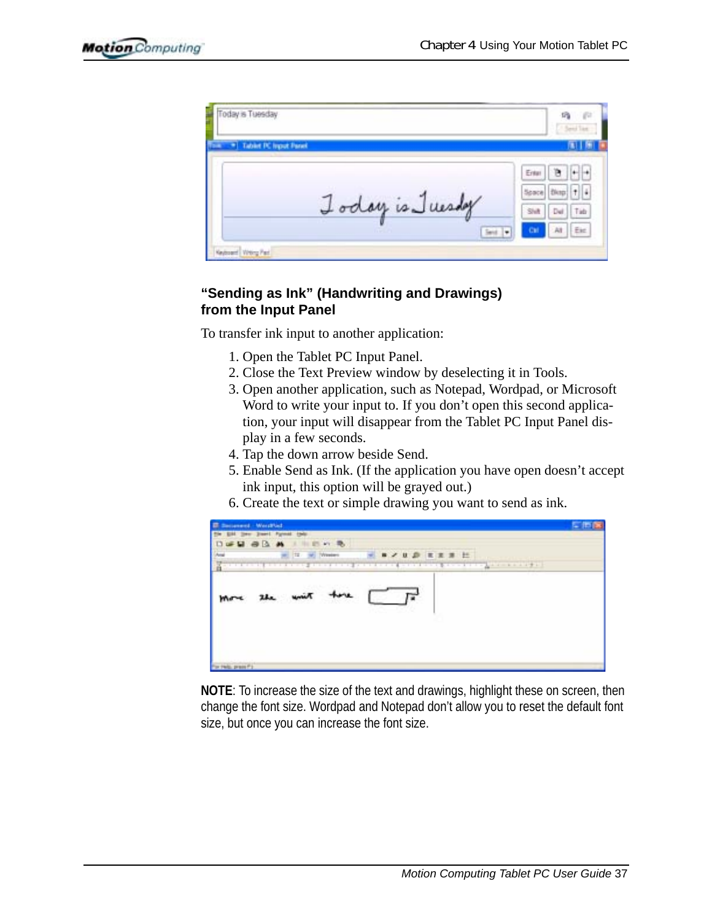### "Sending as Ink" (Handwriting and Drawings) from the Input Panel

To transfer ink input to another application:

1. Open the Tablet PC Input Panel.
2. Close the Text Preview window by deselecting it in Tools.
3. Open another application, such as Notepad, Wordpad, or Microsoft Word to write your input to. If you don't open this second application, your input will disappear from the Tablet PC Input Panel display in a few seconds.
4. Tap the down arrow beside Send.
5. Enable Send as Ink. (If the application you have open doesn't accept ink input, this option will be grayed out.)
6. Create the text or simple drawing you want to send as ink.

**NOTE**: To increase the size of the text and drawings, highlight these on screen, then change the font size. Wordpad and Notepad don't allow you to reset the default font size, but once you can increase the font size.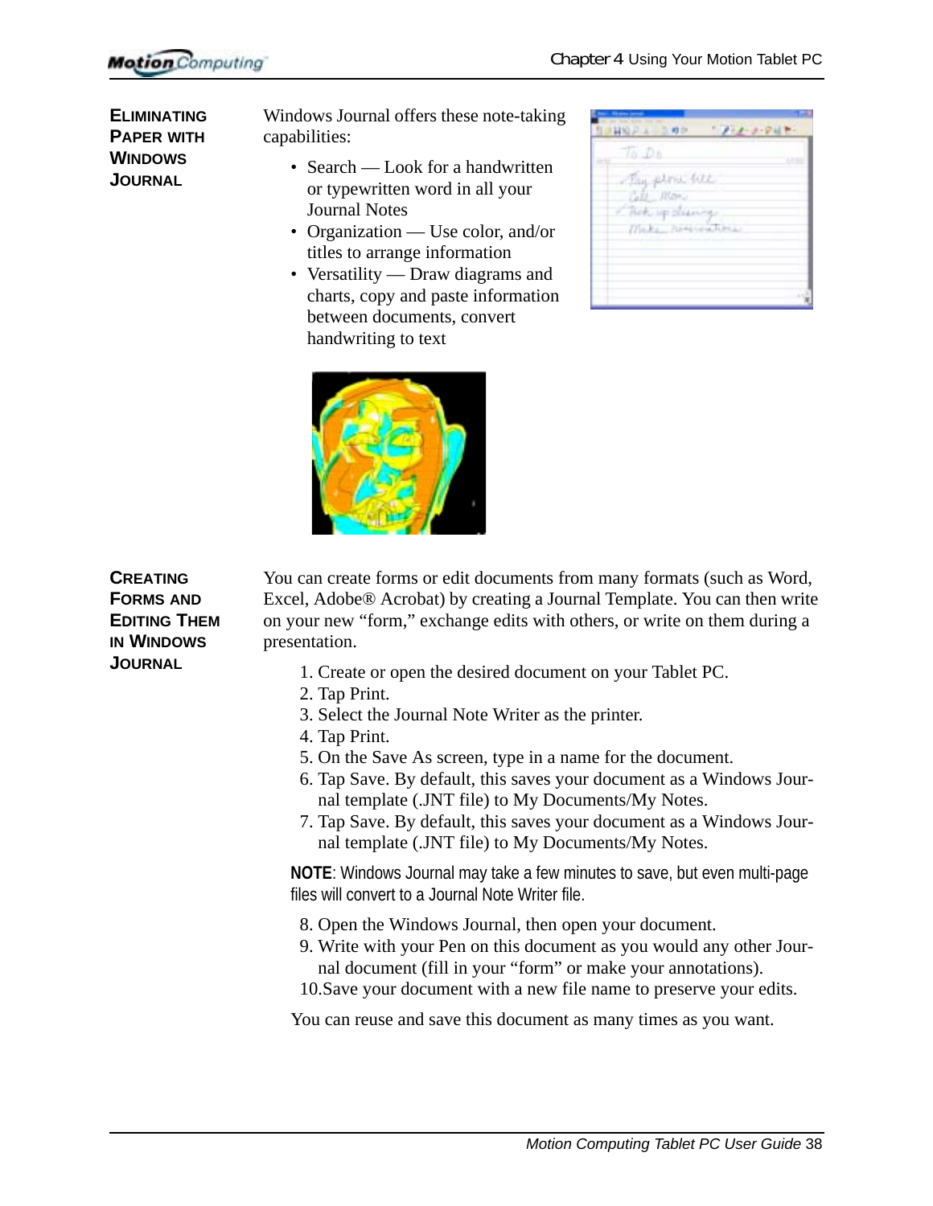## Eliminating Paper with Windows Journal

Windows Journal offers these note-taking capabilities:

- Search — Look for a handwritten or typewritten word in all your Journal Notes
- Organization — Use color, and/or titles to arrange information
- Versatility — Draw diagrams and charts, copy and paste information between documents, convert handwriting to text

## Creating Forms and Editing Them in Windows Journal

You can create forms or edit documents from many formats (such as Word, Excel, Adobe® Acrobat) by creating a Journal Template. You can then write on your new "form," exchange edits with others, or write on them during a presentation.

1. Create or open the desired document on your Tablet PC.
2. Tap Print.
3. Select the Journal Note Writer as the printer.
4. Tap Print.
5. On the Save As screen, type in a name for the document.
6. Tap Save. By default, this saves your document as a Windows Journal template (.JNT file) to My Documents/My Notes.
7. Tap Save. By default, this saves your document as a Windows Journal template (.JNT file) to My Documents/My Notes.

**NOTE**: Windows Journal may take a few minutes to save, but even multi-page files will convert to a Journal Note Writer file.

8. Open the Windows Journal, then open your document.
9. Write with your Pen on this document as you would any other Journal document (fill in your "form" or make your annotations).
10. Save your document with a new file name to preserve your edits.

You can reuse and save this document as many times as you want.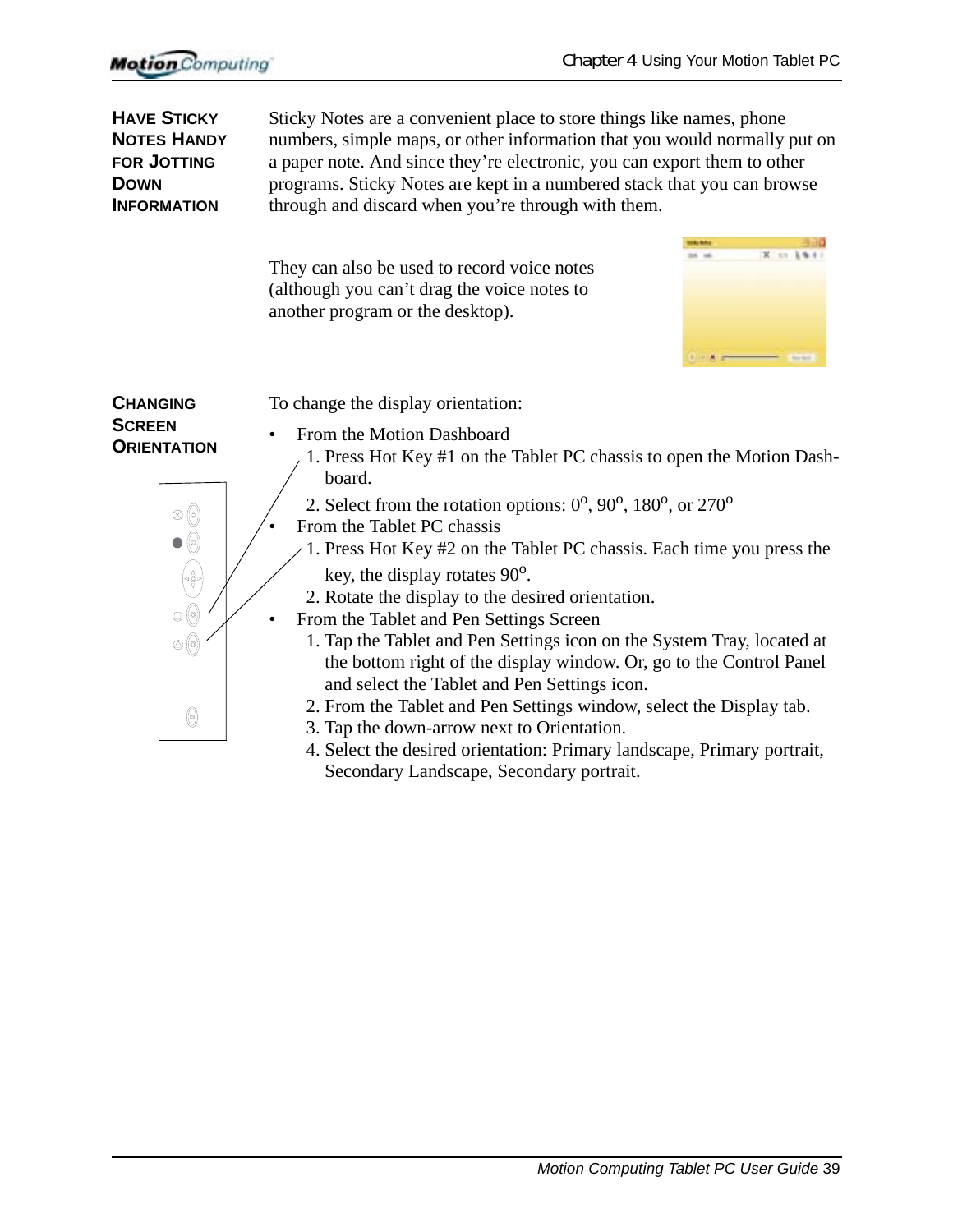## Have Sticky Notes Handy for Jotting Down Information

Sticky Notes are a convenient place to store things like names, phone numbers, simple maps, or other information that you would normally put on a paper note. And since they're electronic, you can export them to other programs. Sticky Notes are kept in a numbered stack that you can browse through and discard when you're through with them.

They can also be used to record voice notes (although you can't drag the voice notes to another program or the desktop).

## Changing Screen Orientation

To change the display orientation:

- From the Motion Dashboard
  1. Press Hot Key #1 on the Tablet PC chassis to open the Motion Dashboard.
  2. Select from the rotation options: $0^{o}$, $90^{o}$, $180^{o}$, or $270^{o}$
- From the Tablet PC chassis
  1. Press Hot Key #2 on the Tablet PC chassis. Each time you press the key, the display rotates $90^{o}$.
  2. Rotate the display to the desired orientation.
- From the Tablet and Pen Settings Screen
  1. Tap the Tablet and Pen Settings icon on the System Tray, located at the bottom right of the display window. Or, go to the Control Panel and select the Tablet and Pen Settings icon.
  2. From the Tablet and Pen Settings window, select the Display tab.
  3. Tap the down-arrow next to Orientation.
  4. Select the desired orientation: Primary landscape, Primary portrait, Secondary Landscape, Secondary portrait.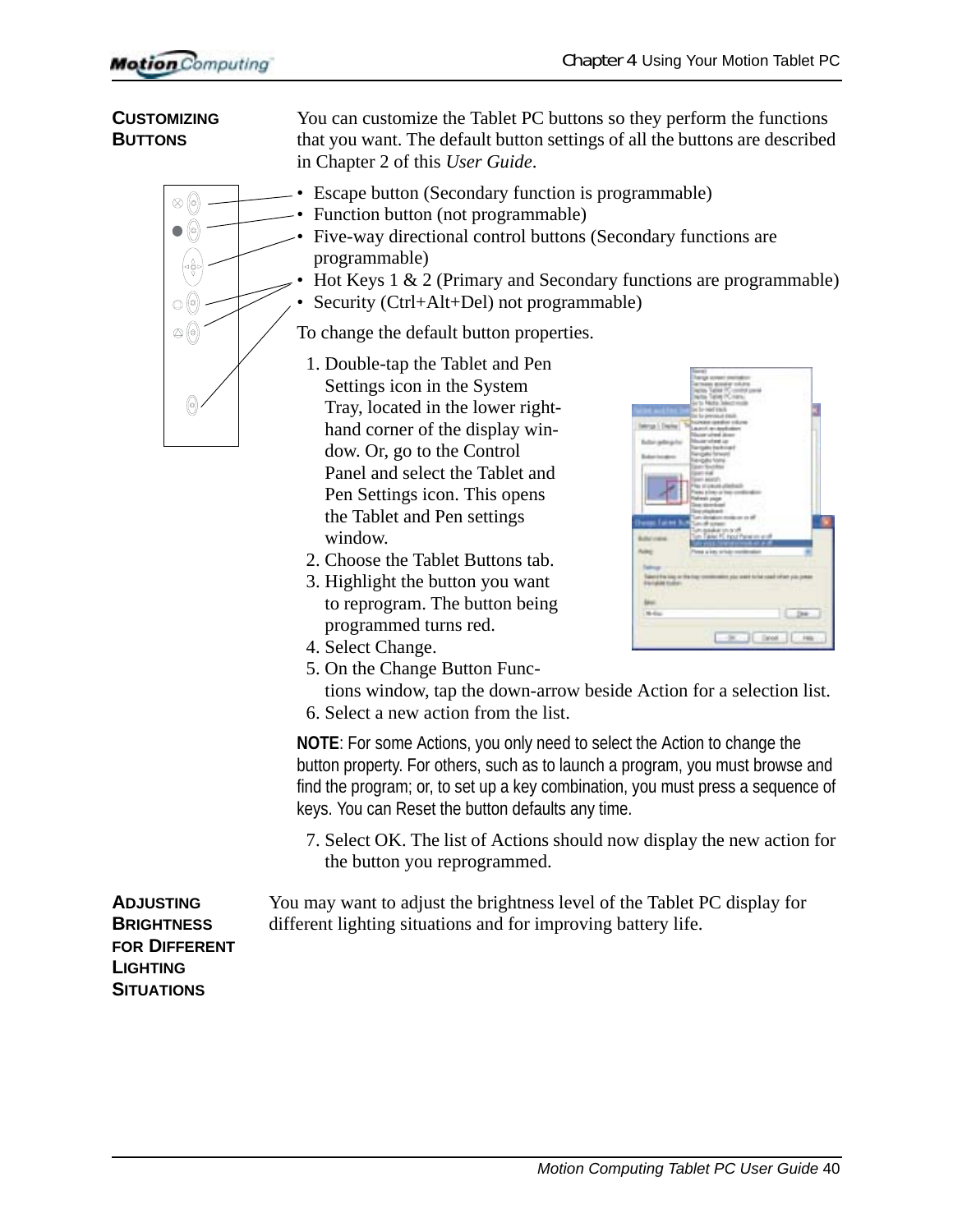## CUSTOMIZING BUTTONS

You can customize the Tablet PC buttons so they perform the functions that you want. The default button settings of all the buttons are described in Chapter 2 of this *User Guide*.

- Escape button (Secondary function is programmable)
- Function button (not programmable)
- Five-way directional control buttons (Secondary functions are programmable)
- Hot Keys 1 & 2 (Primary and Secondary functions are programmable)
- Security (Ctrl+Alt+Del) not programmable)

To change the default button properties.

1. Double-tap the Tablet and Pen Settings icon in the System Tray, located in the lower right-hand corner of the display window. Or, go to the Control Panel and select the Tablet and Pen Settings icon. This opens the Tablet and Pen settings window.
2. Choose the Tablet Buttons tab.
3. Highlight the button you want to reprogram. The button being programmed turns red.
4. Select Change.
5. On the Change Button Functions window, tap the down-arrow beside Action for a selection list.
6. Select a new action from the list.

**NOTE**: For some Actions, you only need to select the Action to change the button property. For others, such as to launch a program, you must browse and find the program; or, to set up a key combination, you must press a sequence of keys. You can Reset the button defaults any time.

7. Select OK. The list of Actions should now display the new action for the button you reprogrammed.

## ADJUSTING BRIGHTNESS FOR DIFFERENT LIGHTING SITUATIONS

You may want to adjust the brightness level of the Tablet PC display for different lighting situations and for improving battery life.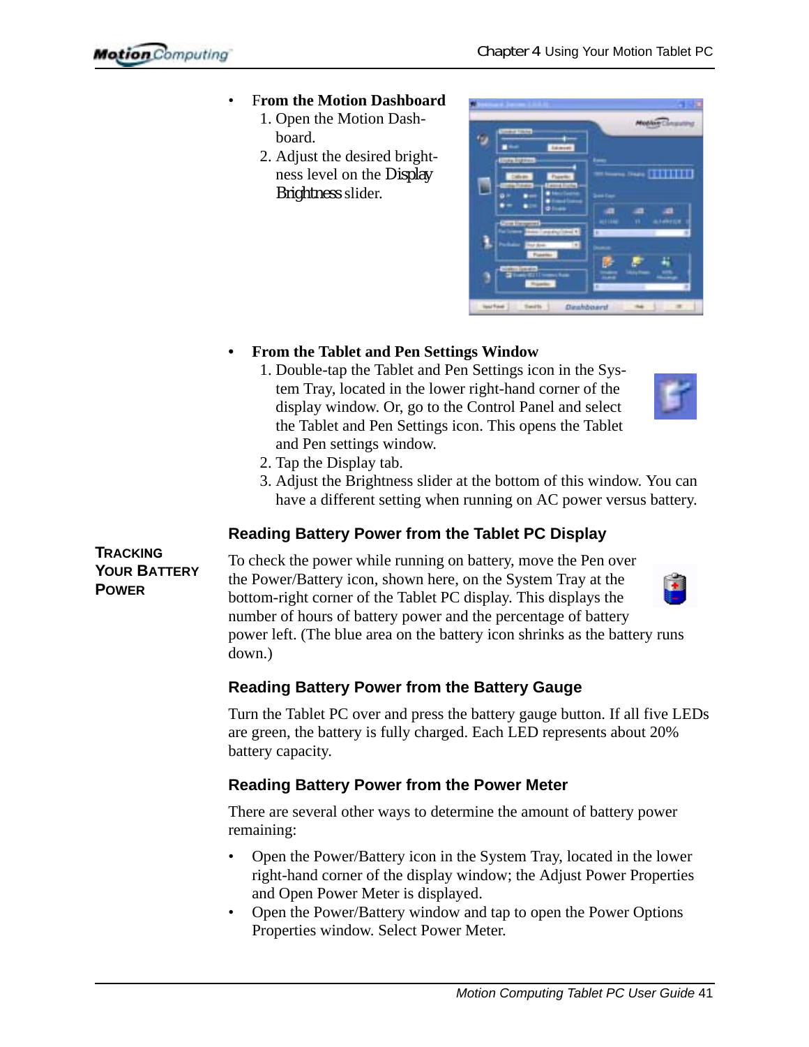- **From the Motion Dashboard**
  1. Open the Motion Dashboard.
  2. Adjust the desired brightness level on the Display Brightness slider.

- **From the Tablet and Pen Settings Window**
  1. Double-tap the Tablet and Pen Settings icon in the System Tray, located in the lower right-hand corner of the display window. Or, go to the Control Panel and select the Tablet and Pen Settings icon. This opens the Tablet and Pen settings window.
  2. Tap the Display tab.
  3. Adjust the Brightness slider at the bottom of this window. You can have a different setting when running on AC power versus battery.

## Tracking Your Battery Power

### Reading Battery Power from the Tablet PC Display

To check the power while running on battery, move the Pen over the Power/Battery icon, shown here, on the System Tray at the bottom-right corner of the Tablet PC display. This displays the number of hours of battery power and the percentage of battery power left. (The blue area on the battery icon shrinks as the battery runs down.)

### Reading Battery Power from the Battery Gauge

Turn the Tablet PC over and press the battery gauge button. If all five LEDs are green, the battery is fully charged. Each LED represents about 20% battery capacity.

### Reading Battery Power from the Power Meter

There are several other ways to determine the amount of battery power remaining:

- Open the Power/Battery icon in the System Tray, located in the lower right-hand corner of the display window; the Adjust Power Properties and Open Power Meter is displayed.
- Open the Power/Battery window and tap to open the Power Options Properties window. Select Power Meter.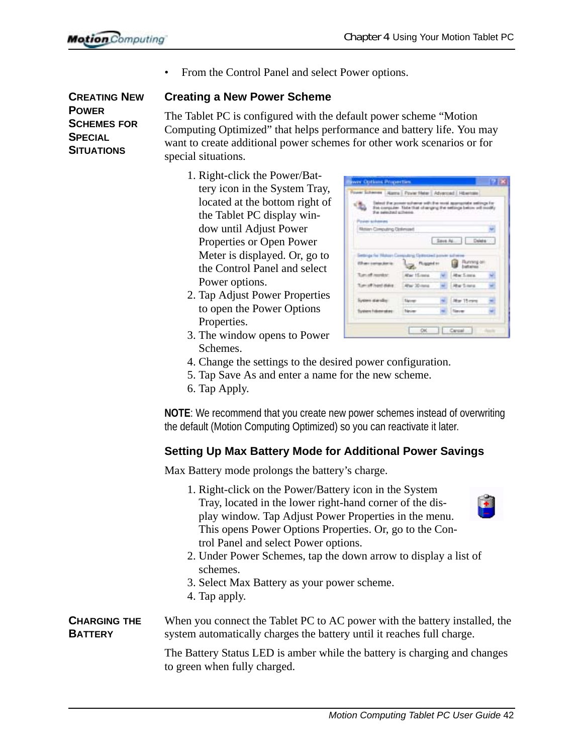- From the Control Panel and select Power options.

**CREATING NEW POWER SCHEMES FOR SPECIAL SITUATIONS**

### Creating a New Power Scheme

The Tablet PC is configured with the default power scheme “Motion Computing Optimized” that helps performance and battery life. You may want to create additional power schemes for other work scenarios or for special situations.

1. Right-click the Power/Battery icon in the System Tray, located at the bottom right of the Tablet PC display window until Adjust Power Properties or Open Power Meter is displayed. Or, go to the Control Panel and select Power options.
2. Tap Adjust Power Properties to open the Power Options Properties.
3. The window opens to Power Schemes.
4. Change the settings to the desired power configuration.
5. Tap Save As and enter a name for the new scheme.
6. Tap Apply.

**NOTE**: We recommend that you create new power schemes instead of overwriting the default (Motion Computing Optimized) so you can reactivate it later.

### Setting Up Max Battery Mode for Additional Power Savings

Max Battery mode prolongs the battery’s charge.

1. Right-click on the Power/Battery icon in the System Tray, located in the lower right-hand corner of the display window. Tap Adjust Power Properties in the menu. This opens Power Options Properties. Or, go to the Control Panel and select Power options.
2. Under Power Schemes, tap the down arrow to display a list of schemes.
3. Select Max Battery as your power scheme.
4. Tap apply.

**CHARGING THE BATTERY**

When you connect the Tablet PC to AC power with the battery installed, the system automatically charges the battery until it reaches full charge.

The Battery Status LED is amber while the battery is charging and changes to green when fully charged.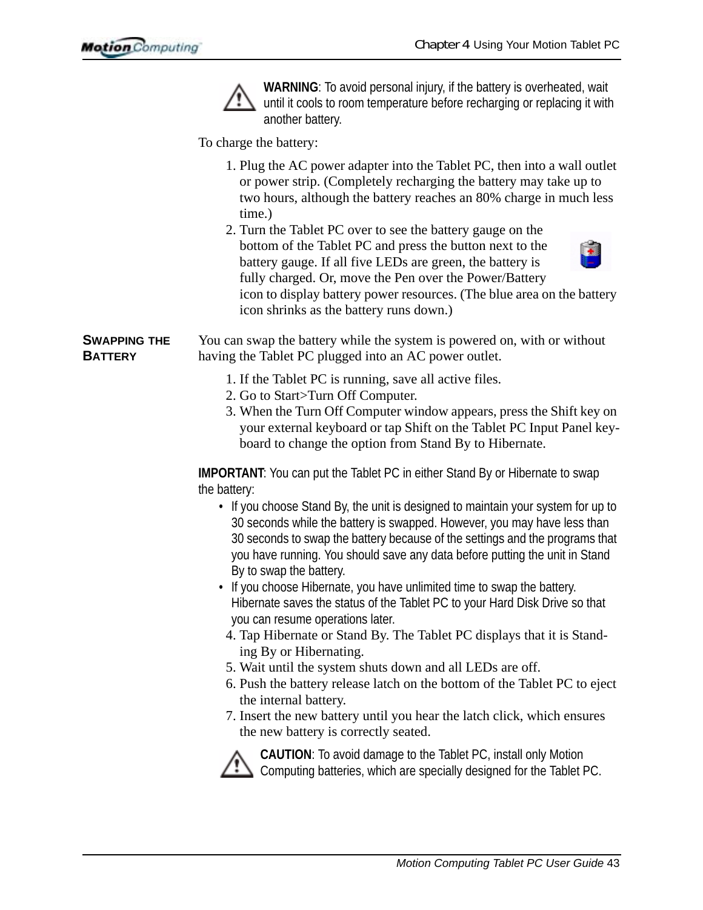**WARNING**: To avoid personal injury, if the battery is overheated, wait until it cools to room temperature before recharging or replacing it with another battery.

To charge the battery:

1. Plug the AC power adapter into the Tablet PC, then into a wall outlet or power strip. (Completely recharging the battery may take up to two hours, although the battery reaches an 80% charge in much less time.)
2. Turn the Tablet PC over to see the battery gauge on the bottom of the Tablet PC and press the button next to the battery gauge. If all five LEDs are green, the battery is fully charged. Or, move the Pen over the Power/Battery icon to display battery power resources. (The blue area on the battery icon shrinks as the battery runs down.)

## SWAPPING THE BATTERY

You can swap the battery while the system is powered on, with or without having the Tablet PC plugged into an AC power outlet.

1. If the Tablet PC is running, save all active files.
2. Go to Start>Turn Off Computer.
3. When the Turn Off Computer window appears, press the Shift key on your external keyboard or tap Shift on the Tablet PC Input Panel keyboard to change the option from Stand By to Hibernate.

**IMPORTANT**: You can put the Tablet PC in either Stand By or Hibernate to swap the battery:

- If you choose Stand By, the unit is designed to maintain your system for up to 30 seconds while the battery is swapped. However, you may have less than 30 seconds to swap the battery because of the settings and the programs that you have running. You should save any data before putting the unit in Stand By to swap the battery.
- If you choose Hibernate, you have unlimited time to swap the battery. Hibernate saves the status of the Tablet PC to your Hard Disk Drive so that you can resume operations later.

4. Tap Hibernate or Stand By. The Tablet PC displays that it is Standing By or Hibernating.
5. Wait until the system shuts down and all LEDs are off.
6. Push the battery release latch on the bottom of the Tablet PC to eject the internal battery.
7. Insert the new battery until you hear the latch click, which ensures the new battery is correctly seated.

**CAUTION**: To avoid damage to the Tablet PC, install only Motion Computing batteries, which are specially designed for the Tablet PC.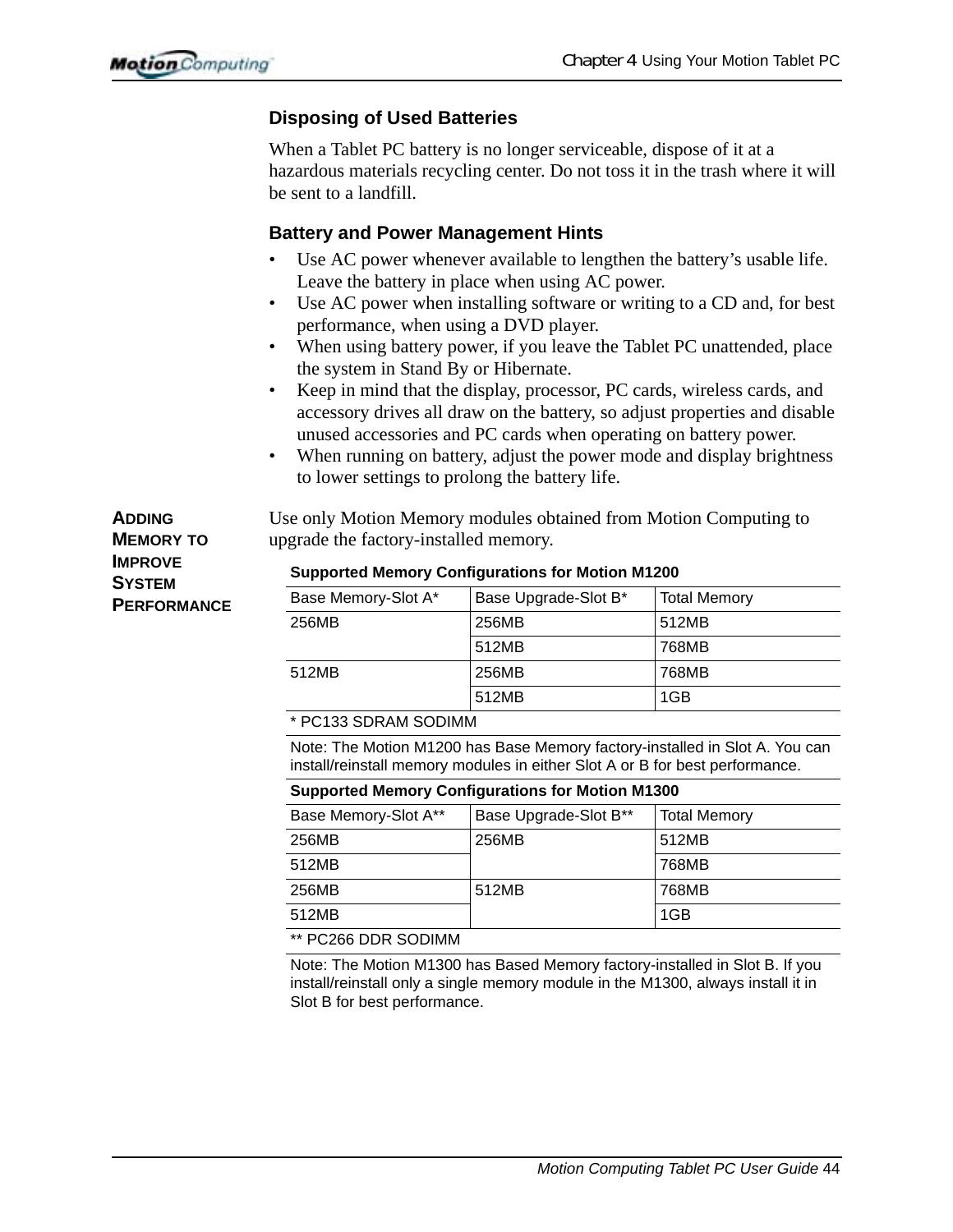### Disposing of Used Batteries

When a Tablet PC battery is no longer serviceable, dispose of it at a hazardous materials recycling center. Do not toss it in the trash where it will be sent to a landfill.

### Battery and Power Management Hints

- Use AC power whenever available to lengthen the battery's usable life. Leave the battery in place when using AC power.
- Use AC power when installing software or writing to a CD and, for best performance, when using a DVD player.
- When using battery power, if you leave the Tablet PC unattended, place the system in Stand By or Hibernate.
- Keep in mind that the display, processor, PC cards, wireless cards, and accessory drives all draw on the battery, so adjust properties and disable unused accessories and PC cards when operating on battery power.
- When running on battery, adjust the power mode and display brightness to lower settings to prolong the battery life.

## Adding Memory to Improve System Performance

Use only Motion Memory modules obtained from Motion Computing to upgrade the factory-installed memory.

**Supported Memory Configurations for Motion M1200**

| Base Memory-Slot A* | Base Upgrade-Slot B* | Total Memory |
|---|---|---|
| 256MB | 256MB | 512MB |
| | 512MB | 768MB |
| 512MB | 256MB | 768MB |
| | 512MB | 1GB |

\* PC133 SDRAM SODIMM

Note: The Motion M1200 has Base Memory factory-installed in Slot A. You can install/reinstall memory modules in either Slot A or B for best performance.

**Supported Memory Configurations for Motion M1300**

| Base Memory-Slot A** | Base Upgrade-Slot B** | Total Memory |
|---|---|---|
| 256MB | 256MB | 512MB |
| 512MB | | 768MB |
| 256MB | 512MB | 768MB |
| 512MB | | 1GB |

\** PC266 DDR SODIMM

Note: The Motion M1300 has Based Memory factory-installed in Slot B. If you install/reinstall only a single memory module in the M1300, always install it in Slot B for best performance.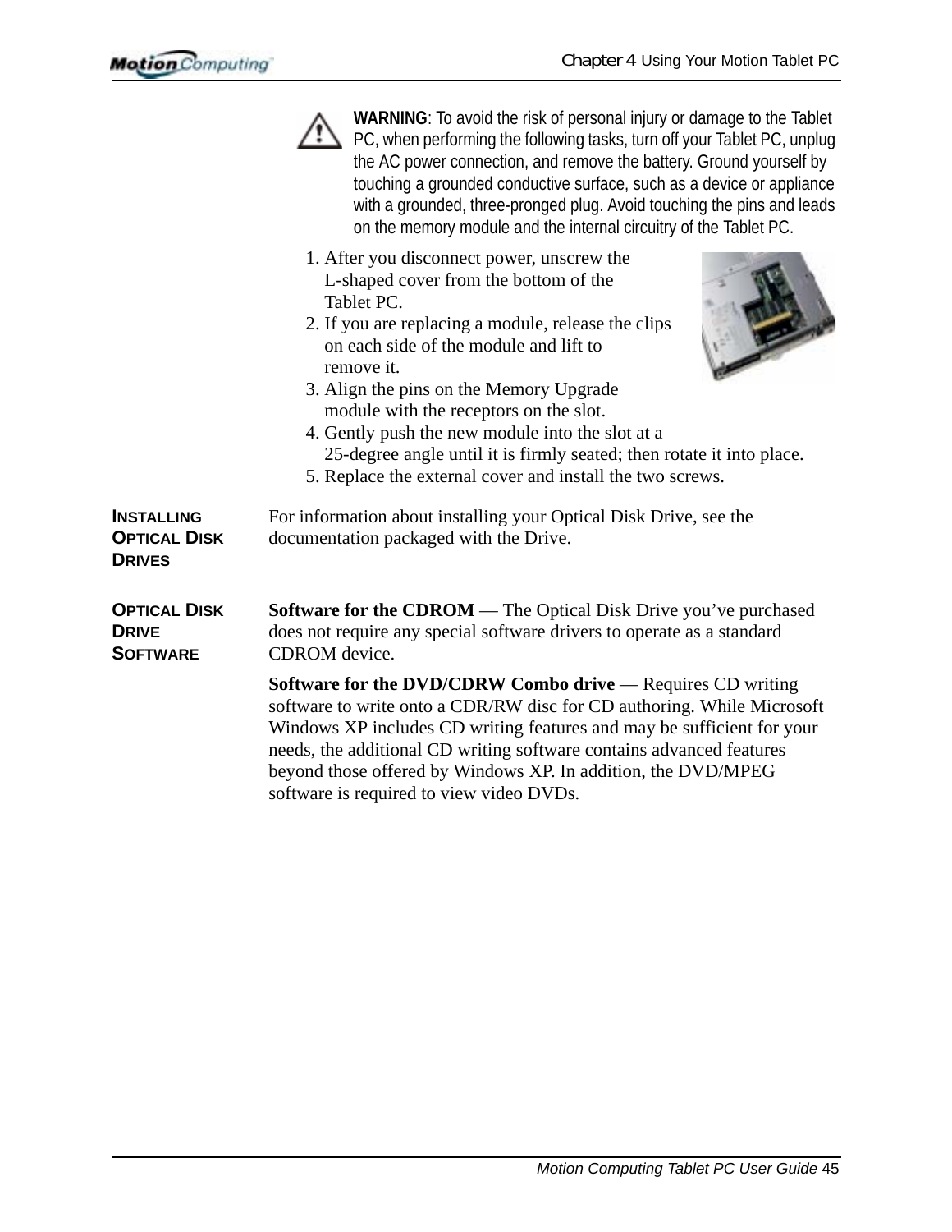**WARNING**: To avoid the risk of personal injury or damage to the Tablet PC, when performing the following tasks, turn off your Tablet PC, unplug the AC power connection, and remove the battery. Ground yourself by touching a grounded conductive surface, such as a device or appliance with a grounded, three-pronged plug. Avoid touching the pins and leads on the memory module and the internal circuitry of the Tablet PC.

1. After you disconnect power, unscrew the L-shaped cover from the bottom of the Tablet PC.
2. If you are replacing a module, release the clips on each side of the module and lift to remove it.
3. Align the pins on the Memory Upgrade module with the receptors on the slot.
4. Gently push the new module into the slot at a 25-degree angle until it is firmly seated; then rotate it into place.
5. Replace the external cover and install the two screws.

## Installing Optical Disk Drives

For information about installing your Optical Disk Drive, see the documentation packaged with the Drive.

## Optical Disk Drive Software

**Software for the CDROM** — The Optical Disk Drive you've purchased does not require any special software drivers to operate as a standard CDROM device.

**Software for the DVD/CDRW Combo drive** — Requires CD writing software to write onto a CDR/RW disc for CD authoring. While Microsoft Windows XP includes CD writing features and may be sufficient for your needs, the additional CD writing software contains advanced features beyond those offered by Windows XP. In addition, the DVD/MPEG software is required to view video DVDs.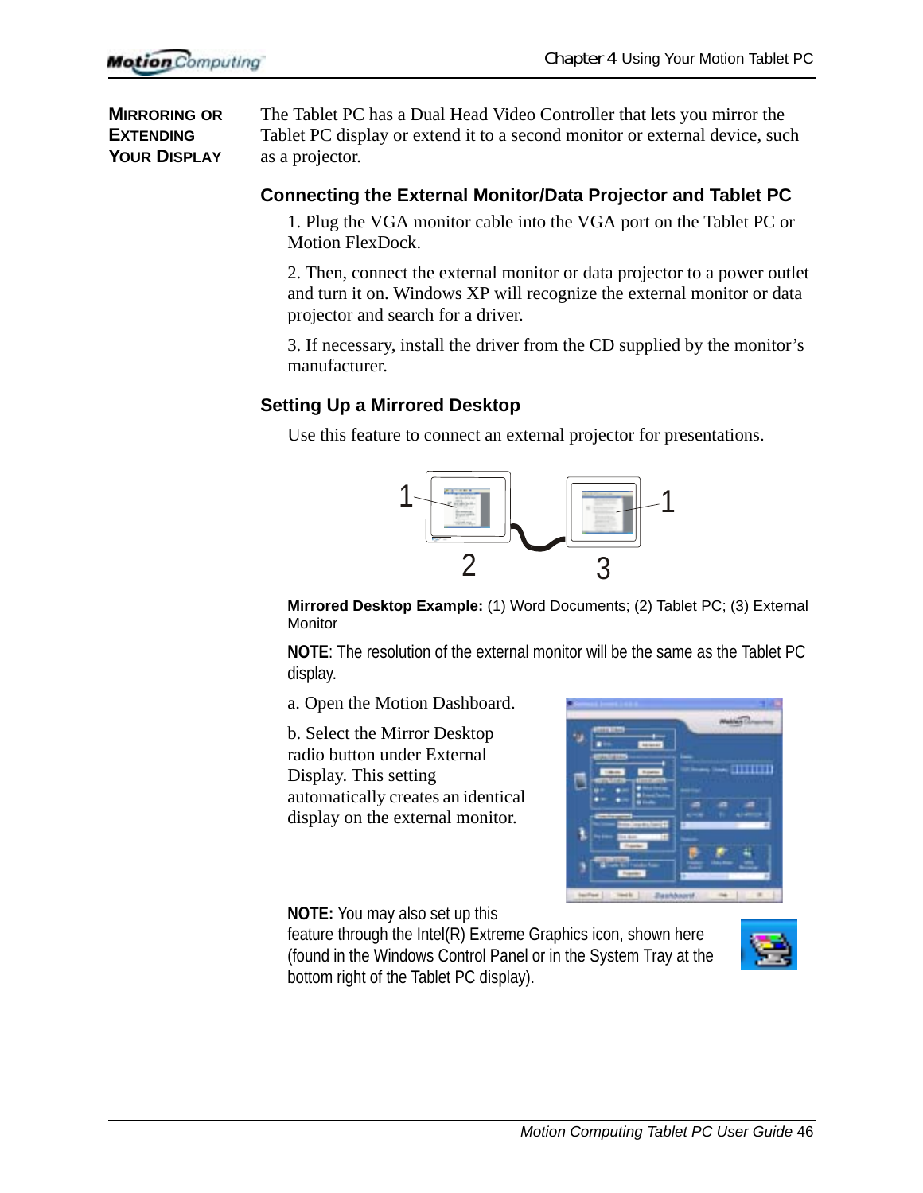## MIRRORING OR EXTENDING YOUR DISPLAY

The Tablet PC has a Dual Head Video Controller that lets you mirror the Tablet PC display or extend it to a second monitor or external device, such as a projector.

### Connecting the External Monitor/Data Projector and Tablet PC

1. Plug the VGA monitor cable into the VGA port on the Tablet PC or Motion FlexDock.

2. Then, connect the external monitor or data projector to a power outlet and turn it on. Windows XP will recognize the external monitor or data projector and search for a driver.

3. If necessary, install the driver from the CD supplied by the monitor's manufacturer.

### Setting Up a Mirrored Desktop

Use this feature to connect an external projector for presentations.

**Mirrored Desktop Example:** (1) Word Documents; (2) Tablet PC; (3) External Monitor

**NOTE**: The resolution of the external monitor will be the same as the Tablet PC display.

a. Open the Motion Dashboard.

b. Select the Mirror Desktop radio button under External Display. This setting automatically creates an identical display on the external monitor.

**NOTE:** You may also set up this feature through the Intel(R) Extreme Graphics icon, shown here (found in the Windows Control Panel or in the System Tray at the bottom right of the Tablet PC display).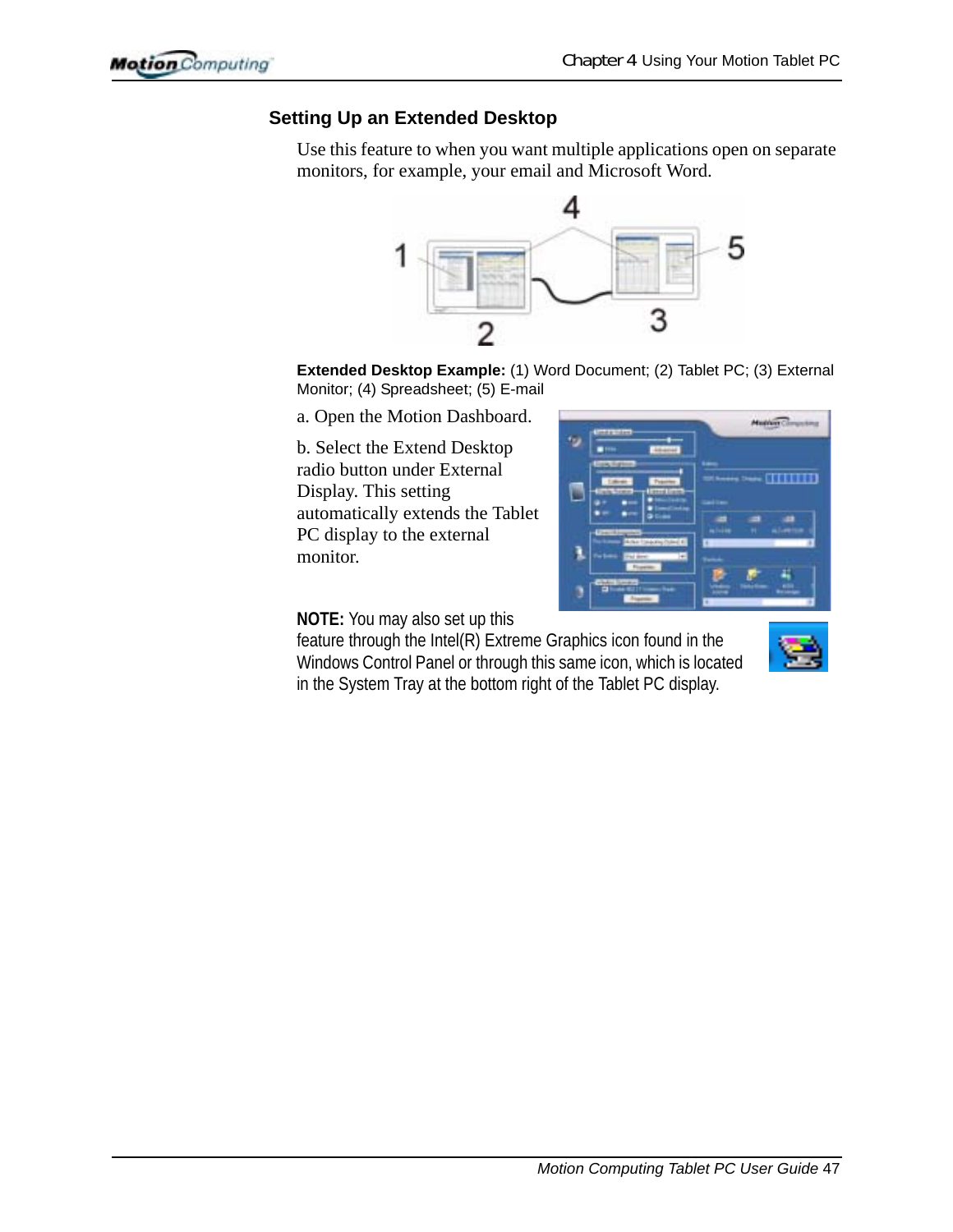### Setting Up an Extended Desktop

Use this feature to when you want multiple applications open on separate monitors, for example, your email and Microsoft Word.

**Extended Desktop Example:** (1) Word Document; (2) Tablet PC; (3) External Monitor; (4) Spreadsheet; (5) E-mail

a. Open the Motion Dashboard.

b. Select the Extend Desktop radio button under External Display. This setting automatically extends the Tablet PC display to the external monitor.

**NOTE:** You may also set up this feature through the Intel(R) Extreme Graphics icon found in the Windows Control Panel or through this same icon, which is located in the System Tray at the bottom right of the Tablet PC display.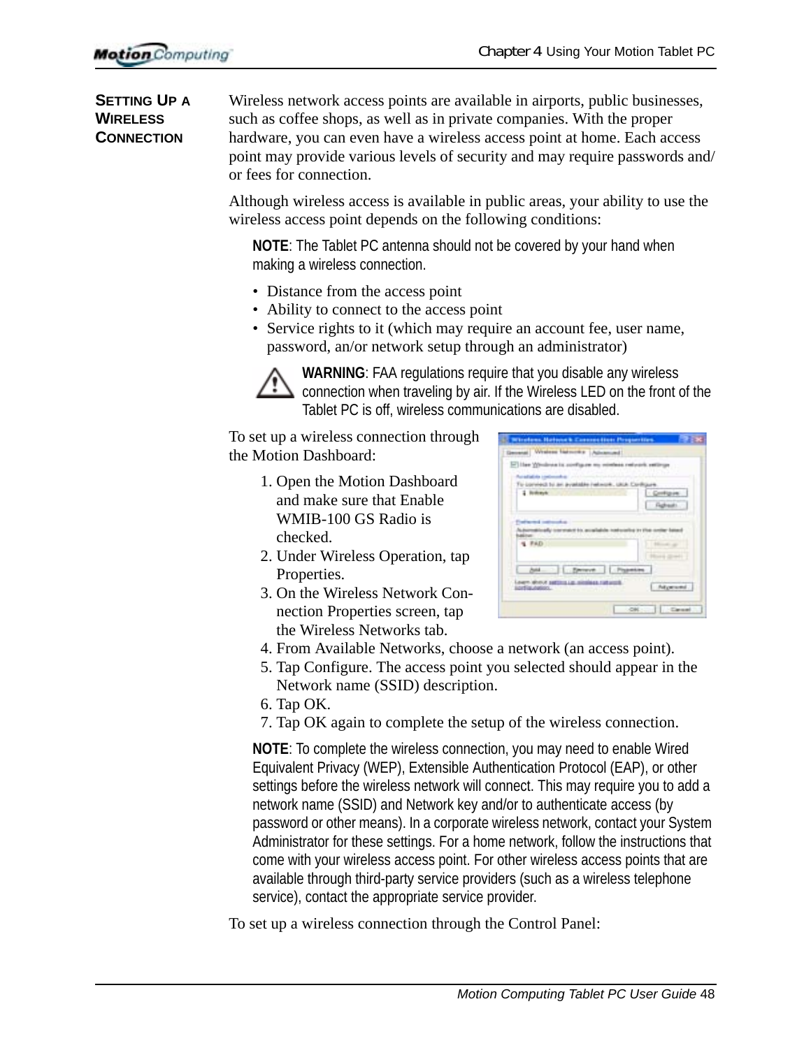## Setting Up a Wireless Connection

Wireless network access points are available in airports, public businesses, such as coffee shops, as well as in private companies. With the proper hardware, you can even have a wireless access point at home. Each access point may provide various levels of security and may require passwords and/or fees for connection.

Although wireless access is available in public areas, your ability to use the wireless access point depends on the following conditions:

**NOTE**: The Tablet PC antenna should not be covered by your hand when making a wireless connection.

- Distance from the access point
- Ability to connect to the access point
- Service rights to it (which may require an account fee, user name, password, an/or network setup through an administrator)

**WARNING**: FAA regulations require that you disable any wireless connection when traveling by air. If the Wireless LED on the front of the Tablet PC is off, wireless communications are disabled.

To set up a wireless connection through the Motion Dashboard:

1. Open the Motion Dashboard and make sure that Enable WMIB-100 GS Radio is checked.
2. Under Wireless Operation, tap Properties.
3. On the Wireless Network Connection Properties screen, tap the Wireless Networks tab.
4. From Available Networks, choose a network (an access point).
5. Tap Configure. The access point you selected should appear in the Network name (SSID) description.
6. Tap OK.
7. Tap OK again to complete the setup of the wireless connection.

**NOTE**: To complete the wireless connection, you may need to enable Wired Equivalent Privacy (WEP), Extensible Authentication Protocol (EAP), or other settings before the wireless network will connect. This may require you to add a network name (SSID) and Network key and/or to authenticate access (by password or other means). In a corporate wireless network, contact your System Administrator for these settings. For a home network, follow the instructions that come with your wireless access point. For other wireless access points that are available through third-party service providers (such as a wireless telephone service), contact the appropriate service provider.

To set up a wireless connection through the Control Panel: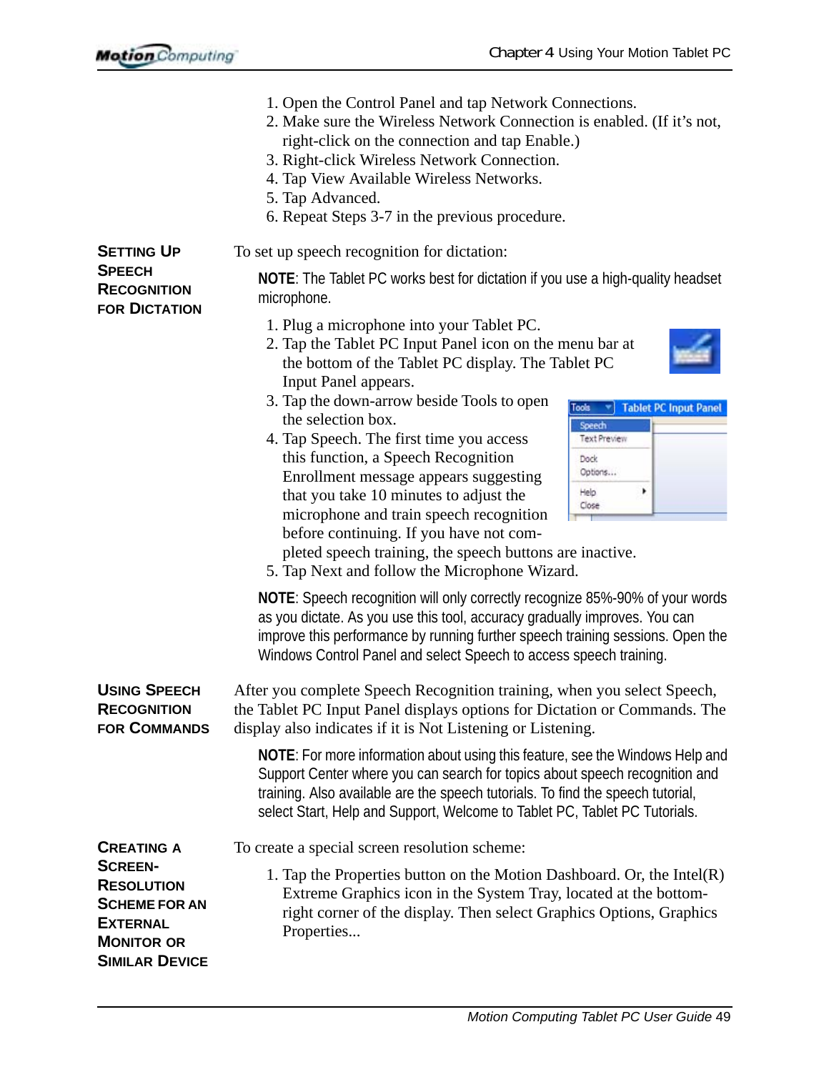1. Open the Control Panel and tap Network Connections.
2. Make sure the Wireless Network Connection is enabled. (If it's not, right-click on the connection and tap Enable.)
3. Right-click Wireless Network Connection.
4. Tap View Available Wireless Networks.
5. Tap Advanced.
6. Repeat Steps 3-7 in the previous procedure.

## Setting Up Speech Recognition for Dictation

To set up speech recognition for dictation:

**NOTE**: The Tablet PC works best for dictation if you use a high-quality headset microphone.

1. Plug a microphone into your Tablet PC.
2. Tap the Tablet PC Input Panel icon on the menu bar at the bottom of the Tablet PC display. The Tablet PC Input Panel appears.
3. Tap the down-arrow beside Tools to open the selection box.
4. Tap Speech. The first time you access this function, a Speech Recognition Enrollment message appears suggesting that you take 10 minutes to adjust the microphone and train speech recognition before continuing. If you have not completed speech training, the speech buttons are inactive.
5. Tap Next and follow the Microphone Wizard.

**NOTE**: Speech recognition will only correctly recognize 85%-90% of your words as you dictate. As you use this tool, accuracy gradually improves. You can improve this performance by running further speech training sessions. Open the Windows Control Panel and select Speech to access speech training.

## Using Speech Recognition for Commands

After you complete Speech Recognition training, when you select Speech, the Tablet PC Input Panel displays options for Dictation or Commands. The display also indicates if it is Not Listening or Listening.

**NOTE**: For more information about using this feature, see the Windows Help and Support Center where you can search for topics about speech recognition and training. Also available are the speech tutorials. To find the speech tutorial, select Start, Help and Support, Welcome to Tablet PC, Tablet PC Tutorials.

## Creating a Screen-Resolution Scheme for an External Monitor or Similar Device

To create a special screen resolution scheme:

1. Tap the Properties button on the Motion Dashboard. Or, the Intel(R) Extreme Graphics icon in the System Tray, located at the bottom-right corner of the display. Then select Graphics Options, Graphics Properties...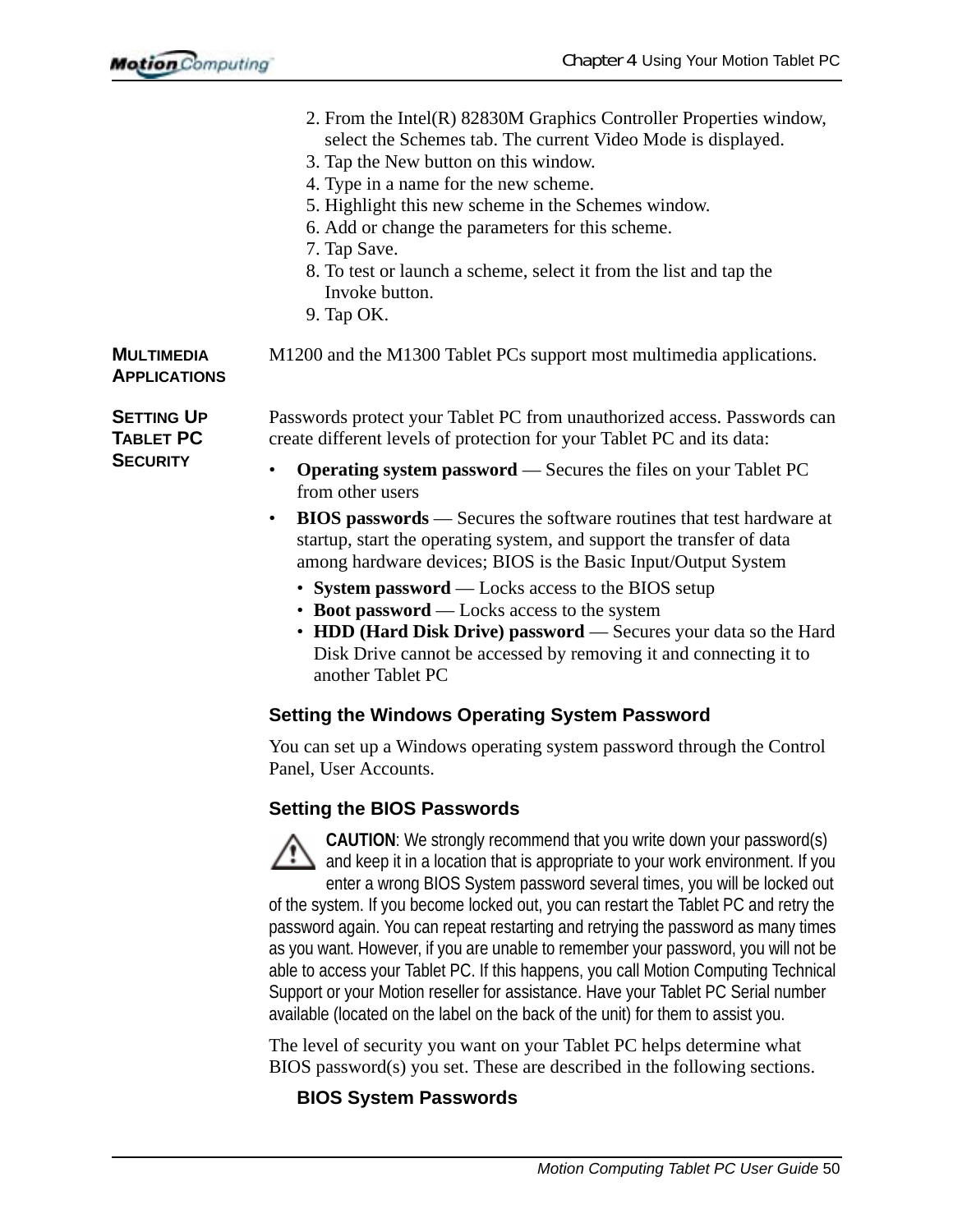2. From the Intel(R) 82830M Graphics Controller Properties window, select the Schemes tab. The current Video Mode is displayed.
3. Tap the New button on this window.
4. Type in a name for the new scheme.
5. Highlight this new scheme in the Schemes window.
6. Add or change the parameters for this scheme.
7. Tap Save.
8. To test or launch a scheme, select it from the list and tap the Invoke button.
9. Tap OK.

## Multimedia Applications

M1200 and the M1300 Tablet PCs support most multimedia applications.

## Setting Up Tablet PC Security

Passwords protect your Tablet PC from unauthorized access. Passwords can create different levels of protection for your Tablet PC and its data:

- **Operating system password** — Secures the files on your Tablet PC from other users
- **BIOS passwords** — Secures the software routines that test hardware at startup, start the operating system, and support the transfer of data among hardware devices; BIOS is the Basic Input/Output System
  - **System password** — Locks access to the BIOS setup
  - **Boot password** — Locks access to the system
  - **HDD (Hard Disk Drive) password** — Secures your data so the Hard Disk Drive cannot be accessed by removing it and connecting it to another Tablet PC

### Setting the Windows Operating System Password

You can set up a Windows operating system password through the Control Panel, User Accounts.

### Setting the BIOS Passwords

**CAUTION**: We strongly recommend that you write down your password(s) and keep it in a location that is appropriate to your work environment. If you enter a wrong BIOS System password several times, you will be locked out of the system. If you become locked out, you can restart the Tablet PC and retry the password again. You can repeat restarting and retrying the password as many times as you want. However, if you are unable to remember your password, you will not be able to access your Tablet PC. If this happens, you call Motion Computing Technical Support or your Motion reseller for assistance. Have your Tablet PC Serial number available (located on the label on the back of the unit) for them to assist you.

The level of security you want on your Tablet PC helps determine what BIOS password(s) you set. These are described in the following sections.

#### BIOS System Passwords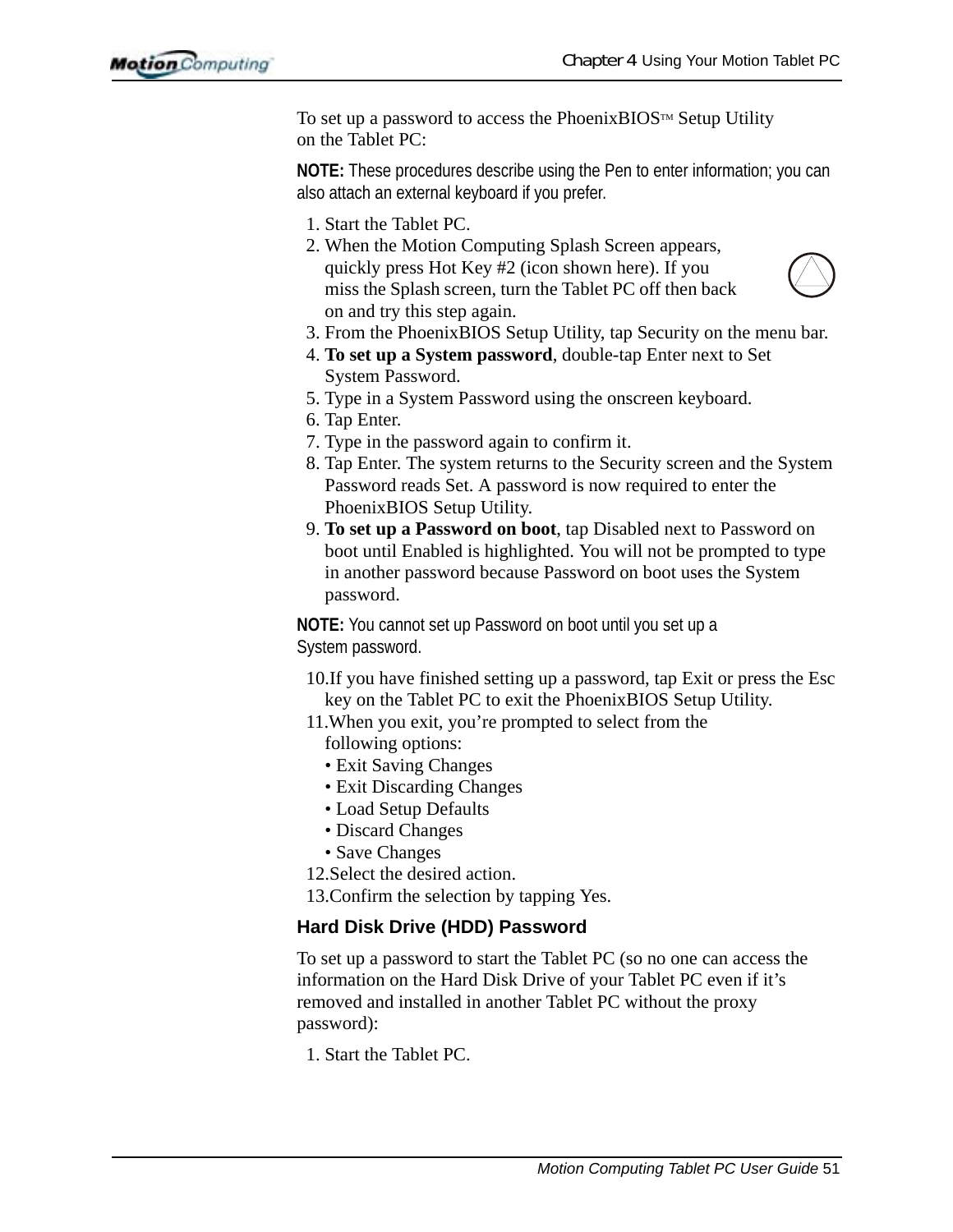To set up a password to access the PhoenixBIOS™ Setup Utility on the Tablet PC:

**NOTE:** These procedures describe using the Pen to enter information; you can also attach an external keyboard if you prefer.

1. Start the Tablet PC.
2. When the Motion Computing Splash Screen appears, quickly press Hot Key #2 (icon shown here). If you miss the Splash screen, turn the Tablet PC off then back on and try this step again.
3. From the PhoenixBIOS Setup Utility, tap Security on the menu bar.
4. **To set up a System password**, double-tap Enter next to Set System Password.
5. Type in a System Password using the onscreen keyboard.
6. Tap Enter.
7. Type in the password again to confirm it.
8. Tap Enter. The system returns to the Security screen and the System Password reads Set. A password is now required to enter the PhoenixBIOS Setup Utility.
9. **To set up a Password on boot**, tap Disabled next to Password on boot until Enabled is highlighted. You will not be prompted to type in another password because Password on boot uses the System password.

**NOTE:** You cannot set up Password on boot until you set up a System password.

10. If you have finished setting up a password, tap Exit or press the Esc key on the Tablet PC to exit the PhoenixBIOS Setup Utility.
11. When you exit, you're prompted to select from the following options:
    - Exit Saving Changes
    - Exit Discarding Changes
    - Load Setup Defaults
    - Discard Changes
    - Save Changes
12. Select the desired action.
13. Confirm the selection by tapping Yes.

### Hard Disk Drive (HDD) Password

To set up a password to start the Tablet PC (so no one can access the information on the Hard Disk Drive of your Tablet PC even if it's removed and installed in another Tablet PC without the proxy password):

1. Start the Tablet PC.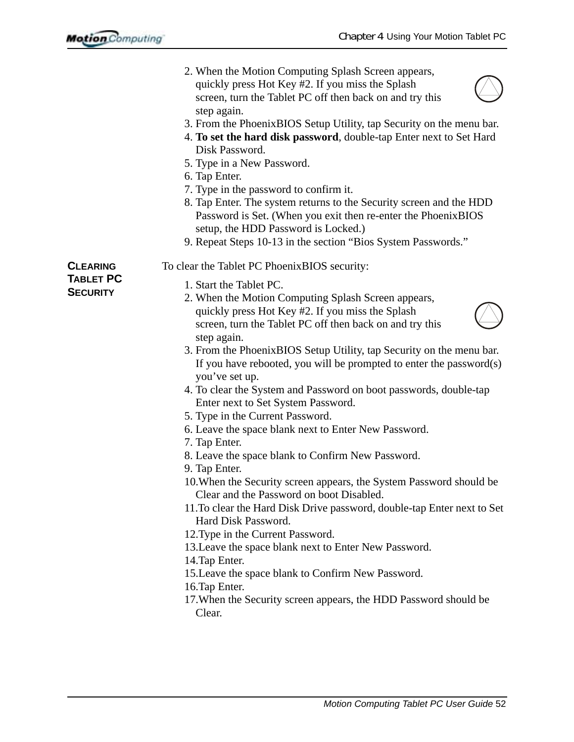2. When the Motion Computing Splash Screen appears, quickly press Hot Key #2. If you miss the Splash screen, turn the Tablet PC off then back on and try this step again.
3. From the PhoenixBIOS Setup Utility, tap Security on the menu bar.
4. **To set the hard disk password**, double-tap Enter next to Set Hard Disk Password.
5. Type in a New Password.
6. Tap Enter.
7. Type in the password to confirm it.
8. Tap Enter. The system returns to the Security screen and the HDD Password is Set. (When you exit then re-enter the PhoenixBIOS setup, the HDD Password is Locked.)
9. Repeat Steps 10-13 in the section "Bios System Passwords."

### Clearing Tablet PC Security

To clear the Tablet PC PhoenixBIOS security:

1. Start the Tablet PC.
2. When the Motion Computing Splash Screen appears, quickly press Hot Key #2. If you miss the Splash screen, turn the Tablet PC off then back on and try this step again.
3. From the PhoenixBIOS Setup Utility, tap Security on the menu bar. If you have rebooted, you will be prompted to enter the password(s) you've set up.
4. To clear the System and Password on boot passwords, double-tap Enter next to Set System Password.
5. Type in the Current Password.
6. Leave the space blank next to Enter New Password.
7. Tap Enter.
8. Leave the space blank to Confirm New Password.
9. Tap Enter.
10. When the Security screen appears, the System Password should be Clear and the Password on boot Disabled.
11. To clear the Hard Disk Drive password, double-tap Enter next to Set Hard Disk Password.
12. Type in the Current Password.
13. Leave the space blank next to Enter New Password.
14. Tap Enter.
15. Leave the space blank to Confirm New Password.
16. Tap Enter.
17. When the Security screen appears, the HDD Password should be Clear.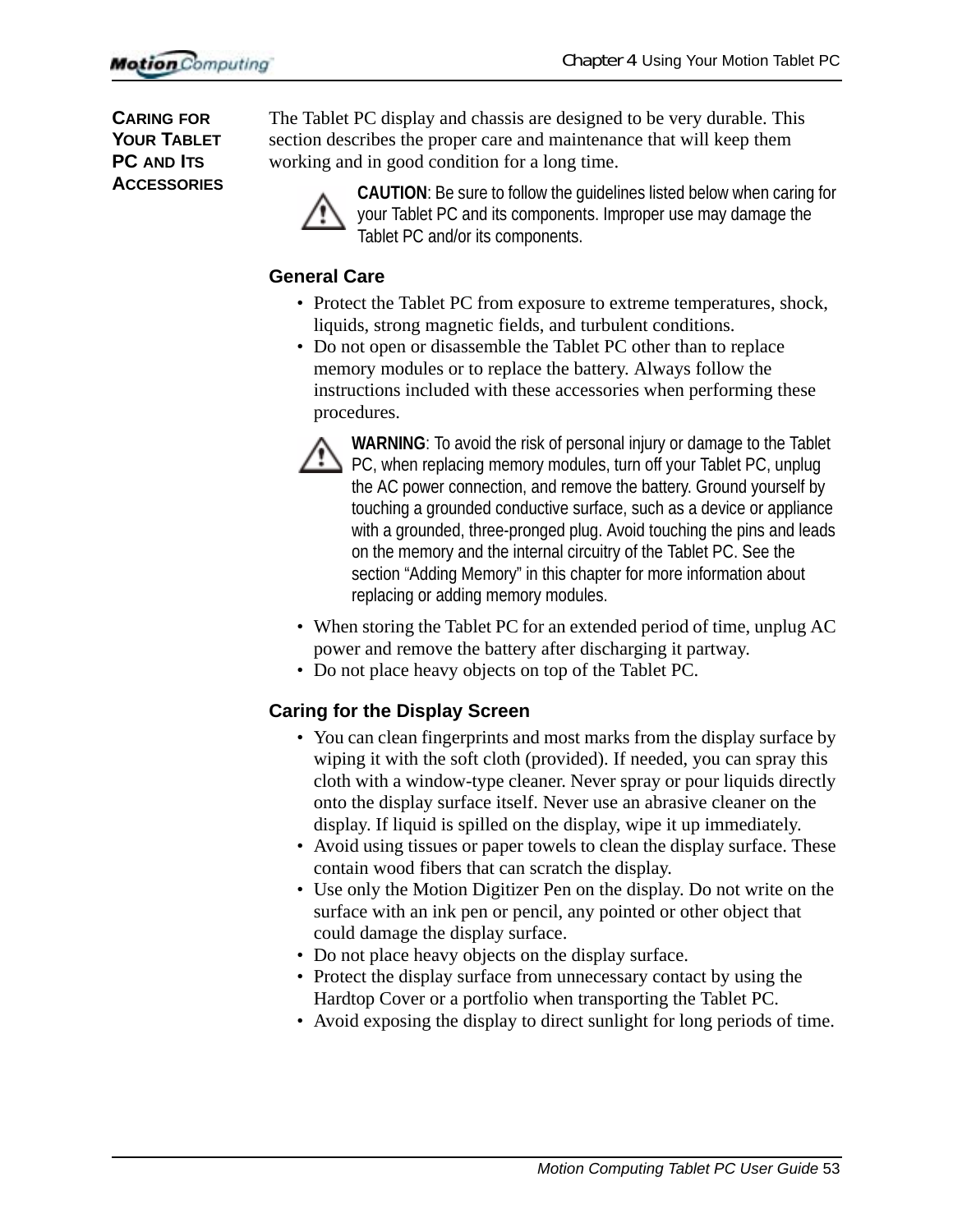## Caring for Your Tablet PC and Its Accessories

The Tablet PC display and chassis are designed to be very durable. This section describes the proper care and maintenance that will keep them working and in good condition for a long time.

**CAUTION**: Be sure to follow the guidelines listed below when caring for your Tablet PC and its components. Improper use may damage the Tablet PC and/or its components.

### General Care

- Protect the Tablet PC from exposure to extreme temperatures, shock, liquids, strong magnetic fields, and turbulent conditions.
- Do not open or disassemble the Tablet PC other than to replace memory modules or to replace the battery. Always follow the instructions included with these accessories when performing these procedures.

  **WARNING**: To avoid the risk of personal injury or damage to the Tablet PC, when replacing memory modules, turn off your Tablet PC, unplug the AC power connection, and remove the battery. Ground yourself by touching a grounded conductive surface, such as a device or appliance with a grounded, three-pronged plug. Avoid touching the pins and leads on the memory and the internal circuitry of the Tablet PC. See the section "Adding Memory" in this chapter for more information about replacing or adding memory modules.

- When storing the Tablet PC for an extended period of time, unplug AC power and remove the battery after discharging it partway.
- Do not place heavy objects on top of the Tablet PC.

### Caring for the Display Screen

- You can clean fingerprints and most marks from the display surface by wiping it with the soft cloth (provided). If needed, you can spray this cloth with a window-type cleaner. Never spray or pour liquids directly onto the display surface itself. Never use an abrasive cleaner on the display. If liquid is spilled on the display, wipe it up immediately.
- Avoid using tissues or paper towels to clean the display surface. These contain wood fibers that can scratch the display.
- Use only the Motion Digitizer Pen on the display. Do not write on the surface with an ink pen or pencil, any pointed or other object that could damage the display surface.
- Do not place heavy objects on the display surface.
- Protect the display surface from unnecessary contact by using the Hardtop Cover or a portfolio when transporting the Tablet PC.
- Avoid exposing the display to direct sunlight for long periods of time.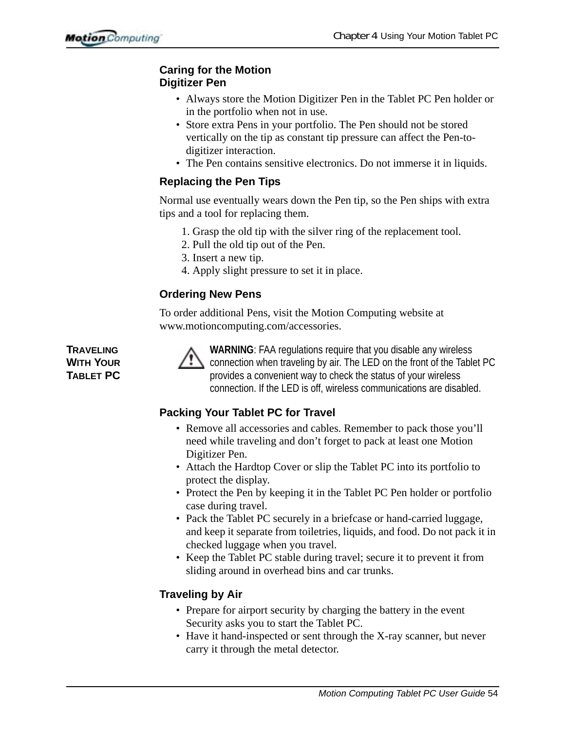### Caring for the Motion Digitizer Pen

- Always store the Motion Digitizer Pen in the Tablet PC Pen holder or in the portfolio when not in use.
- Store extra Pens in your portfolio. The Pen should not be stored vertically on the tip as constant tip pressure can affect the Pen-to-digitizer interaction.
- The Pen contains sensitive electronics. Do not immerse it in liquids.

### Replacing the Pen Tips

Normal use eventually wears down the Pen tip, so the Pen ships with extra tips and a tool for replacing them.

1. Grasp the old tip with the silver ring of the replacement tool.
2. Pull the old tip out of the Pen.
3. Insert a new tip.
4. Apply slight pressure to set it in place.

### Ordering New Pens

To order additional Pens, visit the Motion Computing website at www.motioncomputing.com/accessories.

## Traveling With Your Tablet PC

**WARNING**: FAA regulations require that you disable any wireless connection when traveling by air. The LED on the front of the Tablet PC provides a convenient way to check the status of your wireless connection. If the LED is off, wireless communications are disabled.

### Packing Your Tablet PC for Travel

- Remove all accessories and cables. Remember to pack those you'll need while traveling and don't forget to pack at least one Motion Digitizer Pen.
- Attach the Hardtop Cover or slip the Tablet PC into its portfolio to protect the display.
- Protect the Pen by keeping it in the Tablet PC Pen holder or portfolio case during travel.
- Pack the Tablet PC securely in a briefcase or hand-carried luggage, and keep it separate from toiletries, liquids, and food. Do not pack it in checked luggage when you travel.
- Keep the Tablet PC stable during travel; secure it to prevent it from sliding around in overhead bins and car trunks.

### Traveling by Air

- Prepare for airport security by charging the battery in the event Security asks you to start the Tablet PC.
- Have it hand-inspected or sent through the X-ray scanner, but never carry it through the metal detector.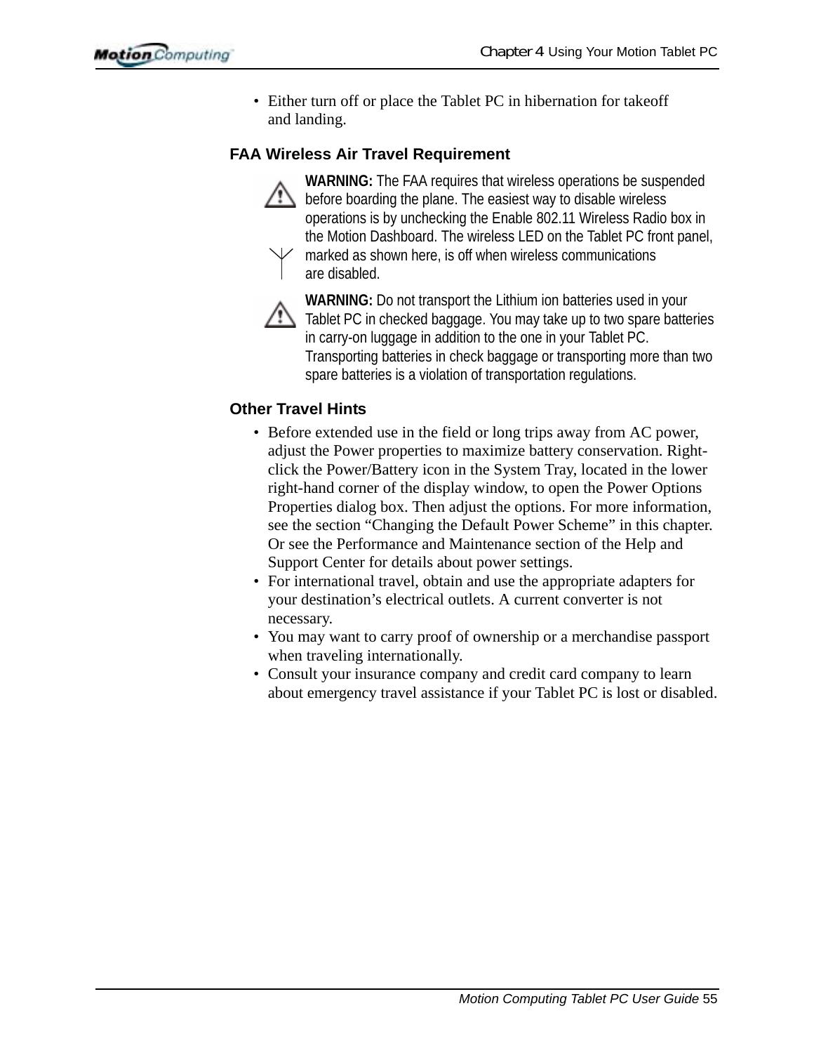- Either turn off or place the Tablet PC in hibernation for takeoff and landing.

### FAA Wireless Air Travel Requirement

**WARNING:** The FAA requires that wireless operations be suspended before boarding the plane. The easiest way to disable wireless operations is by unchecking the Enable 802.11 Wireless Radio box in the Motion Dashboard. The wireless LED on the Tablet PC front panel, marked as shown here, is off when wireless communications are disabled.

**WARNING:** Do not transport the Lithium ion batteries used in your Tablet PC in checked baggage. You may take up to two spare batteries in carry-on luggage in addition to the one in your Tablet PC. Transporting batteries in check baggage or transporting more than two spare batteries is a violation of transportation regulations.

### Other Travel Hints

- Before extended use in the field or long trips away from AC power, adjust the Power properties to maximize battery conservation. Right-click the Power/Battery icon in the System Tray, located in the lower right-hand corner of the display window, to open the Power Options Properties dialog box. Then adjust the options. For more information, see the section "Changing the Default Power Scheme" in this chapter. Or see the Performance and Maintenance section of the Help and Support Center for details about power settings.
- For international travel, obtain and use the appropriate adapters for your destination's electrical outlets. A current converter is not necessary.
- You may want to carry proof of ownership or a merchandise passport when traveling internationally.
- Consult your insurance company and credit card company to learn about emergency travel assistance if your Tablet PC is lost or disabled.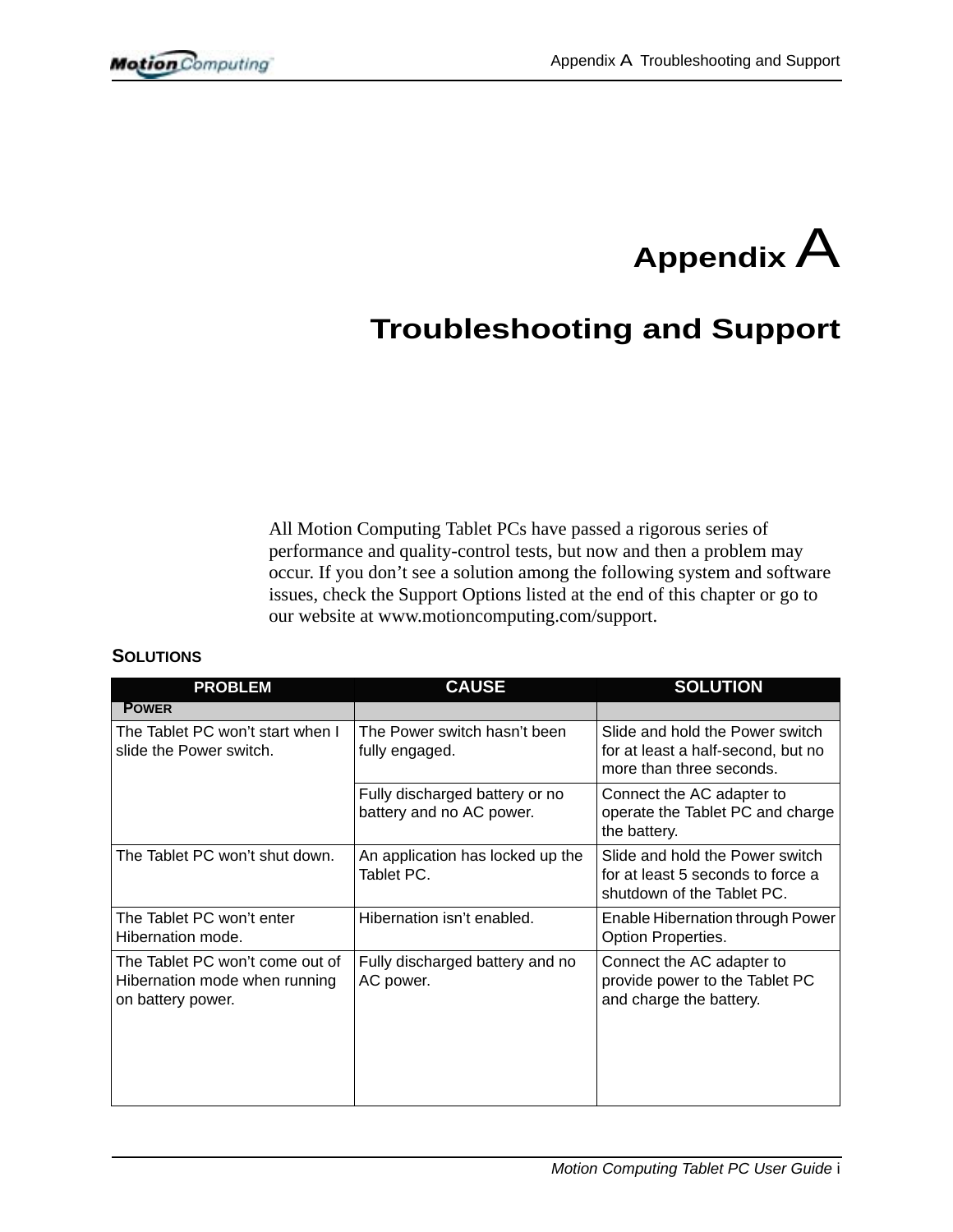# Appendix A

## Troubleshooting and Support

All Motion Computing Tablet PCs have passed a rigorous series of performance and quality-control tests, but now and then a problem may occur. If you don't see a solution among the following system and software issues, check the Support Options listed at the end of this chapter or go to our website at www.motioncomputing.com/support.

### SOLUTIONS

| PROBLEM | CAUSE | SOLUTION |
|---|---|---|
| **POWER** | | |
| The Tablet PC won't start when I slide the Power switch. | The Power switch hasn't been fully engaged. | Slide and hold the Power switch for at least a half-second, but no more than three seconds. |
| | Fully discharged battery or no battery and no AC power. | Connect the AC adapter to operate the Tablet PC and charge the battery. |
| The Tablet PC won't shut down. | An application has locked up the Tablet PC. | Slide and hold the Power switch for at least 5 seconds to force a shutdown of the Tablet PC. |
| The Tablet PC won't enter Hibernation mode. | Hibernation isn't enabled. | Enable Hibernation through Power Option Properties. |
| The Tablet PC won't come out of Hibernation mode when running on battery power. | Fully discharged battery and no AC power. | Connect the AC adapter to provide power to the Tablet PC and charge the battery. |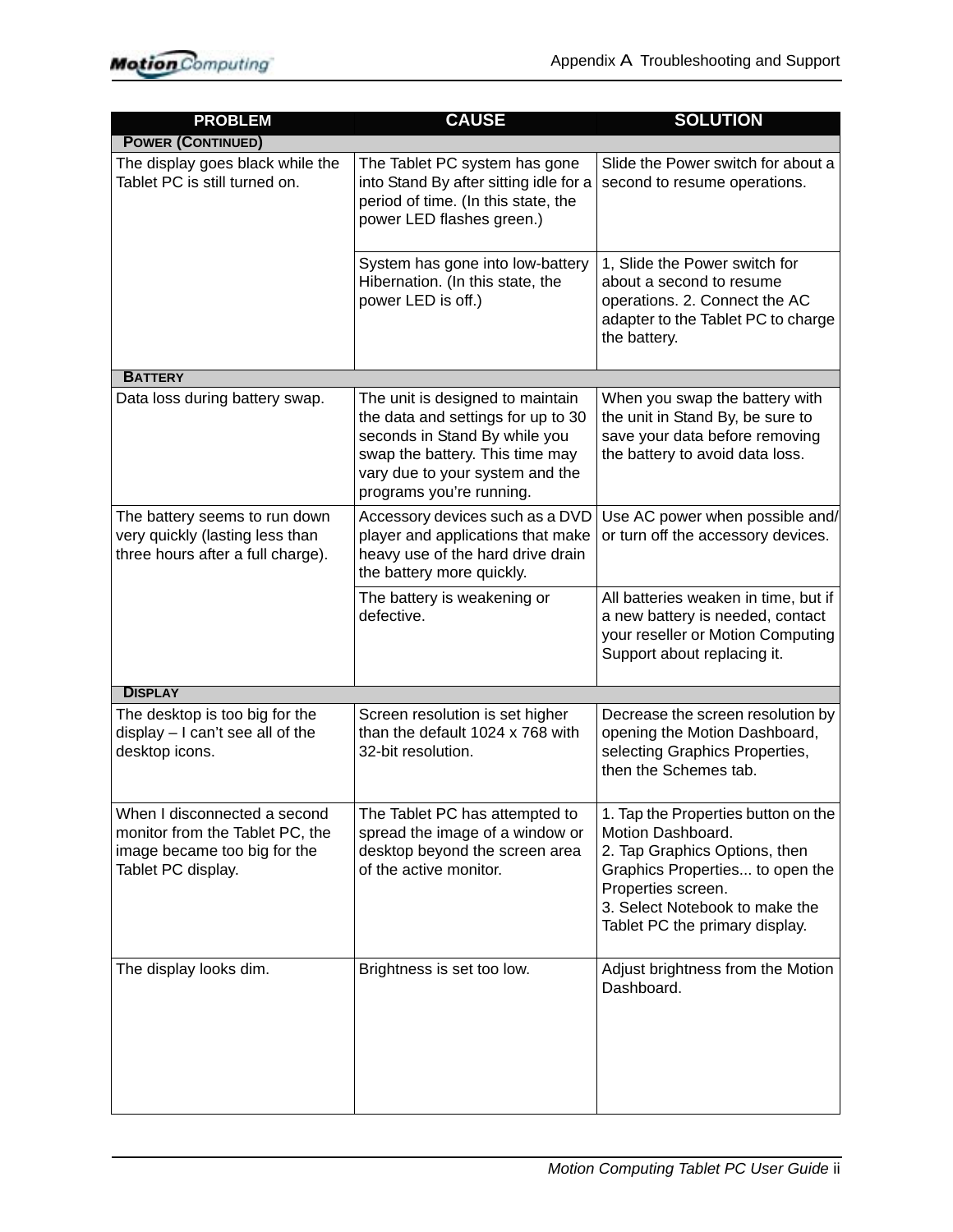| PROBLEM | CAUSE | SOLUTION |
|---|---|---|
| **POWER (CONTINUED)** | | |
| The display goes black while the Tablet PC is still turned on. | The Tablet PC system has gone into Stand By after sitting idle for a period of time. (In this state, the power LED flashes green.) | Slide the Power switch for about a second to resume operations. |
| | System has gone into low-battery Hibernation. (In this state, the power LED is off.) | 1, Slide the Power switch for about a second to resume operations. 2. Connect the AC adapter to the Tablet PC to charge the battery. |
| **BATTERY** | | |
| Data loss during battery swap. | The unit is designed to maintain the data and settings for up to 30 seconds in Stand By while you swap the battery. This time may vary due to your system and the programs you're running. | When you swap the battery with the unit in Stand By, be sure to save your data before removing the battery to avoid data loss. |
| The battery seems to run down very quickly (lasting less than three hours after a full charge). | Accessory devices such as a DVD player and applications that make heavy use of the hard drive drain the battery more quickly. | Use AC power when possible and/or turn off the accessory devices. |
| | The battery is weakening or defective. | All batteries weaken in time, but if a new battery is needed, contact your reseller or Motion Computing Support about replacing it. |
| **DISPLAY** | | |
| The desktop is too big for the display – I can't see all of the desktop icons. | Screen resolution is set higher than the default 1024 x 768 with 32-bit resolution. | Decrease the screen resolution by opening the Motion Dashboard, selecting Graphics Properties, then the Schemes tab. |
| When I disconnected a second monitor from the Tablet PC, the image became too big for the Tablet PC display. | The Tablet PC has attempted to spread the image of a window or desktop beyond the screen area of the active monitor. | 1. Tap the Properties button on the Motion Dashboard.<br>2. Tap Graphics Options, then Graphics Properties... to open the Properties screen.<br>3. Select Notebook to make the Tablet PC the primary display. |
| The display looks dim. | Brightness is set too low. | Adjust brightness from the Motion Dashboard. |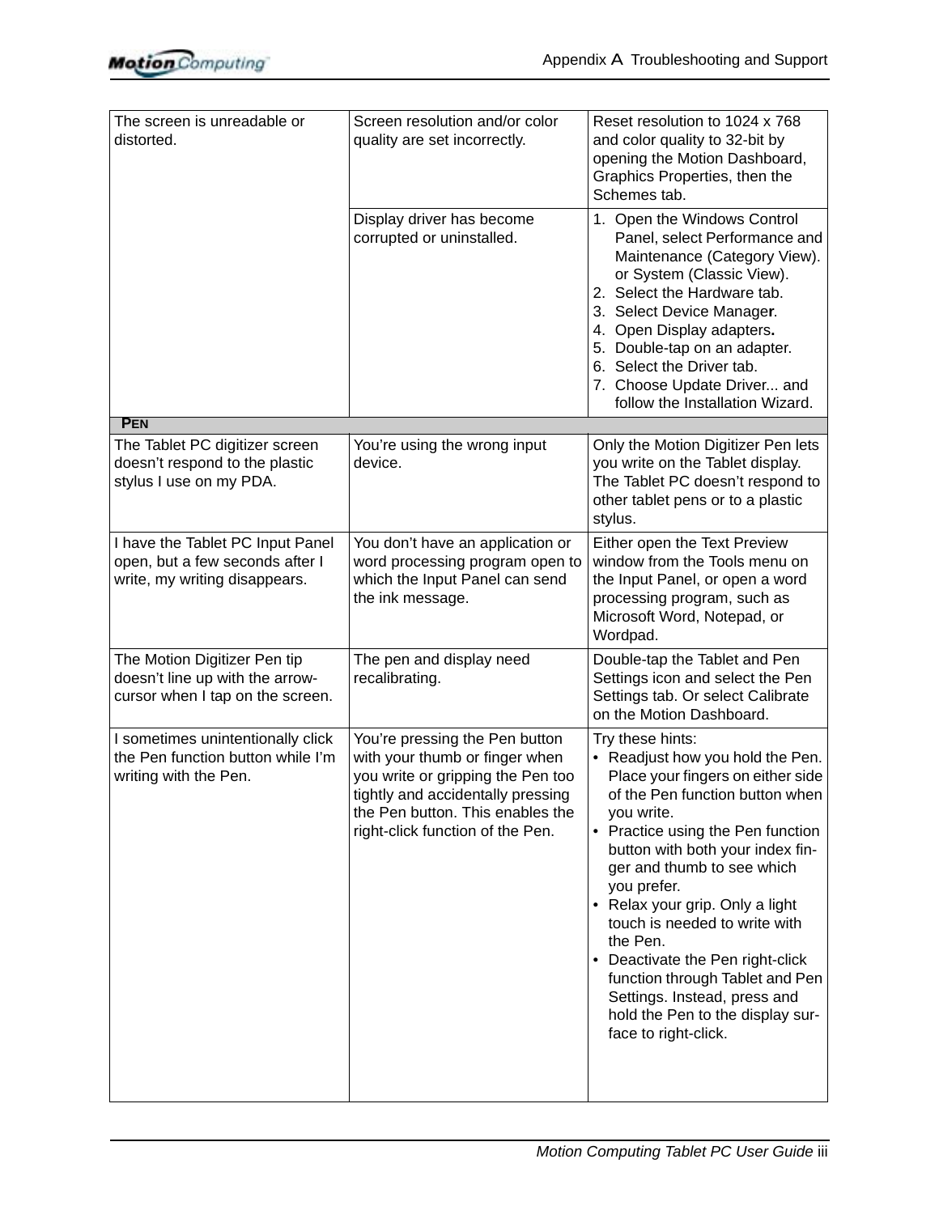| | | |
|---|---|---|
| The screen is unreadable or distorted. | Screen resolution and/or color quality are set incorrectly. | Reset resolution to 1024 x 768 and color quality to 32-bit by opening the Motion Dashboard, Graphics Properties, then the Schemes tab. |
| | Display driver has become corrupted or uninstalled. | 1. Open the Windows Control Panel, select Performance and Maintenance (Category View). or System (Classic View).<br>2. Select the Hardware tab.<br>3. Select Device Manager.<br>4. Open Display adapters.<br>5. Double-tap on an adapter.<br>6. Select the Driver tab.<br>7. Choose Update Driver... and follow the Installation Wizard. |
| **PEN** | | |
| The Tablet PC digitizer screen doesn't respond to the plastic stylus I use on my PDA. | You're using the wrong input device. | Only the Motion Digitizer Pen lets you write on the Tablet display. The Tablet PC doesn't respond to other tablet pens or to a plastic stylus. |
| I have the Tablet PC Input Panel open, but a few seconds after I write, my writing disappears. | You don't have an application or word processing program open to which the Input Panel can send the ink message. | Either open the Text Preview window from the Tools menu on the Input Panel, or open a word processing program, such as Microsoft Word, Notepad, or Wordpad. |
| The Motion Digitizer Pen tip doesn't line up with the arrow-cursor when I tap on the screen. | The pen and display need recalibrating. | Double-tap the Tablet and Pen Settings icon and select the Pen Settings tab. Or select Calibrate on the Motion Dashboard. |
| I sometimes unintentionally click the Pen function button while I'm writing with the Pen. | You're pressing the Pen button with your thumb or finger when you write or gripping the Pen too tightly and accidentally pressing the Pen button. This enables the right-click function of the Pen. | Try these hints:<br>• Readjust how you hold the Pen. Place your fingers on either side of the Pen function button when you write.<br>• Practice using the Pen function button with both your index finger and thumb to see which you prefer.<br>• Relax your grip. Only a light touch is needed to write with the Pen.<br>• Deactivate the Pen right-click function through Tablet and Pen Settings. Instead, press and hold the Pen to the display surface to right-click. |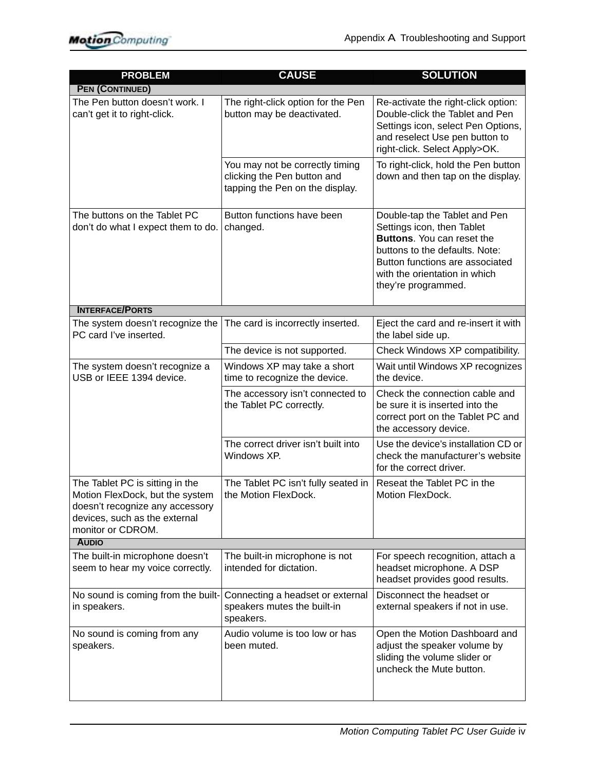| PROBLEM | CAUSE | SOLUTION |
|---|---|---|
| **PEN (CONTINUED)** | | |
| The Pen button doesn’t work. I can’t get it to right-click. | The right-click option for the Pen button may be deactivated. | Re-activate the right-click option: Double-click the Tablet and Pen Settings icon, select Pen Options, and reselect Use pen button to right-click. Select Apply>OK. |
| | You may not be correctly timing clicking the Pen button and tapping the Pen on the display. | To right-click, hold the Pen button down and then tap on the display. |
| The buttons on the Tablet PC don’t do what I expect them to do. | Button functions have been changed. | Double-tap the Tablet and Pen Settings icon, then Tablet **Buttons**. You can reset the buttons to the defaults. Note: Button functions are associated with the orientation in which they’re programmed. |
| **INTERFACE/PORTS** | | |
| The system doesn’t recognize the PC card I’ve inserted. | The card is incorrectly inserted. | Eject the card and re-insert it with the label side up. |
| | The device is not supported. | Check Windows XP compatibility. |
| The system doesn’t recognize a USB or IEEE 1394 device. | Windows XP may take a short time to recognize the device. | Wait until Windows XP recognizes the device. |
| | The accessory isn’t connected to the Tablet PC correctly. | Check the connection cable and be sure it is inserted into the correct port on the Tablet PC and the accessory device. |
| | The correct driver isn’t built into Windows XP. | Use the device’s installation CD or check the manufacturer’s website for the correct driver. |
| The Tablet PC is sitting in the Motion FlexDock, but the system doesn’t recognize any accessory devices, such as the external monitor or CDROM. | The Tablet PC isn’t fully seated in the Motion FlexDock. | Reseat the Tablet PC in the Motion FlexDock. |
| **AUDIO** | | |
| The built-in microphone doesn’t seem to hear my voice correctly. | The built-in microphone is not intended for dictation. | For speech recognition, attach a headset microphone. A DSP headset provides good results. |
| No sound is coming from the built-in speakers. | Connecting a headset or external speakers mutes the built-in speakers. | Disconnect the headset or external speakers if not in use. |
| No sound is coming from any speakers. | Audio volume is too low or has been muted. | Open the Motion Dashboard and adjust the speaker volume by sliding the volume slider or uncheck the Mute button. |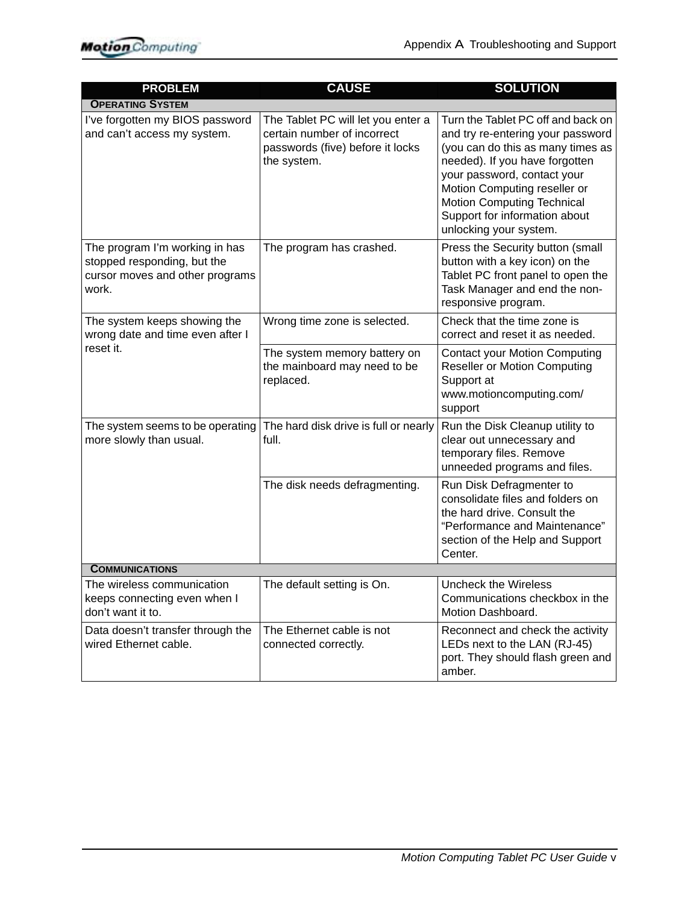| PROBLEM | CAUSE | SOLUTION |
| --- | --- | --- |
| **OPERATING SYSTEM** | | |
| I've forgotten my BIOS password and can't access my system. | The Tablet PC will let you enter a certain number of incorrect passwords (five) before it locks the system. | Turn the Tablet PC off and back on and try re-entering your password (you can do this as many times as needed). If you have forgotten your password, contact your Motion Computing reseller or Motion Computing Technical Support for information about unlocking your system. |
| The program I'm working in has stopped responding, but the cursor moves and other programs work. | The program has crashed. | Press the Security button (small button with a key icon) on the Tablet PC front panel to open the Task Manager and end the non-responsive program. |
| The system keeps showing the wrong date and time even after I reset it. | Wrong time zone is selected. | Check that the time zone is correct and reset it as needed. |
| | The system memory battery on the mainboard may need to be replaced. | Contact your Motion Computing Reseller or Motion Computing Support at www.motioncomputing.com/support |
| The system seems to be operating more slowly than usual. | The hard disk drive is full or nearly full. | Run the Disk Cleanup utility to clear out unnecessary and temporary files. Remove unneeded programs and files. |
| | The disk needs defragmenting. | Run Disk Defragmenter to consolidate files and folders on the hard drive. Consult the "Performance and Maintenance" section of the Help and Support Center. |
| **COMMUNICATIONS** | | |
| The wireless communication keeps connecting even when I don't want it to. | The default setting is On. | Uncheck the Wireless Communications checkbox in the Motion Dashboard. |
| Data doesn't transfer through the wired Ethernet cable. | The Ethernet cable is not connected correctly. | Reconnect and check the activity LEDs next to the LAN (RJ-45) port. They should flash green and amber. |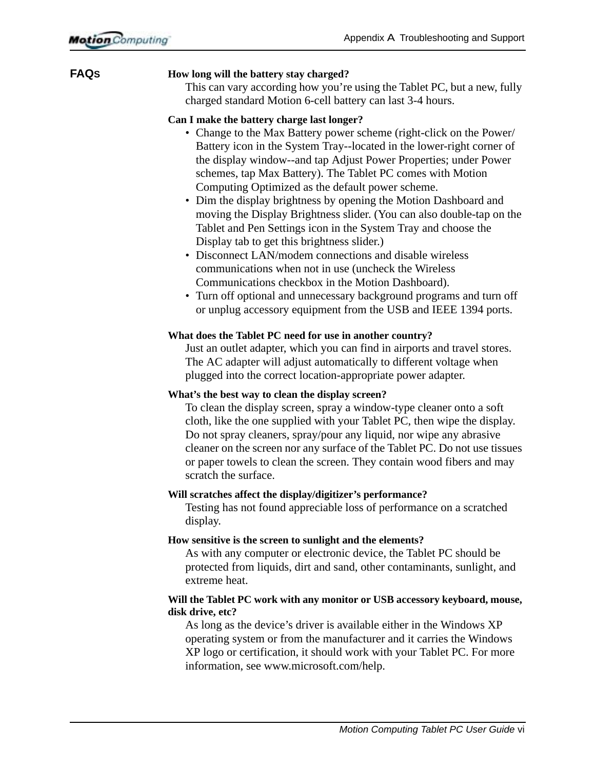## FAQs

**How long will the battery stay charged?**

This can vary according how you're using the Tablet PC, but a new, fully charged standard Motion 6-cell battery can last 3-4 hours.

**Can I make the battery charge last longer?**

- Change to the Max Battery power scheme (right-click on the Power/Battery icon in the System Tray--located in the lower-right corner of the display window--and tap Adjust Power Properties; under Power schemes, tap Max Battery). The Tablet PC comes with Motion Computing Optimized as the default power scheme.
- Dim the display brightness by opening the Motion Dashboard and moving the Display Brightness slider. (You can also double-tap on the Tablet and Pen Settings icon in the System Tray and choose the Display tab to get this brightness slider.)
- Disconnect LAN/modem connections and disable wireless communications when not in use (uncheck the Wireless Communications checkbox in the Motion Dashboard).
- Turn off optional and unnecessary background programs and turn off or unplug accessory equipment from the USB and IEEE 1394 ports.

**What does the Tablet PC need for use in another country?**

Just an outlet adapter, which you can find in airports and travel stores. The AC adapter will adjust automatically to different voltage when plugged into the correct location-appropriate power adapter.

**What's the best way to clean the display screen?**

To clean the display screen, spray a window-type cleaner onto a soft cloth, like the one supplied with your Tablet PC, then wipe the display. Do not spray cleaners, spray/pour any liquid, nor wipe any abrasive cleaner on the screen nor any surface of the Tablet PC. Do not use tissues or paper towels to clean the screen. They contain wood fibers and may scratch the surface.

**Will scratches affect the display/digitizer's performance?**

Testing has not found appreciable loss of performance on a scratched display.

**How sensitive is the screen to sunlight and the elements?**

As with any computer or electronic device, the Tablet PC should be protected from liquids, dirt and sand, other contaminants, sunlight, and extreme heat.

**Will the Tablet PC work with any monitor or USB accessory keyboard, mouse, disk drive, etc?**

As long as the device's driver is available either in the Windows XP operating system or from the manufacturer and it carries the Windows XP logo or certification, it should work with your Tablet PC. For more information, see www.microsoft.com/help.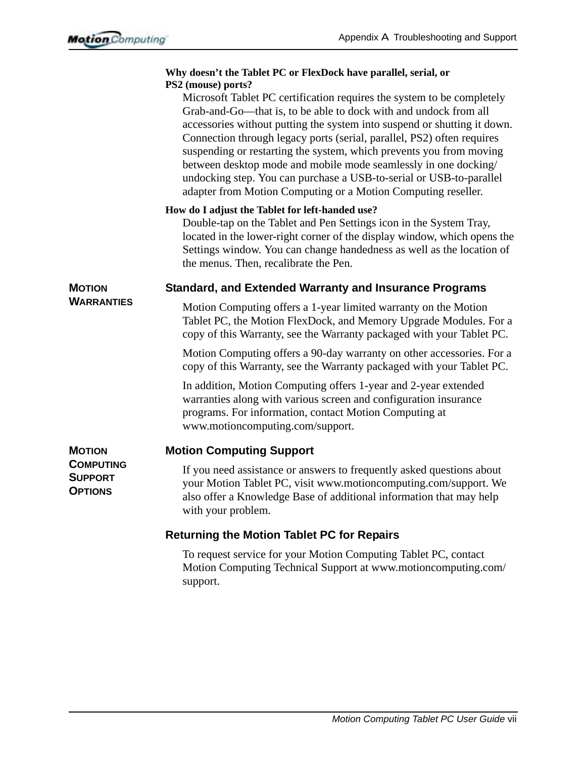**Why doesn't the Tablet PC or FlexDock have parallel, serial, or PS2 (mouse) ports?**

Microsoft Tablet PC certification requires the system to be completely Grab-and-Go—that is, to be able to dock with and undock from all accessories without putting the system into suspend or shutting it down. Connection through legacy ports (serial, parallel, PS2) often requires suspending or restarting the system, which prevents you from moving between desktop mode and mobile mode seamlessly in one docking/undocking step. You can purchase a USB-to-serial or USB-to-parallel adapter from Motion Computing or a Motion Computing reseller.

**How do I adjust the Tablet for left-handed use?**

Double-tap on the Tablet and Pen Settings icon in the System Tray, located in the lower-right corner of the display window, which opens the Settings window. You can change handedness as well as the location of the menus. Then, recalibrate the Pen.

## Motion Warranties

### Standard, and Extended Warranty and Insurance Programs

Motion Computing offers a 1-year limited warranty on the Motion Tablet PC, the Motion FlexDock, and Memory Upgrade Modules. For a copy of this Warranty, see the Warranty packaged with your Tablet PC.

Motion Computing offers a 90-day warranty on other accessories. For a copy of this Warranty, see the Warranty packaged with your Tablet PC.

In addition, Motion Computing offers 1-year and 2-year extended warranties along with various screen and configuration insurance programs. For information, contact Motion Computing at www.motioncomputing.com/support.

## Motion Computing Support Options

### Motion Computing Support

If you need assistance or answers to frequently asked questions about your Motion Tablet PC, visit www.motioncomputing.com/support. We also offer a Knowledge Base of additional information that may help with your problem.

### Returning the Motion Tablet PC for Repairs

To request service for your Motion Computing Tablet PC, contact Motion Computing Technical Support at www.motioncomputing.com/support.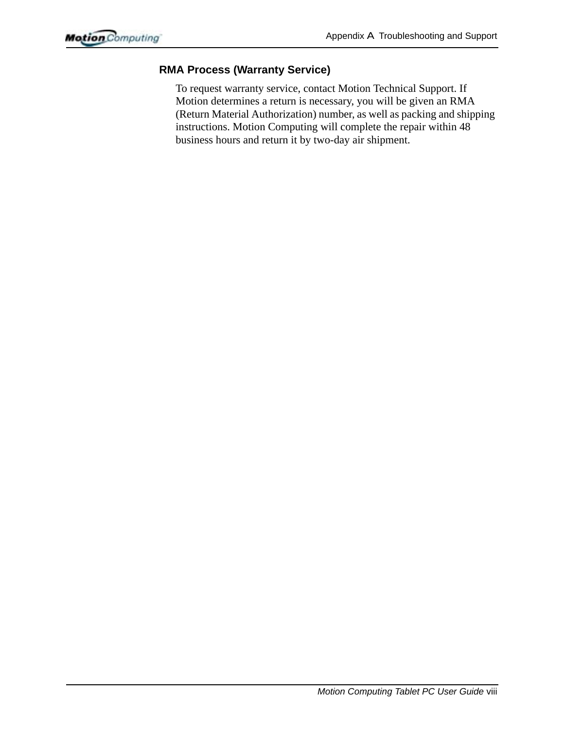### RMA Process (Warranty Service)

To request warranty service, contact Motion Technical Support. If Motion determines a return is necessary, you will be given an RMA (Return Material Authorization) number, as well as packing and shipping instructions. Motion Computing will complete the repair within 48 business hours and return it by two-day air shipment.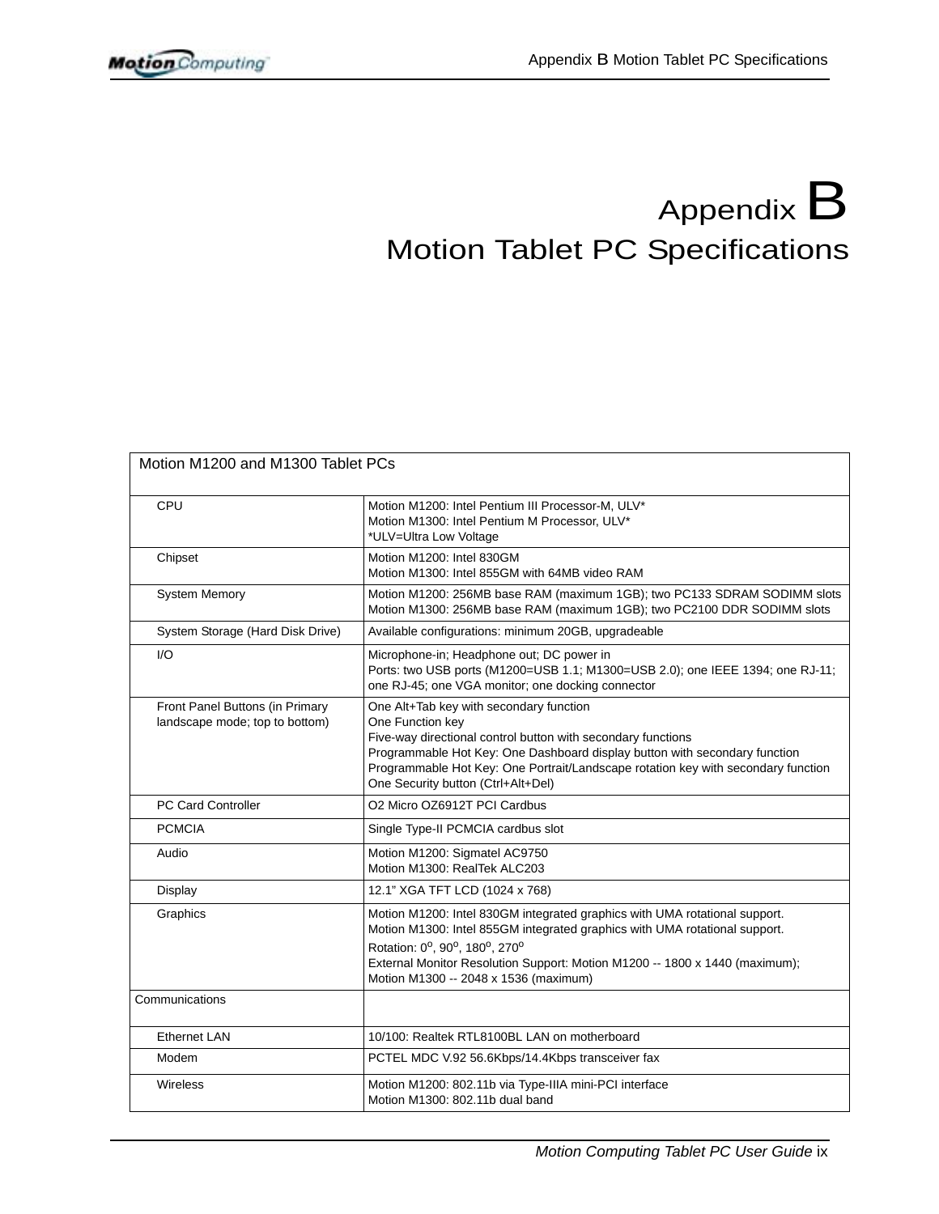# Appendix B
# Motion Tablet PC Specifications

| Motion M1200 and M1300 Tablet PCs | |
|---|---|
| CPU | Motion M1200: Intel Pentium III Processor-M, ULV*<br>Motion M1300: Intel Pentium M Processor, ULV*<br>*ULV=Ultra Low Voltage |
| Chipset | Motion M1200: Intel 830GM<br>Motion M1300: Intel 855GM with 64MB video RAM |
| System Memory | Motion M1200: 256MB base RAM (maximum 1GB); two PC133 SDRAM SODIMM slots<br>Motion M1300: 256MB base RAM (maximum 1GB); two PC2100 DDR SODIMM slots |
| System Storage (Hard Disk Drive) | Available configurations: minimum 20GB, upgradeable |
| I/O | Microphone-in; Headphone out; DC power in<br>Ports: two USB ports (M1200=USB 1.1; M1300=USB 2.0); one IEEE 1394; one RJ-11; one RJ-45; one VGA monitor; one docking connector |
| Front Panel Buttons (in Primary landscape mode; top to bottom) | One Alt+Tab key with secondary function<br>One Function key<br>Five-way directional control button with secondary functions<br>Programmable Hot Key: One Dashboard display button with secondary function<br>Programmable Hot Key: One Portrait/Landscape rotation key with secondary function<br>One Security button (Ctrl+Alt+Del) |
| PC Card Controller | O2 Micro OZ6912T PCI Cardbus |
| PCMCIA | Single Type-II PCMCIA cardbus slot |
| Audio | Motion M1200: Sigmatel AC9750<br>Motion M1300: RealTek ALC203 |
| Display | 12.1" XGA TFT LCD (1024 x 768) |
| Graphics | Motion M1200: Intel 830GM integrated graphics with UMA rotational support.<br>Motion M1300: Intel 855GM integrated graphics with UMA rotational support.<br>Rotation: 0°, 90°, 180°, 270°<br>External Monitor Resolution Support: Motion M1200 -- 1800 x 1440 (maximum); Motion M1300 -- 2048 x 1536 (maximum) |
| Communications | |
| Ethernet LAN | 10/100: Realtek RTL8100BL LAN on motherboard |
| Modem | PCTEL MDC V.92 56.6Kbps/14.4Kbps transceiver fax |
| Wireless | Motion M1200: 802.11b via Type-IIIA mini-PCI interface<br>Motion M1300: 802.11b dual band |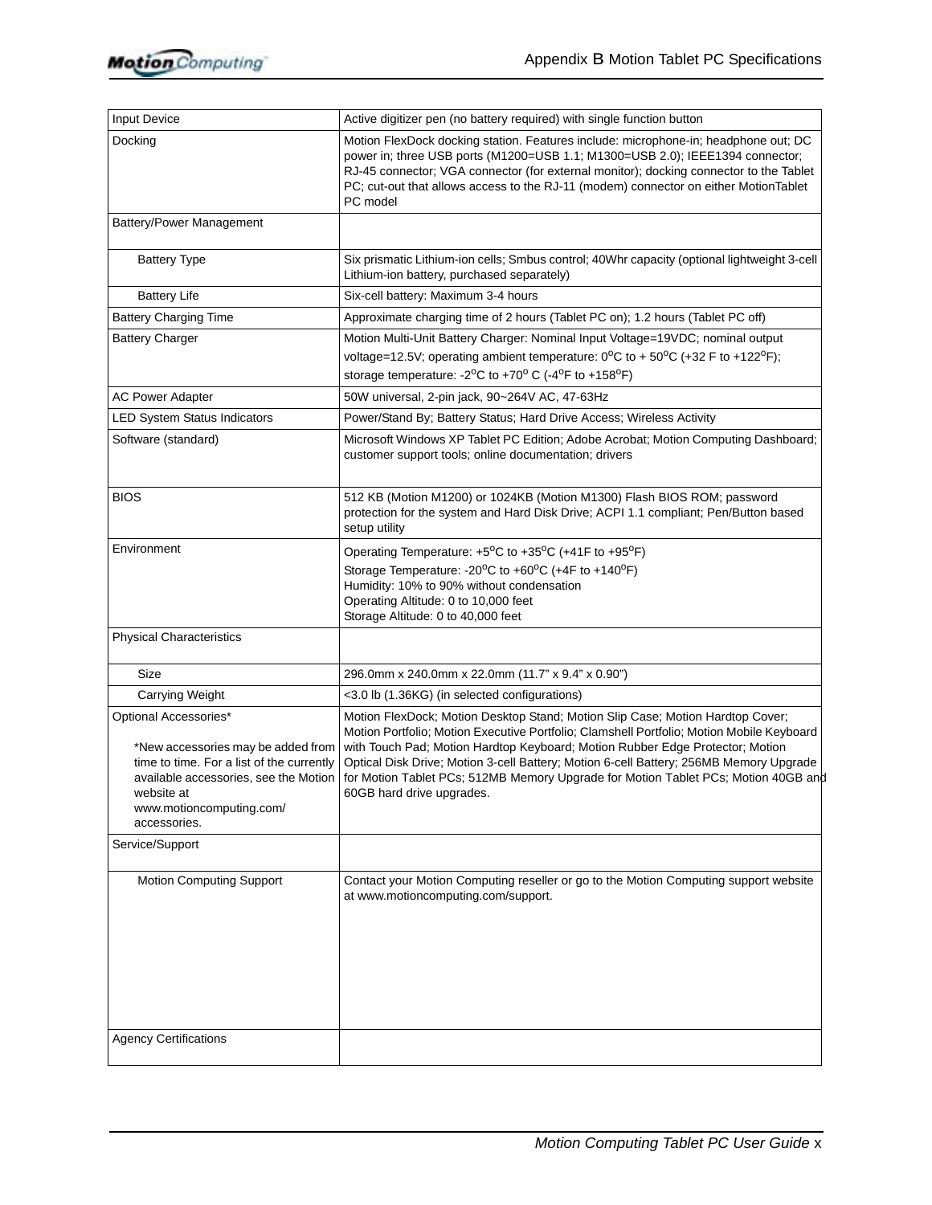| | |
|---|---|
| Input Device | Active digitizer pen (no battery required) with single function button |
| Docking | Motion FlexDock docking station. Features include: microphone-in; headphone out; DC power in; three USB ports (M1200=USB 1.1; M1300=USB 2.0); IEEE1394 connector; RJ-45 connector; VGA connector (for external monitor); docking connector to the Tablet PC; cut-out that allows access to the RJ-11 (modem) connector on either MotionTablet PC model |
| Battery/Power Management | |
| Battery Type | Six prismatic Lithium-ion cells; Smbus control; 40Whr capacity (optional lightweight 3-cell Lithium-ion battery, purchased separately) |
| Battery Life | Six-cell battery: Maximum 3-4 hours |
| Battery Charging Time | Approximate charging time of 2 hours (Tablet PC on); 1.2 hours (Tablet PC off) |
| Battery Charger | Motion Multi-Unit Battery Charger: Nominal Input Voltage=19VDC; nominal output voltage=12.5V; operating ambient temperature: 0°C to + 50°C (+32 F to +122°F); storage temperature: -2°C to +70° C (-4°F to +158°F) |
| AC Power Adapter | 50W universal, 2-pin jack, 90~264V AC, 47-63Hz |
| LED System Status Indicators | Power/Stand By; Battery Status; Hard Drive Access; Wireless Activity |
| Software (standard) | Microsoft Windows XP Tablet PC Edition; Adobe Acrobat; Motion Computing Dashboard; customer support tools; online documentation; drivers |
| BIOS | 512 KB (Motion M1200) or 1024KB (Motion M1300) Flash BIOS ROM; password protection for the system and Hard Disk Drive; ACPI 1.1 compliant; Pen/Button based setup utility |
| Environment | Operating Temperature: +5°C to +35°C (+41F to +95°F)<br>Storage Temperature: -20°C to +60°C (+4F to +140°F)<br>Humidity: 10% to 90% without condensation<br>Operating Altitude: 0 to 10,000 feet<br>Storage Altitude: 0 to 40,000 feet |
| Physical Characteristics | |
| Size | 296.0mm x 240.0mm x 22.0mm (11.7" x 9.4" x 0.90") |
| Carrying Weight | <3.0 lb (1.36KG) (in selected configurations) |
| Optional Accessories*<br><br>*New accessories may be added from time to time. For a list of the currently available accessories, see the Motion website at www.motioncomputing.com/accessories. | Motion FlexDock; Motion Desktop Stand; Motion Slip Case; Motion Hardtop Cover; Motion Portfolio; Motion Executive Portfolio; Clamshell Portfolio; Motion Mobile Keyboard with Touch Pad; Motion Hardtop Keyboard; Motion Rubber Edge Protector; Motion Optical Disk Drive; Motion 3-cell Battery; Motion 6-cell Battery; 256MB Memory Upgrade for Motion Tablet PCs; 512MB Memory Upgrade for Motion Tablet PCs; Motion 40GB and 60GB hard drive upgrades. |
| Service/Support | |
| Motion Computing Support | Contact your Motion Computing reseller or go to the Motion Computing support website at www.motioncomputing.com/support. |
| Agency Certifications | |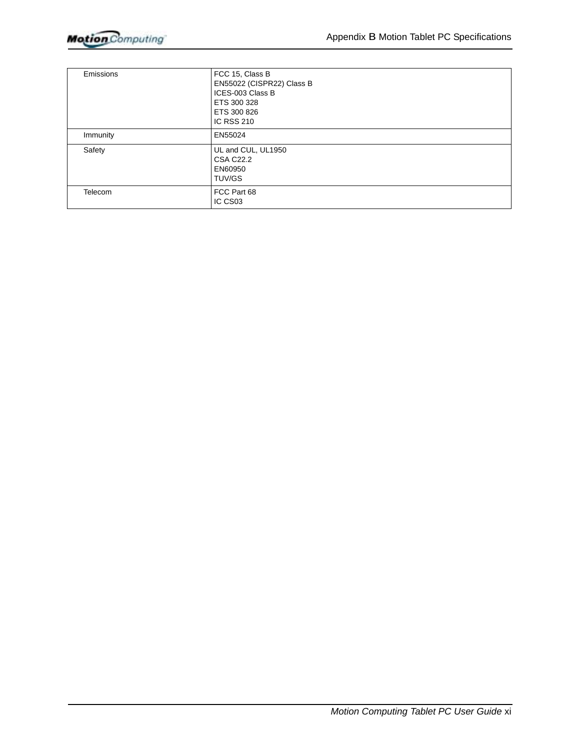| | |
|---|---|
| Emissions | FCC 15, Class B<br>EN55022 (CISPR22) Class B<br>ICES-003 Class B<br>ETS 300 328<br>ETS 300 826<br>IC RSS 210 |
| Immunity | EN55024 |
| Safety | UL and CUL, UL1950<br>CSA C22.2<br>EN60950<br>TUV/GS |
| Telecom | FCC Part 68<br>IC CS03 |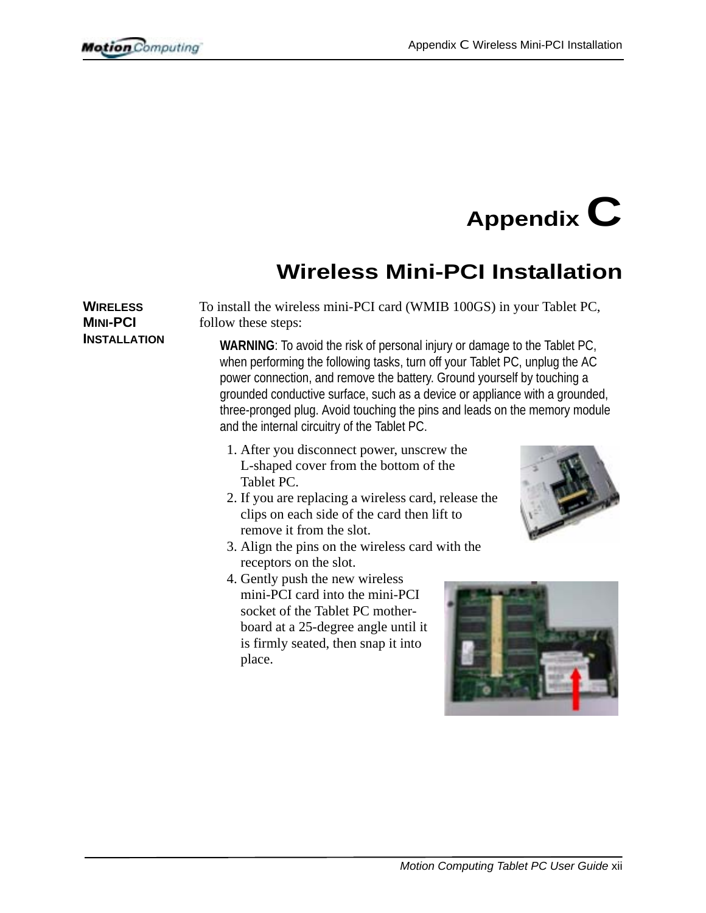# Appendix C

## Wireless Mini-PCI Installation

### WIRELESS MINI-PCI INSTALLATION

To install the wireless mini-PCI card (WMIB 100GS) in your Tablet PC, follow these steps:

**WARNING**: To avoid the risk of personal injury or damage to the Tablet PC, when performing the following tasks, turn off your Tablet PC, unplug the AC power connection, and remove the battery. Ground yourself by touching a grounded conductive surface, such as a device or appliance with a grounded, three-pronged plug. Avoid touching the pins and leads on the memory module and the internal circuitry of the Tablet PC.

1. After you disconnect power, unscrew the L-shaped cover from the bottom of the Tablet PC.
2. If you are replacing a wireless card, release the clips on each side of the card then lift to remove it from the slot.
3. Align the pins on the wireless card with the receptors on the slot.
4. Gently push the new wireless mini-PCI card into the mini-PCI socket of the Tablet PC mother-board at a 25-degree angle until it is firmly seated, then snap it into place.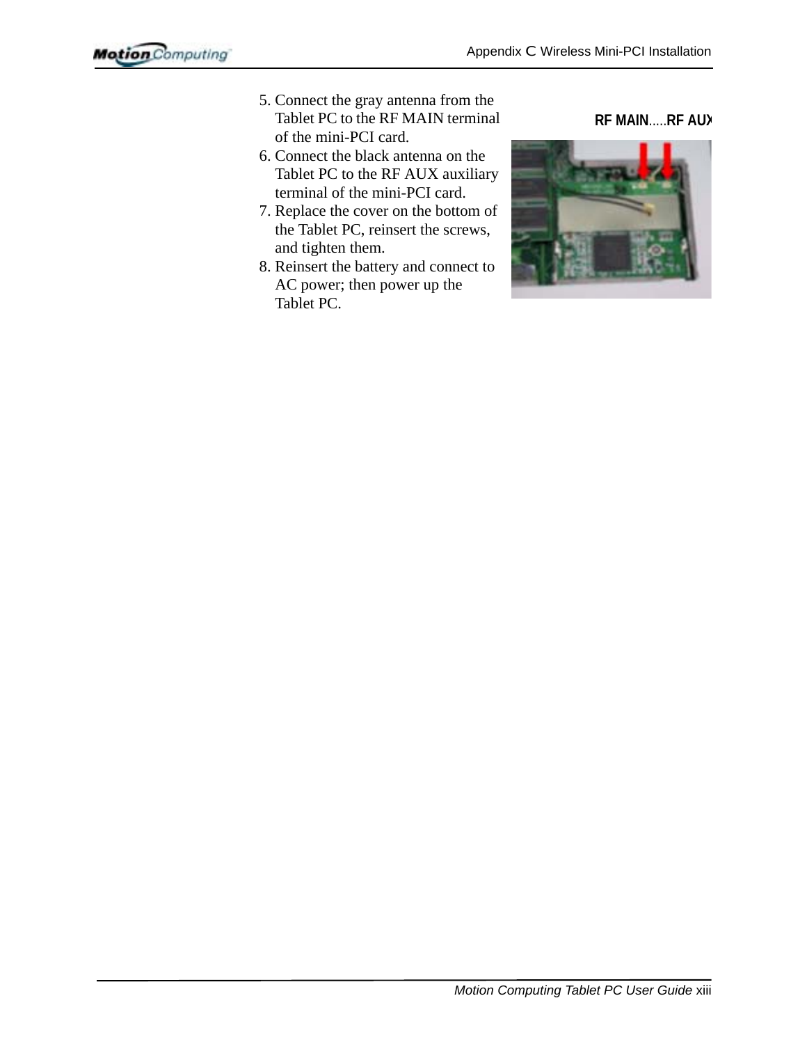5. Connect the gray antenna from the Tablet PC to the RF MAIN terminal of the mini-PCI card.
6. Connect the black antenna on the Tablet PC to the RF AUX auxiliary terminal of the mini-PCI card.
7. Replace the cover on the bottom of the Tablet PC, reinsert the screws, and tighten them.
8. Reinsert the battery and connect to AC power; then power up the Tablet PC.

**RF MAIN**.....**RF AUX**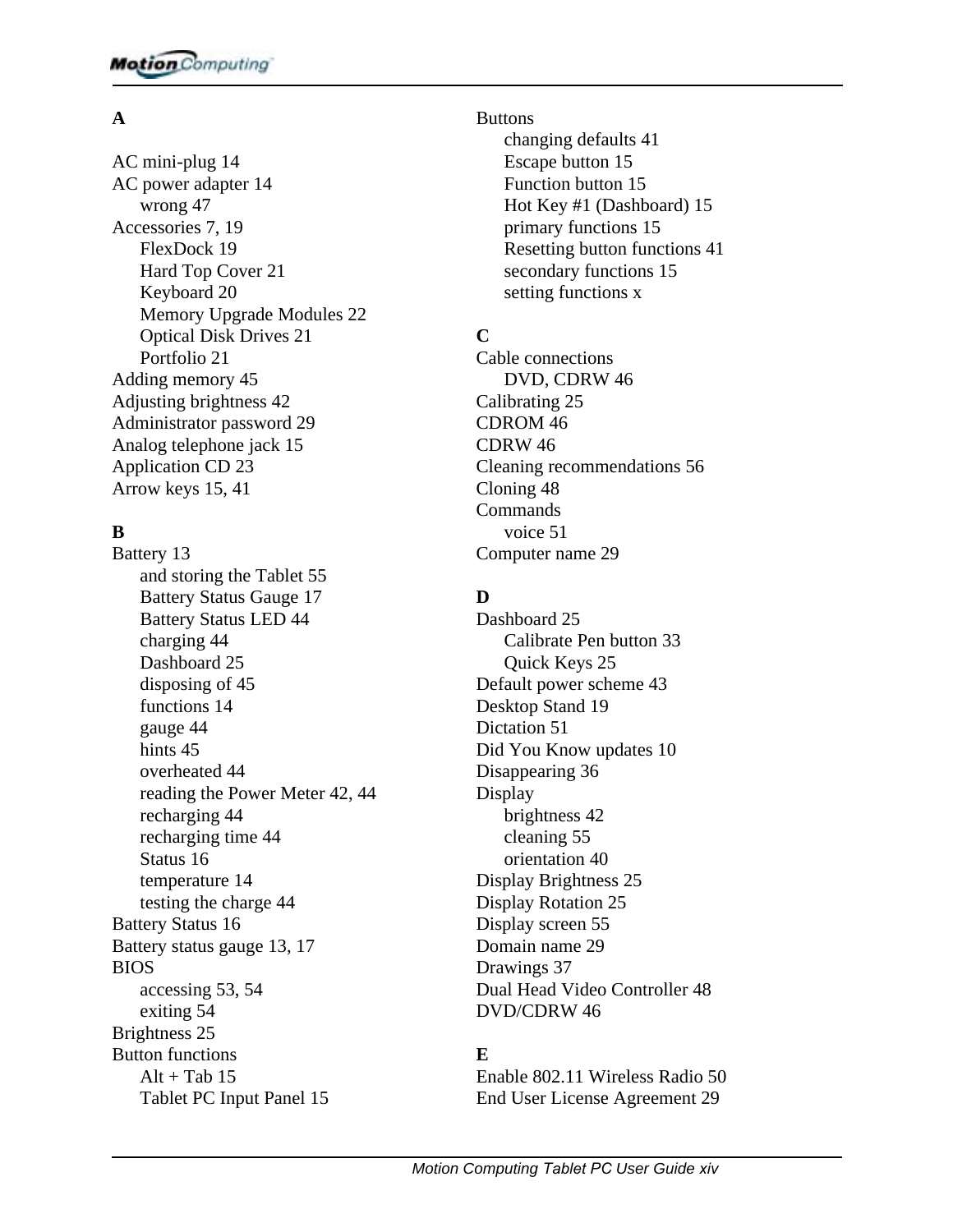**A**

AC mini-plug 14
AC power adapter 14
  wrong 47
Accessories 7, 19
  FlexDock 19
  Hard Top Cover 21
  Keyboard 20
  Memory Upgrade Modules 22
  Optical Disk Drives 21
  Portfolio 21
Adding memory 45
Adjusting brightness 42
Administrator password 29
Analog telephone jack 15
Application CD 23
Arrow keys 15, 41

**B**

Battery 13
  and storing the Tablet 55
  Battery Status Gauge 17
  Battery Status LED 44
  charging 44
  Dashboard 25
  disposing of 45
  functions 14
  gauge 44
  hints 45
  overheated 44
  reading the Power Meter 42, 44
  recharging 44
  recharging time 44
  Status 16
  temperature 14
  testing the charge 44
Battery Status 16
Battery status gauge 13, 17
BIOS
  accessing 53, 54
  exiting 54
Brightness 25
Button functions
  Alt + Tab 15
  Tablet PC Input Panel 15
Buttons
  changing defaults 41
  Escape button 15
  Function button 15
  Hot Key #1 (Dashboard) 15
  primary functions 15
  Resetting button functions 41
  secondary functions 15
  setting functions x

**C**

Cable connections
  DVD, CDRW 46
Calibrating 25
CDROM 46
CDRW 46
Cleaning recommendations 56
Cloning 48
Commands
  voice 51
Computer name 29

**D**

Dashboard 25
  Calibrate Pen button 33
  Quick Keys 25
Default power scheme 43
Desktop Stand 19
Dictation 51
Did You Know updates 10
Disappearing 36
Display
  brightness 42
  cleaning 55
  orientation 40
Display Brightness 25
Display Rotation 25
Display screen 55
Domain name 29
Drawings 37
Dual Head Video Controller 48
DVD/CDRW 46

**E**

Enable 802.11 Wireless Radio 50
End User License Agreement 29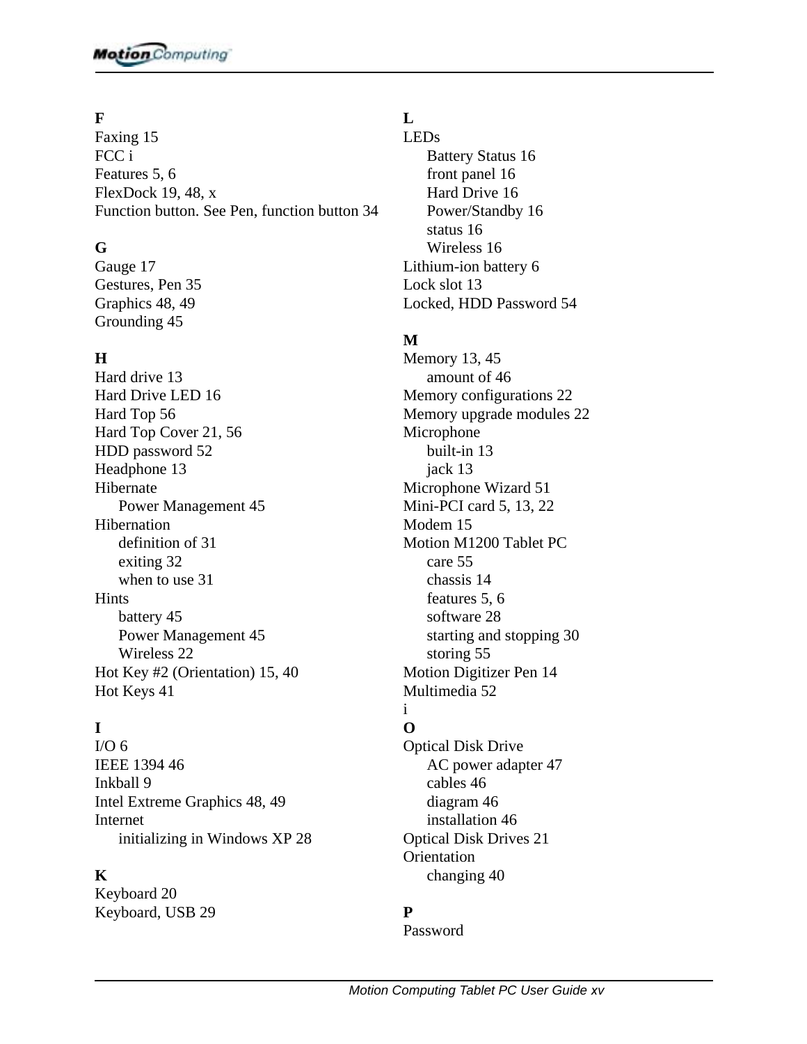**F**

Faxing 15
FCC i
Features 5, 6
FlexDock 19, 48, x
Function button. See Pen, function button 34

**G**

Gauge 17
Gestures, Pen 35
Graphics 48, 49
Grounding 45

**H**

Hard drive 13
Hard Drive LED 16
Hard Top 56
Hard Top Cover 21, 56
HDD password 52
Headphone 13
Hibernate
- Power Management 45

Hibernation
- definition of 31
- exiting 32
- when to use 31

Hints
- battery 45
- Power Management 45
- Wireless 22

Hot Key #2 (Orientation) 15, 40
Hot Keys 41

**I**

I/O 6
IEEE 1394 46
Inkball 9
Intel Extreme Graphics 48, 49
Internet
- initializing in Windows XP 28

**K**

Keyboard 20
Keyboard, USB 29

**L**

LEDs
- Battery Status 16
- front panel 16
- Hard Drive 16
- Power/Standby 16
- status 16
- Wireless 16

Lithium-ion battery 6
Lock slot 13
Locked, HDD Password 54

**M**

Memory 13, 45
- amount of 46

Memory configurations 22
Memory upgrade modules 22
Microphone
- built-in 13
- jack 13

Microphone Wizard 51
Mini-PCI card 5, 13, 22
Modem 15
Motion M1200 Tablet PC
- care 55
- chassis 14
- features 5, 6
- software 28
- starting and stopping 30
- storing 55

Motion Digitizer Pen 14
Multimedia 52
i

**O**

Optical Disk Drive
- AC power adapter 47
- cables 46
- diagram 46
- installation 46

Optical Disk Drives 21
Orientation
- changing 40

**P**

Password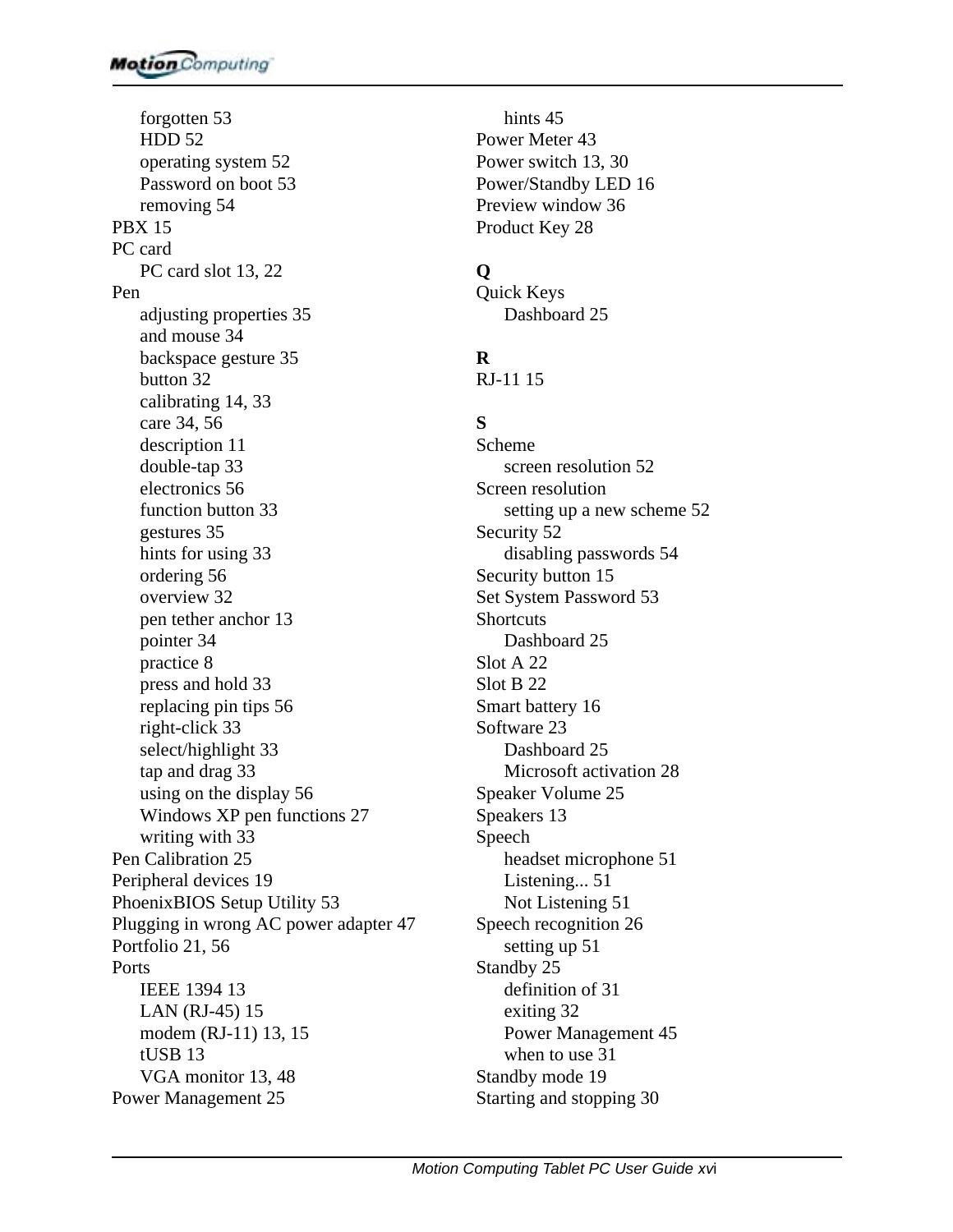forgotten 53
  HDD 52
  operating system 52
  Password on boot 53
  removing 54

PBX 15

PC card
  PC card slot 13, 22

Pen
  adjusting properties 35
  and mouse 34
  backspace gesture 35
  button 32
  calibrating 14, 33
  care 34, 56
  description 11
  double-tap 33
  electronics 56
  function button 33
  gestures 35
  hints for using 33
  ordering 56
  overview 32
  pen tether anchor 13
  pointer 34
  practice 8
  press and hold 33
  replacing pin tips 56
  right-click 33
  select/highlight 33
  tap and drag 33
  using on the display 56
  Windows XP pen functions 27
  writing with 33

Pen Calibration 25

Peripheral devices 19

PhoenixBIOS Setup Utility 53

Plugging in wrong AC power adapter 47

Portfolio 21, 56

Ports
  IEEE 1394 13
  LAN (RJ-45) 15
  modem (RJ-11) 13, 15
  tUSB 13
  VGA monitor 13, 48

Power Management 25
  hints 45

Power Meter 43

Power switch 13, 30

Power/Standby LED 16

Preview window 36

Product Key 28

**Q**

Quick Keys
  Dashboard 25

**R**

RJ-11 15

**S**

Scheme
  screen resolution 52

Screen resolution
  setting up a new scheme 52

Security 52
  disabling passwords 54

Security button 15

Set System Password 53

Shortcuts
  Dashboard 25

Slot A 22

Slot B 22

Smart battery 16

Software 23
  Dashboard 25
  Microsoft activation 28

Speaker Volume 25

Speakers 13

Speech
  headset microphone 51
  Listening... 51
  Not Listening 51

Speech recognition 26
  setting up 51

Standby 25
  definition of 31
  exiting 32
  Power Management 45
  when to use 31

Standby mode 19

Starting and stopping 30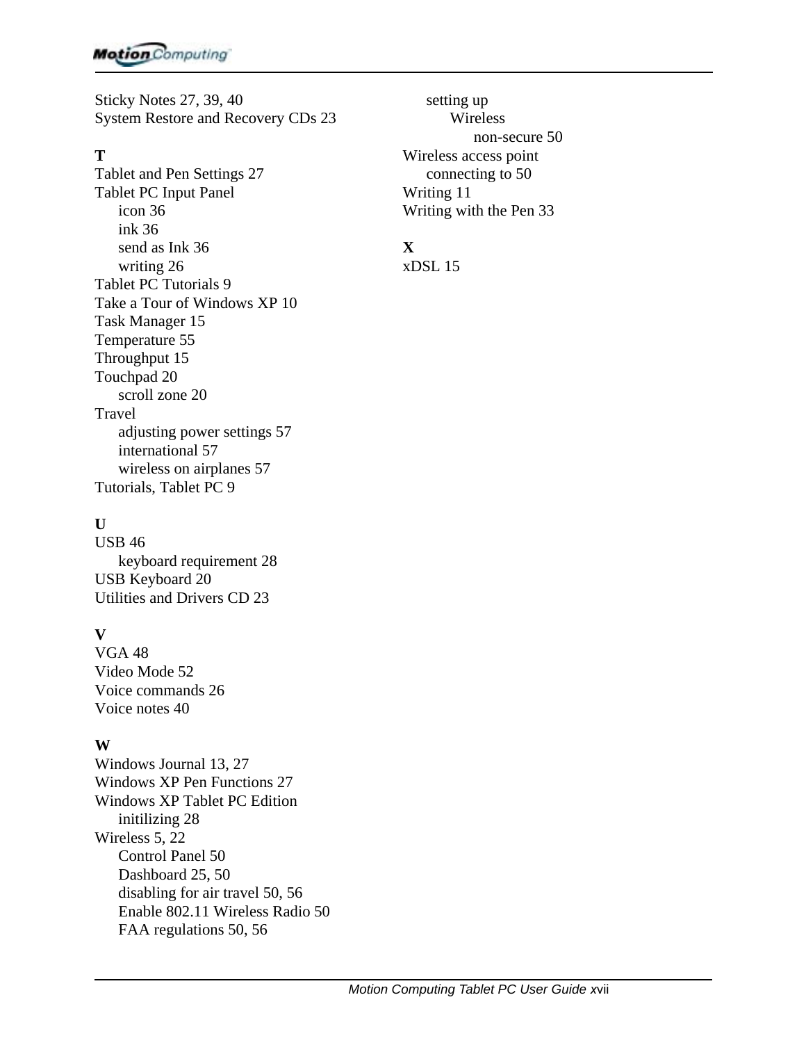Sticky Notes 27, 39, 40
System Restore and Recovery CDs 23

**T**

Tablet and Pen Settings 27
Tablet PC Input Panel
- icon 36
- ink 36
- send as Ink 36
- writing 26

Tablet PC Tutorials 9
Take a Tour of Windows XP 10
Task Manager 15
Temperature 55
Throughput 15
Touchpad 20
- scroll zone 20

Travel
- adjusting power settings 57
- international 57
- wireless on airplanes 57

Tutorials, Tablet PC 9

**U**

USB 46
- keyboard requirement 28

USB Keyboard 20
Utilities and Drivers CD 23

**V**

VGA 48
Video Mode 52
Voice commands 26
Voice notes 40

**W**

Windows Journal 13, 27
Windows XP Pen Functions 27
Windows XP Tablet PC Edition
- initilizing 28

Wireless 5, 22
- Control Panel 50
- Dashboard 25, 50
- disabling for air travel 50, 56
- Enable 802.11 Wireless Radio 50
- FAA regulations 50, 56
- setting up
  - Wireless
    - non-secure 50

Wireless access point
- connecting to 50

Writing 11
Writing with the Pen 33

**X**

xDSL 15